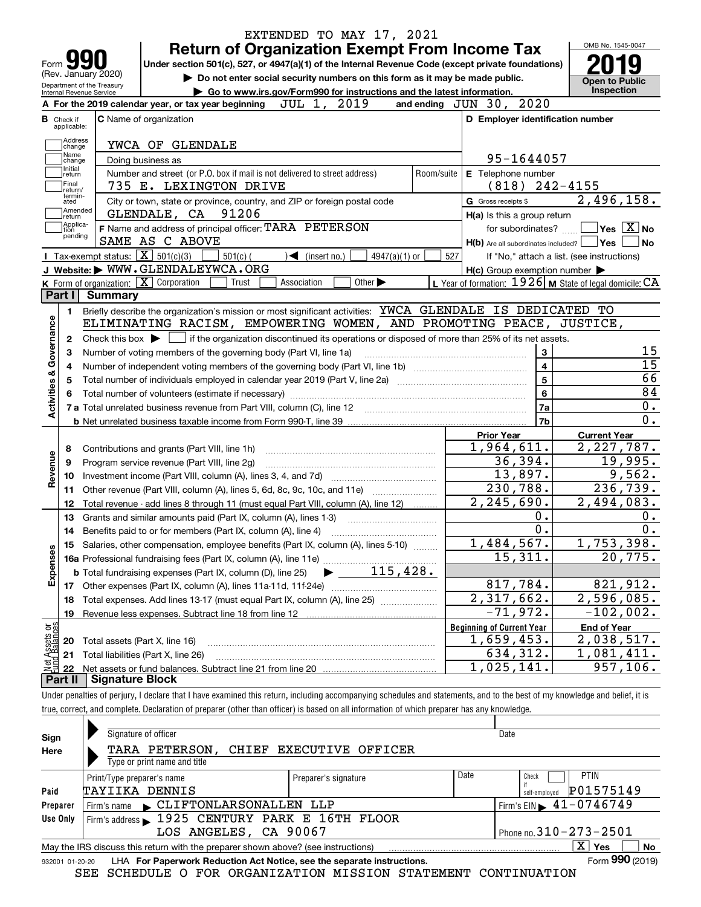EXTENDED TO MAY 17, 2021

# Form 990 — Return of Organization Exempt From Income Tax

(Rev. January 2020) Department of the Treasury Internal Revenue Service

Under section 501(c), 527, or 4947(a)(1) of the Internal Revenue Code (except private foundations)

▶ Do not enter social security numbers on this form as it may be made public.

▶ Go to www.irs.gov/Form990 for instructions and the latest information.

OMB No. 1545-0047 **2019** Open to Public Inspection

**A** For the 2019 calendar year, or tax year beginning JUL 1, 2019 and ending JUN 30, 2020

**B** Check if applicable: Address change, Name change, Initial return, Final return/terminated, Amended return, Application pending

**C** Name of organization: YWCA OF GLENDALE

Doing business as

Number and street (or P.O. box if mail is not delivered to street address): 735 E. LEXINGTON DRIVE — Room/suite

City or town, state or province, country, and ZIP or foreign postal code: GLENDALE, CA 91206

**D** Employer identification number: 95-1644057

**E** Telephone number: (818) 242-4155

**G** Gross receipts $ 2,496,158.

**F** Name and address of principal officer: TARA PETERSON SAME AS C ABOVE

**H(a)** Is this a group return for subordinates? Yes [ ] No [X]

**H(b)** Are all subordinates included? Yes [ ] No [ ] If "No," attach a list. (see instructions)

**H(c)** Group exemption number ▶

**I** Tax-exempt status: [X] 501(c)(3) [ ] 501(c) ( ) ◀ (insert no.) [ ] 4947(a)(1) or [ ] 527

**J** Website: ▶ WWW.GLENDALEYWCA.ORG

**K** Form of organization: [X] Corporation [ ] Trust [ ] Association [ ] Other ▶

**L** Year of formation: 1926 **M** State of legal domicile: CA

## Part I Summary

**Activities & Governance**

1 Briefly describe the organization's mission or most significant activities: YWCA GLENDALE IS DEDICATED TO ELIMINATING RACISM, EMPOWERING WOMEN, AND PROMOTING PEACE, JUSTICE,

2 Check this box ▶ [ ] if the organization discontinued its operations or disposed of more than 25% of its net assets.

| | | | |
|---|---|---|---|
| 3 | Number of voting members of the governing body (Part VI, line 1a) | 3 | 15 |
| 4 | Number of independent voting members of the governing body (Part VI, line 1b) | 4 | 15 |
| 5 | Total number of individuals employed in calendar year 2019 (Part V, line 2a) | 5 | 66 |
| 6 | Total number of volunteers (estimate if necessary) | 6 | 84 |
| 7a | Total unrelated business revenue from Part VIII, column (C), line 12 | 7a | 0. |
| b | Net unrelated business taxable income from Form 990-T, line 39 | 7b | 0. |

| | | | Prior Year | Current Year |
|---|---|---|---|---|
| **Revenue** | 8 | Contributions and grants (Part VIII, line 1h) | 1,964,611. | 2,227,787. |
| | 9 | Program service revenue (Part VIII, line 2g) | 36,394. | 19,995. |
| | 10 | Investment income (Part VIII, column (A), lines 3, 4, and 7d) | 13,897. | 9,562. |
| | 11 | Other revenue (Part VIII, column (A), lines 5, 6d, 8c, 9c, 10c, and 11e) | 230,788. | 236,739. |
| | 12 | Total revenue - add lines 8 through 11 (must equal Part VIII, column (A), line 12) | 2,245,690. | 2,494,083. |
| **Expenses** | 13 | Grants and similar amounts paid (Part IX, column (A), lines 1-3) | 0. | 0. |
| | 14 | Benefits paid to or for members (Part IX, column (A), line 4) | 0. | 0. |
| | 15 | Salaries, other compensation, employee benefits (Part IX, column (A), lines 5-10) | 1,484,567. | 1,753,398. |
| | 16a | Professional fundraising fees (Part IX, column (A), line 11e) | 15,311. | 20,775. |
| | b | Total fundraising expenses (Part IX, column (D), line 25) ▶ 115,428. | | |
| | 17 | Other expenses (Part IX, column (A), lines 11a-11d, 11f-24e) | 817,784. | 821,912. |
| | 18 | Total expenses. Add lines 13-17 (must equal Part IX, column (A), line 25) | 2,317,662. | 2,596,085. |
| | 19 | Revenue less expenses. Subtract line 18 from line 12 | -71,972. | -102,002. |
| | | | **Beginning of Current Year** | **End of Year** |
| **Net Assets or Fund Balances** | 20 | Total assets (Part X, line 16) | 1,659,453. | 2,038,517. |
| | 21 | Total liabilities (Part X, line 26) | 634,312. | 1,081,411. |
| | 22 | Net assets or fund balances. Subtract line 21 from line 20 | 1,025,141. | 957,106. |

## Part II Signature Block

Under penalties of perjury, I declare that I have examined this return, including accompanying schedules and statements, and to the best of my knowledge and belief, it is true, correct, and complete. Declaration of preparer (other than officer) is based on all information of which preparer has any knowledge.

**Sign Here**

Signature of officer — Date

TARA PETERSON, CHIEF EXECUTIVE OFFICER

Type or print name and title

**Paid Preparer Use Only**

| Print/Type preparer's name | Preparer's signature | Date | Check if self-employed | PTIN |
|---|---|---|---|---|
| TAYIIKA DENNIS | | | [ ] | P01575149 |

Firm's name ▶ CLIFTONLARSONALLEN LLP — Firm's EIN ▶ 41-0746749

Firm's address ▶ 1925 CENTURY PARK E 16TH FLOOR LOS ANGELES, CA 90067 — Phone no. 310-273-2501

May the IRS discuss this return with the preparer shown above? (see instructions) [X] Yes [ ] No

932001 01-20-20 LHA For Paperwork Reduction Act Notice, see the separate instructions. Form **990** (2019)

SEE SCHEDULE O FOR ORGANIZATION MISSION STATEMENT CONTINUATION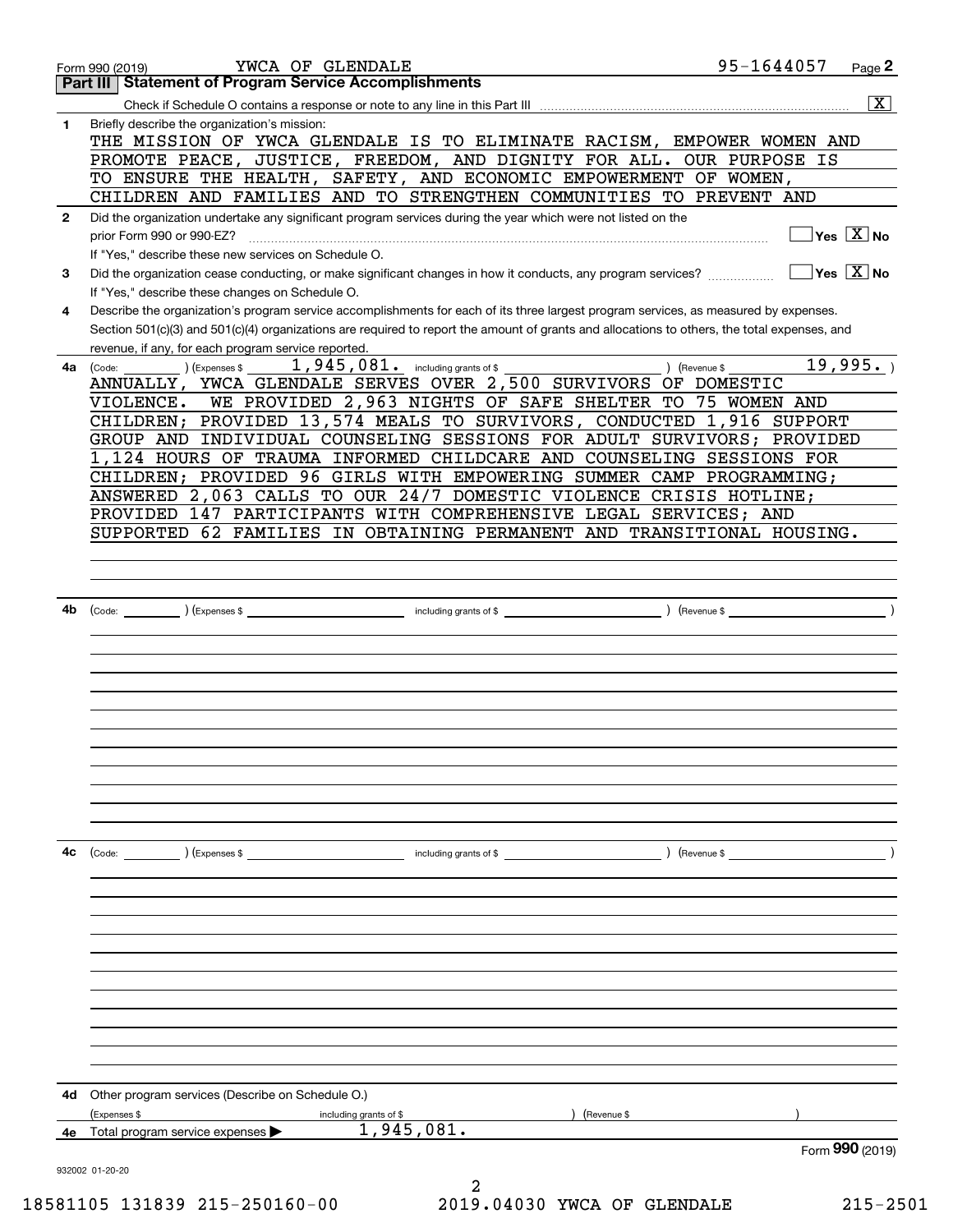Form 990 (2019) YWCA OF GLENDALE 95-1644057 Page **2**

## Part III Statement of Program Service Accomplishments

Check if Schedule O contains a response or note to any line in this Part III ..... [X]

**1** Briefly describe the organization's mission:

THE MISSION OF YWCA GLENDALE IS TO ELIMINATE RACISM, EMPOWER WOMEN AND PROMOTE PEACE, JUSTICE, FREEDOM, AND DIGNITY FOR ALL. OUR PURPOSE IS TO ENSURE THE HEALTH, SAFETY, AND ECONOMIC EMPOWERMENT OF WOMEN, CHILDREN AND FAMILIES AND TO STRENGTHEN COMMUNITIES TO PREVENT AND

**2** Did the organization undertake any significant program services during the year which were not listed on the prior Form 990 or 990-EZ? ..... [ ] Yes [X] No

If "Yes," describe these new services on Schedule O.

**3** Did the organization cease conducting, or make significant changes in how it conducts, any program services? ..... [ ] Yes [X] No

If "Yes," describe these changes on Schedule O.

**4** Describe the organization's program service accomplishments for each of its three largest program services, as measured by expenses. Section 501(c)(3) and 501(c)(4) organizations are required to report the amount of grants and allocations to others, the total expenses, and revenue, if any, for each program service reported.

**4a** (Code: ) (Expenses $ 1,945,081. including grants of $ ) (Revenue $ 19,995. )

ANNUALLY, YWCA GLENDALE SERVES OVER 2,500 SURVIVORS OF DOMESTIC VIOLENCE. WE PROVIDED 2,963 NIGHTS OF SAFE SHELTER TO 75 WOMEN AND CHILDREN; PROVIDED 13,574 MEALS TO SURVIVORS, CONDUCTED 1,916 SUPPORT GROUP AND INDIVIDUAL COUNSELING SESSIONS FOR ADULT SURVIVORS; PROVIDED 1,124 HOURS OF TRAUMA INFORMED CHILDCARE AND COUNSELING SESSIONS FOR CHILDREN; PROVIDED 96 GIRLS WITH EMPOWERING SUMMER CAMP PROGRAMMING; ANSWERED 2,063 CALLS TO OUR 24/7 DOMESTIC VIOLENCE CRISIS HOTLINE; PROVIDED 147 PARTICIPANTS WITH COMPREHENSIVE LEGAL SERVICES; AND SUPPORTED 62 FAMILIES IN OBTAINING PERMANENT AND TRANSITIONAL HOUSING.

**4b** (Code: ) (Expenses $ including grants of $ ) (Revenue $ )

**4c** (Code: ) (Expenses $ including grants of $ ) (Revenue $ )

**4d** Other program services (Describe on Schedule O.)

(Expenses $ including grants of $ ) (Revenue $ )

**4e** Total program services expenses ▶ 1,945,081.

Form **990** (2019)

932002 01-20-20

18581105 131839 215-250160-00 2019.04030 YWCA OF GLENDALE 215-2501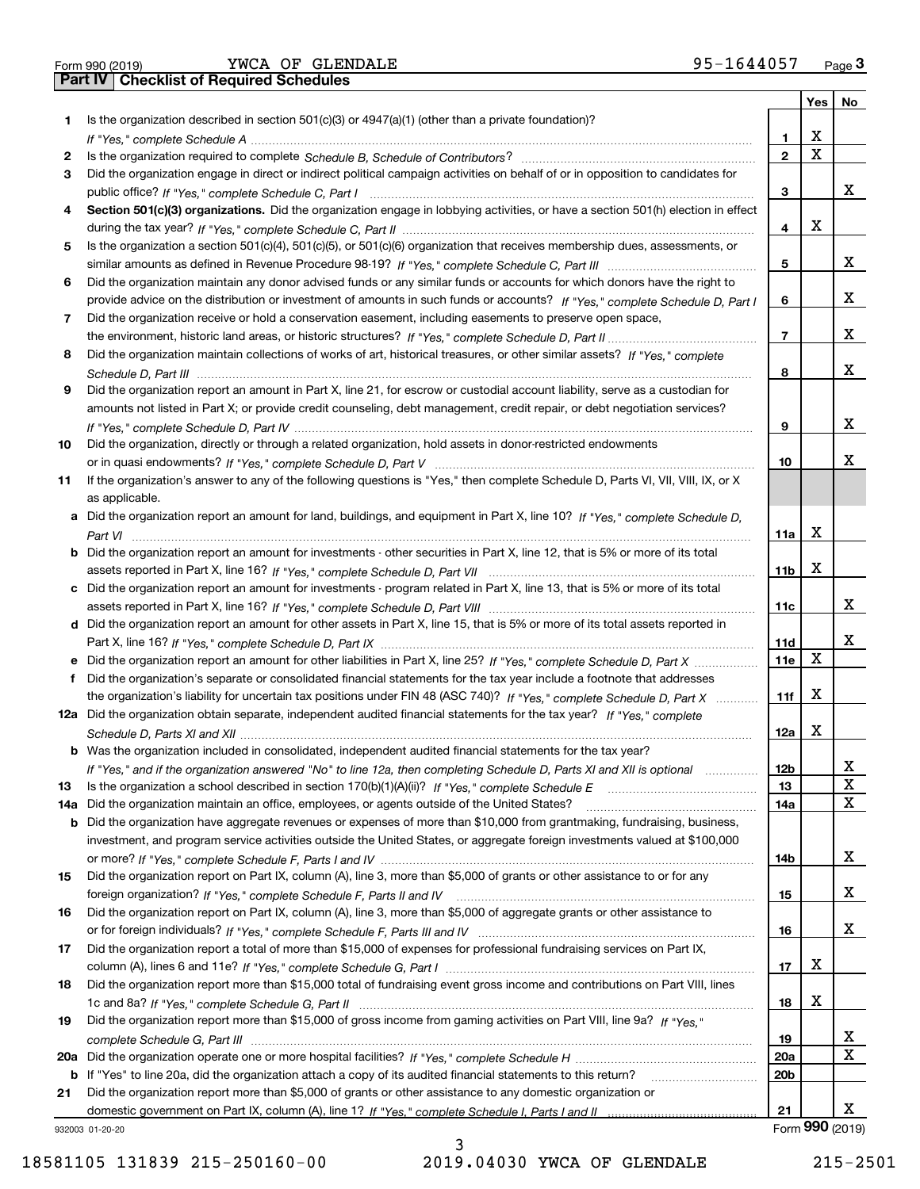Form 990 (2019) YWCA OF GLENDALE 95-1644057 Page **3**

## Part IV Checklist of Required Schedules

| | | | Yes | No |
|---|---|---|---|---|
| **1** | Is the organization described in section 501(c)(3) or 4947(a)(1) (other than a private foundation)? *If "Yes," complete Schedule A* | **1** | X | |
| **2** | Is the organization required to complete *Schedule B, Schedule of Contributors*? | **2** | X | |
| **3** | Did the organization engage in direct or indirect political campaign activities on behalf of or in opposition to candidates for public office? *If "Yes," complete Schedule C, Part I* | **3** | | X |
| **4** | **Section 501(c)(3) organizations.** Did the organization engage in lobbying activities, or have a section 501(h) election in effect during the tax year? *If "Yes," complete Schedule C, Part II* | **4** | X | |
| **5** | Is the organization a section 501(c)(4), 501(c)(5), or 501(c)(6) organization that receives membership dues, assessments, or similar amounts as defined in Revenue Procedure 98-19? *If "Yes," complete Schedule C, Part III* | **5** | | X |
| **6** | Did the organization maintain any donor advised funds or any similar funds or accounts for which donors have the right to provide advice on the distribution or investment of amounts in such funds or accounts? *If "Yes," complete Schedule D, Part I* | **6** | | X |
| **7** | Did the organization receive or hold a conservation easement, including easements to preserve open space, the environment, historic land areas, or historic structures? *If "Yes," complete Schedule D, Part II* | **7** | | X |
| **8** | Did the organization maintain collections of works of art, historical treasures, or other similar assets? *If "Yes," complete Schedule D, Part III* | **8** | | X |
| **9** | Did the organization report an amount in Part X, line 21, for escrow or custodial account liability, serve as a custodian for amounts not listed in Part X; or provide credit counseling, debt management, credit repair, or debt negotiation services? *If "Yes," complete Schedule D, Part IV* | **9** | | X |
| **10** | Did the organization, directly or through a related organization, hold assets in donor-restricted endowments or in quasi endowments? *If "Yes," complete Schedule D, Part V* | **10** | | X |
| **11** | If the organization's answer to any of the following questions is "Yes," then complete Schedule D, Parts VI, VII, VIII, IX, or X as applicable. | | | |
| **a** | Did the organization report an amount for land, buildings, and equipment in Part X, line 10? *If "Yes," complete Schedule D, Part VI* | **11a** | X | |
| **b** | Did the organization report an amount for investments - other securities in Part X, line 12, that is 5% or more of its total assets reported in Part X, line 16? *If "Yes," complete Schedule D, Part VII* | **11b** | X | |
| **c** | Did the organization report an amount for investments - program related in Part X, line 13, that is 5% or more of its total assets reported in Part X, line 16? *If "Yes," complete Schedule D, Part VIII* | **11c** | | X |
| **d** | Did the organization report an amount for other assets in Part X, line 15, that is 5% or more of its total assets reported in Part X, line 16? *If "Yes," complete Schedule D, Part IX* | **11d** | | X |
| **e** | Did the organization report an amount for other liabilities in Part X, line 25? *If "Yes," complete Schedule D, Part X* | **11e** | X | |
| **f** | Did the organization's separate or consolidated financial statements for the tax year include a footnote that addresses the organization's liability for uncertain tax positions under FIN 48 (ASC 740)? *If "Yes," complete Schedule D, Part X* | **11f** | X | |
| **12a** | Did the organization obtain separate, independent audited financial statements for the tax year? *If "Yes," complete Schedule D, Parts XI and XII* | **12a** | X | |
| **b** | Was the organization included in consolidated, independent audited financial statements for the tax year? *If "Yes," and if the organization answered "No" to line 12a, then completing Schedule D, Parts XI and XII is optional* | **12b** | | X |
| **13** | Is the organization a school described in section 170(b)(1)(A)(ii)? *If "Yes," complete Schedule E* | **13** | | X |
| **14a** | Did the organization maintain an office, employees, or agents outside of the United States? | **14a** | | X |
| **b** | Did the organization have aggregate revenues or expenses of more than $10,000 from grantmaking, fundraising, business, investment, and program service activities outside the United States, or aggregate foreign investments valued at $100,000 or more? *If "Yes," complete Schedule F, Parts I and IV* | **14b** | | X |
| **15** | Did the organization report on Part IX, column (A), line 3, more than $5,000 of grants or other assistance to or for any foreign organization? *If "Yes," complete Schedule F, Parts II and IV* | **15** | | X |
| **16** | Did the organization report on Part IX, column (A), line 3, more than $5,000 of aggregate grants or other assistance to or for foreign individuals? *If "Yes," complete Schedule F, Parts III and IV* | **16** | | X |
| **17** | Did the organization report a total of more than $15,000 of expenses for professional fundraising services on Part IX, column (A), lines 6 and 11e? *If "Yes," complete Schedule G, Part I* | **17** | X | |
| **18** | Did the organization report more than $15,000 total of fundraising event gross income and contributions on Part VIII, lines 1c and 8a? *If "Yes," complete Schedule G, Part II* | **18** | X | |
| **19** | Did the organization report more than $15,000 of gross income from gaming activities on Part VIII, line 9a? *If "Yes," complete Schedule G, Part III* | **19** | | X |
| **20a** | Did the organization operate one or more hospital facilities? *If "Yes," complete Schedule H* | **20a** | | X |
| **b** | If "Yes" to line 20a, did the organization attach a copy of its audited financial statements to this return? | **20b** | | |
| **21** | Did the organization report more than $5,000 of grants or other assistance to any domestic organization or domestic government on Part IX, column (A), line 1? *If "Yes," complete Schedule I, Parts I and II* | **21** | | X |

932003 01-20-20 Form **990** (2019)

18581105 131839 215-250160-00 2019.04030 YWCA OF GLENDALE 215-2501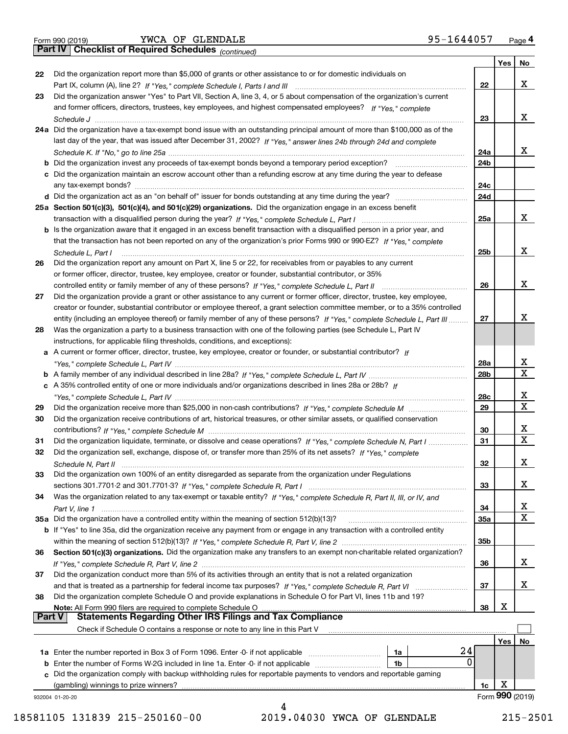Form 990 (2019) YWCA OF GLENDALE 95-1644057 Page 4

## Part IV Checklist of Required Schedules *(continued)*

| | | | Yes | No |
|---|---|---|---|---|
| 22 | Did the organization report more than $5,000 of grants or other assistance to or for domestic individuals on Part IX, column (A), line 2? *If "Yes," complete Schedule I, Parts I and III* | 22 | | X |
| 23 | Did the organization answer "Yes" to Part VII, Section A, line 3, 4, or 5 about compensation of the organization's current and former officers, directors, trustees, key employees, and highest compensated employees? *If "Yes," complete Schedule J* | 23 | | X |
| 24a | Did the organization have a tax-exempt bond issue with an outstanding principal amount of more than $100,000 as of the last day of the year, that was issued after December 31, 2002? *If "Yes," answer lines 24b through 24d and complete Schedule K. If "No," go to line 25a* | 24a | | X |
| b | Did the organization invest any proceeds of tax-exempt bonds beyond a temporary period exception? | 24b | | |
| c | Did the organization maintain an escrow account other than a refunding escrow at any time during the year to defease any tax-exempt bonds? | 24c | | |
| d | Did the organization act as an "on behalf of" issuer for bonds outstanding at any time during the year? | 24d | | |
| 25a | **Section 501(c)(3), 501(c)(4), and 501(c)(29) organizations.** Did the organization engage in an excess benefit transaction with a disqualified person during the year? *If "Yes," complete Schedule L, Part I* | 25a | | X |
| b | Is the organization aware that it engaged in an excess benefit transaction with a disqualified person in a prior year, and that the transaction has not been reported on any of the organization's prior Forms 990 or 990-EZ? *If "Yes," complete Schedule L, Part I* | 25b | | X |
| 26 | Did the organization report any amount on Part X, line 5 or 22, for receivables from or payables to any current or former officer, director, trustee, key employee, creator or founder, substantial contributor, or 35% controlled entity or family member of any of these persons? *If "Yes," complete Schedule L, Part II* | 26 | | X |
| 27 | Did the organization provide a grant or other assistance to any current or former officer, director, trustee, key employee, creator or founder, substantial contributor or employee thereof, a grant selection committee member, or to a 35% controlled entity (including an employee thereof) or family member of any of these persons? *If "Yes," complete Schedule L, Part III* | 27 | | X |
| 28 | Was the organization a party to a business transaction with one of the following parties (see Schedule L, Part IV instructions, for applicable filing thresholds, conditions, and exceptions): | | | |
| a | A current or former officer, director, trustee, key employee, creator or founder, or substantial contributor? *If "Yes," complete Schedule L, Part IV* | 28a | | X |
| b | A family member of any individual described in line 28a? *If "Yes," complete Schedule L, Part IV* | 28b | | X |
| c | A 35% controlled entity of one or more individuals and/or organizations described in lines 28a or 28b? *If "Yes," complete Schedule L, Part IV* | 28c | | X |
| 29 | Did the organization receive more than $25,000 in non-cash contributions? *If "Yes," complete Schedule M* | 29 | | X |
| 30 | Did the organization receive contributions of art, historical treasures, or other similar assets, or qualified conservation contributions? *If "Yes," complete Schedule M* | 30 | | X |
| 31 | Did the organization liquidate, terminate, or dissolve and cease operations? *If "Yes," complete Schedule N, Part I* | 31 | | X |
| 32 | Did the organization sell, exchange, dispose of, or transfer more than 25% of its net assets? *If "Yes," complete Schedule N, Part II* | 32 | | X |
| 33 | Did the organization own 100% of an entity disregarded as separate from the organization under Regulations sections 301.7701-2 and 301.7701-3? *If "Yes," complete Schedule R, Part I* | 33 | | X |
| 34 | Was the organization related to any tax-exempt or taxable entity? *If "Yes," complete Schedule R, Part II, III, or IV, and Part V, line 1* | 34 | | X |
| 35a | Did the organization have a controlled entity within the meaning of section 512(b)(13)? | 35a | | X |
| b | If "Yes" to line 35a, did the organization receive any payment from or engage in any transaction with a controlled entity within the meaning of section 512(b)(13)? *If "Yes," complete Schedule R, Part V, line 2* | 35b | | |
| 36 | **Section 501(c)(3) organizations.** Did the organization make any transfers to an exempt non-charitable related organization? *If "Yes," complete Schedule R, Part V, line 2* | 36 | | X |
| 37 | Did the organization conduct more than 5% of its activities through an entity that is not a related organization and that is treated as a partnership for federal income tax purposes? *If "Yes," complete Schedule R, Part VI* | 37 | | X |
| 38 | Did the organization complete Schedule O and provide explanations in Schedule O for Part VI, lines 11b and 19? **Note:** All Form 990 filers are required to complete Schedule O | 38 | X | |

## Part V Statements Regarding Other IRS Filings and Tax Compliance

Check if Schedule O contains a response or note to any line in this Part V ☐

| | | | | | Yes | No |
|---|---|---|---|---|---|---|
| 1a | Enter the number reported in Box 3 of Form 1096. Enter -0- if not applicable | 1a | 24 | | | |
| b | Enter the number of Forms W-2G included in line 1a. Enter -0- if not applicable | 1b | 0 | | | |
| c | Did the organization comply with backup withholding rules for reportable payments to vendors and reportable gaming (gambling) winnings to prize winners? | | | 1c | X | |

932004 01-20-20

Form **990** (2019)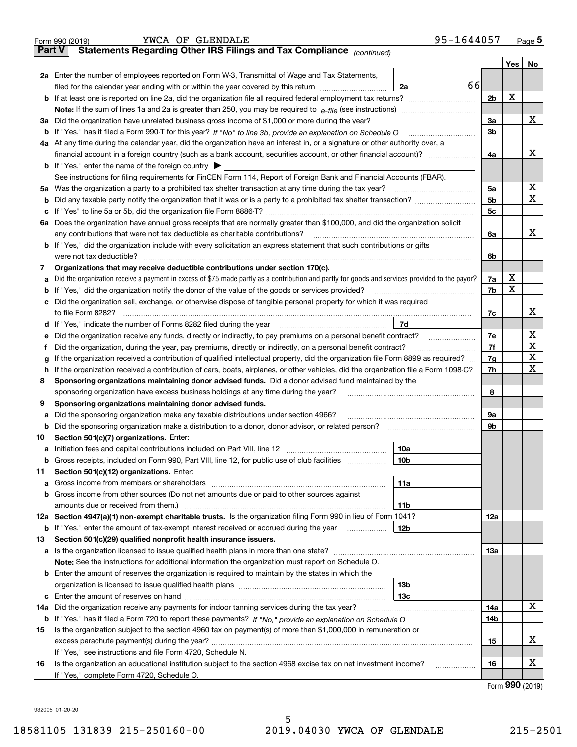Form 990 (2019) YWCA OF GLENDALE 95-1644057 Page 5

## Part V Statements Regarding Other IRS Filings and Tax Compliance *(continued)*

| | | | | | Yes | No |
|---|---|---|---|---|---|---|
| **2a** | Enter the number of employees reported on Form W-3, Transmittal of Wage and Tax Statements, filed for the calendar year ending with or within the year covered by this return | 2a | 66 | | | |
| **b** | If at least one is reported on line 2a, did the organization file all required federal employment tax returns? | | | 2b | X | |
| | **Note:** If the sum of lines 1a and 2a is greater than 250, you may be required to *e-file* (see instructions) | | | | | |
| **3a** | Did the organization have unrelated business gross income of $1,000 or more during the year? | | | 3a | | X |
| **b** | If "Yes," has it filed a Form 990-T for this year? *If "No" to line 3b, provide an explanation on Schedule O* | | | 3b | | |
| **4a** | At any time during the calendar year, did the organization have an interest in, or a signature or other authority over, a financial account in a foreign country (such as a bank account, securities account, or other financial account)? | | | 4a | | X |
| **b** | If "Yes," enter the name of the foreign country ▶ | | | | | |
| | See instructions for filing requirements for FinCEN Form 114, Report of Foreign Bank and Financial Accounts (FBAR). | | | | | |
| **5a** | Was the organization a party to a prohibited tax shelter transaction at any time during the tax year? | | | 5a | | X |
| **b** | Did any taxable party notify the organization that it was or is a party to a prohibited tax shelter transaction? | | | 5b | | X |
| **c** | If "Yes" to line 5a or 5b, did the organization file Form 8886-T? | | | 5c | | |
| **6a** | Does the organization have annual gross receipts that are normally greater than $100,000, and did the organization solicit any contributions that were not tax deductible as charitable contributions? | | | 6a | | X |
| **b** | If "Yes," did the organization include with every solicitation an express statement that such contributions or gifts were not tax deductible? | | | 6b | | |
| **7** | **Organizations that may receive deductible contributions under section 170(c).** | | | | | |
| **a** | Did the organization receive a payment in excess of $75 made partly as a contribution and partly for goods and services provided to the payor? | | | 7a | X | |
| **b** | If "Yes," did the organization notify the donor of the value of the goods or services provided? | | | 7b | X | |
| **c** | Did the organization sell, exchange, or otherwise dispose of tangible personal property for which it was required to file Form 8282? | | | 7c | | X |
| **d** | If "Yes," indicate the number of Forms 8282 filed during the year | 7d | | | | |
| **e** | Did the organization receive any funds, directly or indirectly, to pay premiums on a personal benefit contract? | | | 7e | | X |
| **f** | Did the organization, during the year, pay premiums, directly or indirectly, on a personal benefit contract? | | | 7f | | X |
| **g** | If the organization received a contribution of qualified intellectual property, did the organization file Form 8899 as required? | | | 7g | | X |
| **h** | If the organization received a contribution of cars, boats, airplanes, or other vehicles, did the organization file a Form 1098-C? | | | 7h | | X |
| **8** | **Sponsoring organizations maintaining donor advised funds.** Did a donor advised fund maintained by the sponsoring organization have excess business holdings at any time during the year? | | | 8 | | |
| **9** | **Sponsoring organizations maintaining donor advised funds.** | | | | | |
| **a** | Did the sponsoring organization make any taxable distributions under section 4966? | | | 9a | | |
| **b** | Did the sponsoring organization make a distribution to a donor, donor advisor, or related person? | | | 9b | | |
| **10** | **Section 501(c)(7) organizations.** Enter: | | | | | |
| **a** | Initiation fees and capital contributions included on Part VIII, line 12 | 10a | | | | |
| **b** | Gross receipts, included on Form 990, Part VIII, line 12, for public use of club facilities | 10b | | | | |
| **11** | **Section 501(c)(12) organizations.** Enter: | | | | | |
| **a** | Gross income from members or shareholders | 11a | | | | |
| **b** | Gross income from other sources (Do not net amounts due or paid to other sources against amounts due or received from them.) | 11b | | | | |
| **12a** | **Section 4947(a)(1) non-exempt charitable trusts.** Is the organization filing Form 990 in lieu of Form 1041? | | | 12a | | |
| **b** | If "Yes," enter the amount of tax-exempt interest received or accrued during the year | 12b | | | | |
| **13** | **Section 501(c)(29) qualified nonprofit health insurance issuers.** | | | | | |
| **a** | Is the organization licensed to issue qualified health plans in more than one state? | | | 13a | | |
| | **Note:** See the instructions for additional information the organization must report on Schedule O. | | | | | |
| **b** | Enter the amount of reserves the organization is required to maintain by the states in which the organization is licensed to issue qualified health plans | 13b | | | | |
| **c** | Enter the amount of reserves on hand | 13c | | | | |
| **14a** | Did the organization receive any payments for indoor tanning services during the tax year? | | | 14a | | X |
| **b** | If "Yes," has it filed a Form 720 to report these payments? *If "No," provide an explanation on Schedule O* | | | 14b | | |
| **15** | Is the organization subject to the section 4960 tax on payment(s) of more than $1,000,000 in remuneration or excess parachute payment(s) during the year? | | | 15 | | X |
| | If "Yes," see instructions and file Form 4720, Schedule N. | | | | | |
| **16** | Is the organization an educational institution subject to the section 4968 excise tax on net investment income? | | | 16 | | X |
| | If "Yes," complete Form 4720, Schedule O. | | | | | |

Form **990** (2019)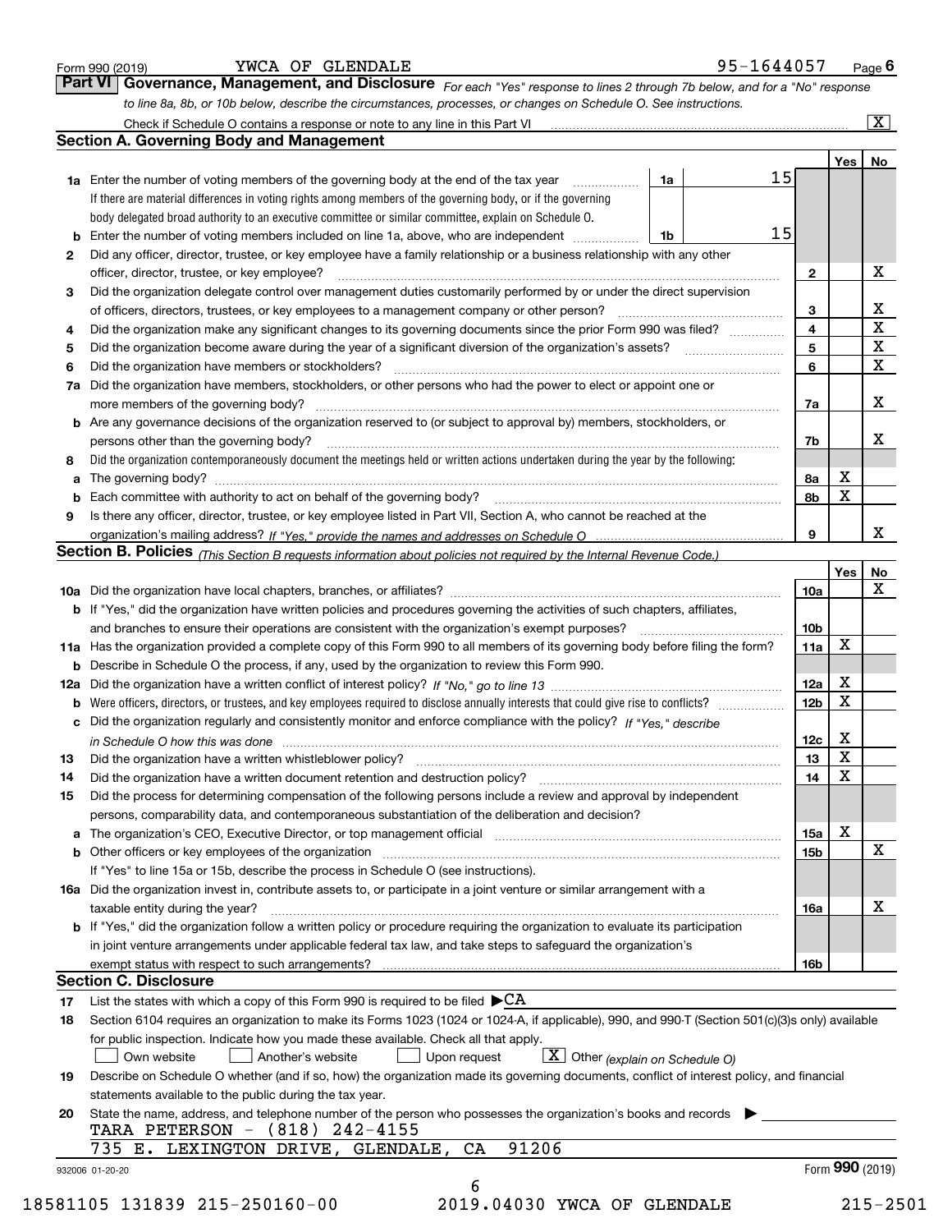Form 990 (2019) YWCA OF GLENDALE 95-1644057 Page 6

## Part VI Governance, Management, and Disclosure

*For each "Yes" response to lines 2 through 7b below, and for a "No" response to line 8a, 8b, or 10b below, describe the circumstances, processes, or changes on Schedule O. See instructions.*

Check if Schedule O contains a response or note to any line in this Part VI [X]

### Section A. Governing Body and Management

| | | | | Yes | No |
|---|---|---|---|---|---|
| 1a | Enter the number of voting members of the governing body at the end of the tax year. If there are material differences in voting rights among members of the governing body, or if the governing body delegated broad authority to an executive committee or similar committee, explain on Schedule O. | 1a | 15 | | |
| b | Enter the number of voting members included on line 1a, above, who are independent | 1b | 15 | | |
| 2 | Did any officer, director, trustee, or key employee have a family relationship or a business relationship with any other officer, director, trustee, or key employee? | 2 | | | X |
| 3 | Did the organization delegate control over management duties customarily performed by or under the direct supervision of officers, directors, trustees, or key employees to a management company or other person? | 3 | | | X |
| 4 | Did the organization make any significant changes to its governing documents since the prior Form 990 was filed? | 4 | | | X |
| 5 | Did the organization become aware during the year of a significant diversion of the organization's assets? | 5 | | | X |
| 6 | Did the organization have members or stockholders? | 6 | | | X |
| 7a | Did the organization have members, stockholders, or other persons who had the power to elect or appoint one or more members of the governing body? | 7a | | | X |
| b | Are any governance decisions of the organization reserved to (or subject to approval by) members, stockholders, or persons other than the governing body? | 7b | | | X |
| 8 | Did the organization contemporaneously document the meetings held or written actions undertaken during the year by the following: | | | | |
| a | The governing body? | 8a | | X | |
| b | Each committee with authority to act on behalf of the governing body? | 8b | | X | |
| 9 | Is there any officer, director, trustee, or key employee listed in Part VII, Section A, who cannot be reached at the organization's mailing address? *If "Yes," provide the names and addresses on Schedule O* | 9 | | | X |

### Section B. Policies *(This Section B requests information about policies not required by the Internal Revenue Code.)*

| | | | Yes | No |
|---|---|---|---|---|
| 10a | Did the organization have local chapters, branches, or affiliates? | 10a | | X |
| b | If "Yes," did the organization have written policies and procedures governing the activities of such chapters, affiliates, and branches to ensure their operations are consistent with the organization's exempt purposes? | 10b | | |
| 11a | Has the organization provided a complete copy of this Form 990 to all members of its governing body before filing the form? | 11a | X | |
| b | Describe in Schedule O the process, if any, used by the organization to review this Form 990. | | | |
| 12a | Did the organization have a written conflict of interest policy? *If "No," go to line 13* | 12a | X | |
| b | Were officers, directors, or trustees, and key employees required to disclose annually interests that could give rise to conflicts? | 12b | X | |
| c | Did the organization regularly and consistently monitor and enforce compliance with the policy? *If "Yes," describe in Schedule O how this was done* | 12c | X | |
| 13 | Did the organization have a written whistleblower policy? | 13 | X | |
| 14 | Did the organization have a written document retention and destruction policy? | 14 | X | |
| 15 | Did the process for determining compensation of the following persons include a review and approval by independent persons, comparability data, and contemporaneous substantiation of the deliberation and decision? | | | |
| a | The organization's CEO, Executive Director, or top management official | 15a | X | |
| b | Other officers or key employees of the organization | 15b | | X |
| | If "Yes" to line 15a or 15b, describe the process in Schedule O (see instructions). | | | |
| 16a | Did the organization invest in, contribute assets to, or participate in a joint venture or similar arrangement with a taxable entity during the year? | 16a | | X |
| b | If "Yes," did the organization follow a written policy or procedure requiring the organization to evaluate its participation in joint venture arrangements under applicable federal tax law, and take steps to safeguard the organization's exempt status with respect to such arrangements? | 16b | | |

### Section C. Disclosure

17 List the states with which a copy of this Form 990 is required to be filed ▶CA

18 Section 6104 requires an organization to make its Forms 1023 (1024 or 1024-A, if applicable), 990, and 990-T (Section 501(c)(3)s only) available for public inspection. Indicate how you made these available. Check all that apply.

[ ] Own website [ ] Another's website [ ] Upon request [X] Other *(explain on Schedule O)*

19 Describe on Schedule O whether (and if so, how) the organization made its governing documents, conflict of interest policy, and financial statements available to the public during the tax year.

20 State the name, address, and telephone number of the person who possesses the organization's books and records ▶

TARA PETERSON - (818) 242-4155
735 E. LEXINGTON DRIVE, GLENDALE, CA 91206

932006 01-20-20 Form **990** (2019)

18581105 131839 215-250160-00 2019.04030 YWCA OF GLENDALE 215-2501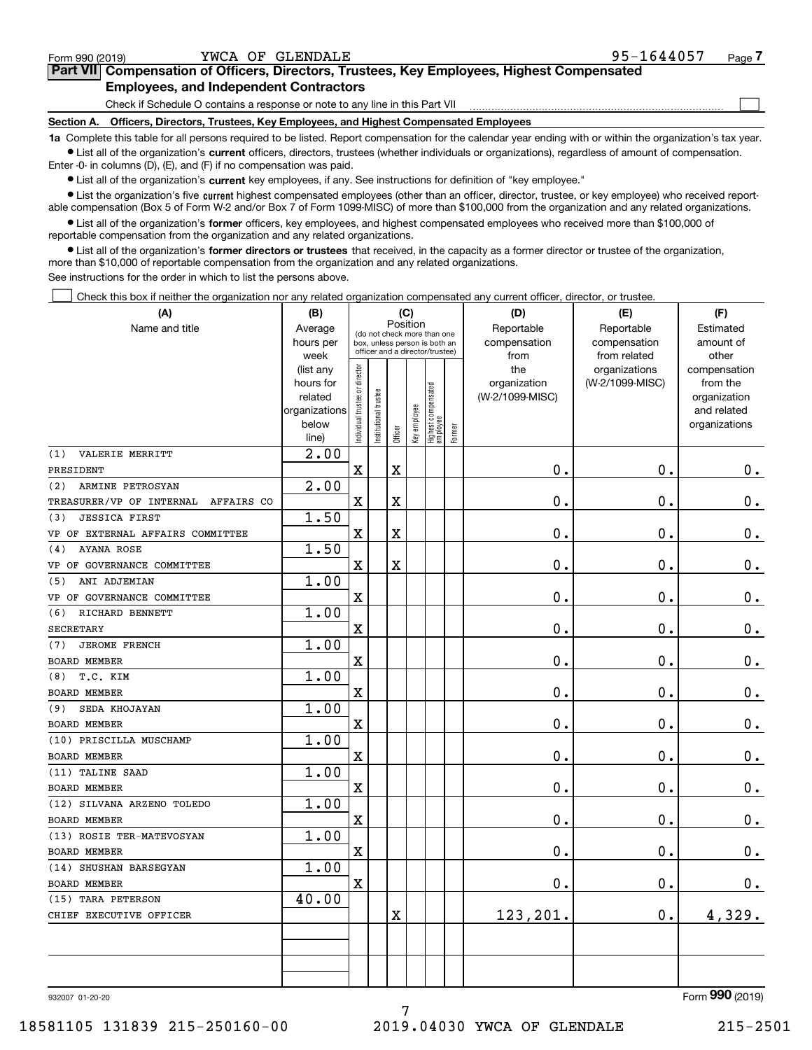Form 990 (2019) YWCA OF GLENDALE 95-1644057 Page 7

## Part VII Compensation of Officers, Directors, Trustees, Key Employees, Highest Compensated Employees, and Independent Contractors

Check if Schedule O contains a response or note to any line in this Part VII ☐

### Section A. Officers, Directors, Trustees, Key Employees, and Highest Compensated Employees

**1a** Complete this table for all persons required to be listed. Report compensation for the calendar year ending with or within the organization's tax year.

- List all of the organization's **current** officers, directors, trustees (whether individuals or organizations), regardless of amount of compensation. Enter -0- in columns (D), (E), and (F) if no compensation was paid.
- List all of the organization's **current** key employees, if any. See instructions for definition of "key employee."
- List the organization's five **current** highest compensated employees (other than an officer, director, trustee, or key employee) who received reportable compensation (Box 5 of Form W-2 and/or Box 7 of Form 1099-MISC) of more than $100,000 from the organization and any related organizations.
- List all of the organization's **former** officers, key employees, and highest compensated employees who received more than $100,000 of reportable compensation from the organization and any related organizations.
- List all of the organization's **former directors or trustees** that received, in the capacity as a former director or trustee of the organization, more than $10,000 of reportable compensation from the organization and any related organizations.

See instructions for the order in which to list the persons above.

☐ Check this box if neither the organization nor any related organization compensated any current officer, director, or trustee.

| (A) Name and title | (B) Average hours per week (list any hours for related organizations below line) | (C) Position: Individual trustee or director | Institutional trustee | Officer | Key employee | Highest compensated employee | Former | (D) Reportable compensation from the organization (W-2/1099-MISC) | (E) Reportable compensation from related organizations (W-2/1099-MISC) | (F) Estimated amount of other compensation from the organization and related organizations |
|---|---|---|---|---|---|---|---|---|---|---|
| (1) VALERIE MERRITT<br>PRESIDENT | 2.00 | X | | X | | | | 0. | 0. | 0. |
| (2) ARMINE PETROSYAN<br>TREASURER/VP OF INTERNAL AFFAIRS CO | 2.00 | X | | X | | | | 0. | 0. | 0. |
| (3) JESSICA FIRST<br>VP OF EXTERNAL AFFAIRS COMMITTEE | 1.50 | X | | X | | | | 0. | 0. | 0. |
| (4) AYANA ROSE<br>VP OF GOVERNANCE COMMITTEE | 1.50 | X | | X | | | | 0. | 0. | 0. |
| (5) ANI ADJEMIAN<br>VP OF GOVERNANCE COMMITTEE | 1.00 | X | | | | | | 0. | 0. | 0. |
| (6) RICHARD BENNETT<br>SECRETARY | 1.00 | X | | | | | | 0. | 0. | 0. |
| (7) JEROME FRENCH<br>BOARD MEMBER | 1.00 | X | | | | | | 0. | 0. | 0. |
| (8) T.C. KIM<br>BOARD MEMBER | 1.00 | X | | | | | | 0. | 0. | 0. |
| (9) SEDA KHOJAYAN<br>BOARD MEMBER | 1.00 | X | | | | | | 0. | 0. | 0. |
| (10) PRISCILLA MUSCHAMP<br>BOARD MEMBER | 1.00 | X | | | | | | 0. | 0. | 0. |
| (11) TALINE SAAD<br>BOARD MEMBER | 1.00 | X | | | | | | 0. | 0. | 0. |
| (12) SILVANA ARZENO TOLEDO<br>BOARD MEMBER | 1.00 | X | | | | | | 0. | 0. | 0. |
| (13) ROSIE TER-MATEVOSYAN<br>BOARD MEMBER | 1.00 | X | | | | | | 0. | 0. | 0. |
| (14) SHUSHAN BARSEGYAN<br>BOARD MEMBER | 1.00 | X | | | | | | 0. | 0. | 0. |
| (15) TARA PETERSON<br>CHIEF EXECUTIVE OFFICER | 40.00 | | | X | | | | 123,201. | 0. | 4,329. |
| | | | | | | | | | | |

932007 01-20-20 Form **990** (2019)

18581105 131839 215-250160-00 2019.04030 YWCA OF GLENDALE 215-2501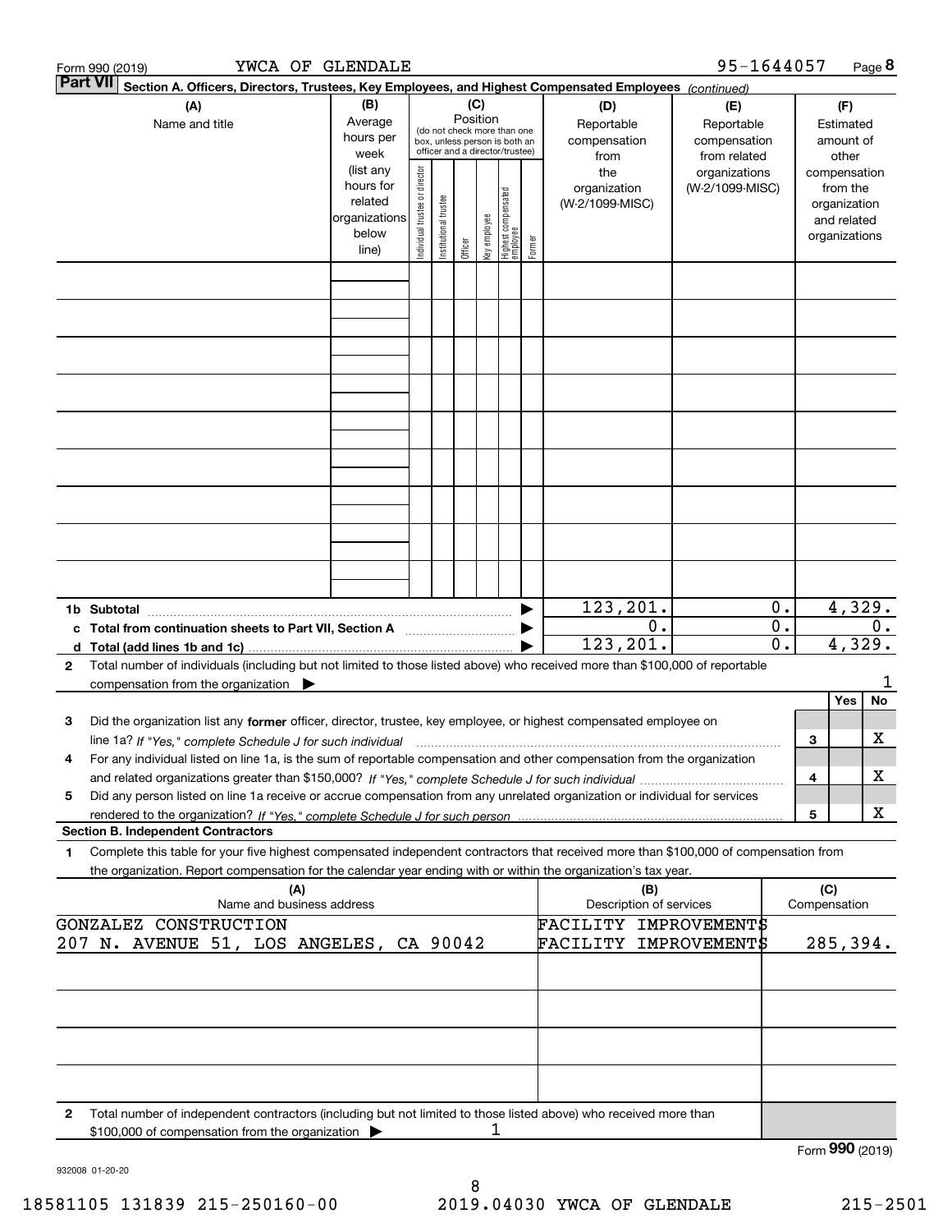Form 990 (2019) YWCA OF GLENDALE 95-1644057

## Part VII Section A. Officers, Directors, Trustees, Key Employees, and Highest Compensated Employees *(continued)*

| (A) Name and title | (B) Average hours per week (list any hours for related organizations below line) | (C) Position: Individual trustee or director | Institutional trustee | Officer | Key employee | Highest compensated employee | Former | (D) Reportable compensation from the organization (W-2/1099-MISC) | (E) Reportable compensation from related organizations (W-2/1099-MISC) | (F) Estimated amount of other compensation from the organization and related organizations |
|---|---|---|---|---|---|---|---|---|---|---|
| | | | | | | | | | | |
| | | | | | | | | | | |
| | | | | | | | | | | |
| | | | | | | | | | | |
| | | | | | | | | | | |
| | | | | | | | | | | |
| | | | | | | | | | | |
| | | | | | | | | | | |
| | | | | | | | | | | |
| **1b Subtotal** | | | | | | | | 123,201. | 0. | 4,329. |
| **c Total from continuation sheets to Part VII, Section A** | | | | | | | | 0. | 0. | 0. |
| **d Total (add lines 1b and 1c)** | | | | | | | | 123,201. | 0. | 4,329. |

**2** Total number of individuals (including but not limited to those listed above) who received more than $100,000 of reportable compensation from the organization ▶ 1

| | | Yes | No |
|---|---|---|---|
| **3** Did the organization list any **former** officer, director, trustee, key employee, or highest compensated employee on line 1a? *If "Yes," complete Schedule J for such individual* | 3 | | X |
| **4** For any individual listed on line 1a, is the sum of reportable compensation and other compensation from the organization and related organizations greater than $150,000? *If "Yes," complete Schedule J for such individual* | 4 | | X |
| **5** Did any person listed on line 1a receive or accrue compensation from any unrelated organization or individual for services rendered to the organization? *If "Yes," complete Schedule J for such person* | 5 | | X |

### Section B. Independent Contractors

**1** Complete this table for your five highest compensated independent contractors that received more than $100,000 of compensation from the organization. Report compensation for the calendar year ending with or within the organization's tax year.

| (A) Name and business address | (B) Description of services | (C) Compensation |
|---|---|---|
| GONZALEZ CONSTRUCTION<br>207 N. AVENUE 51, LOS ANGELES, CA 90042 | FACILITY IMPROVEMENTS<br>FACILITY IMPROVEMENTS | 285,394. |
| | | |
| | | |
| | | |
| | | |

**2** Total number of independent contractors (including but not limited to those listed above) who received more than $100,000 of compensation from the organization ▶ 1

Form **990** (2019)

932008 01-20-20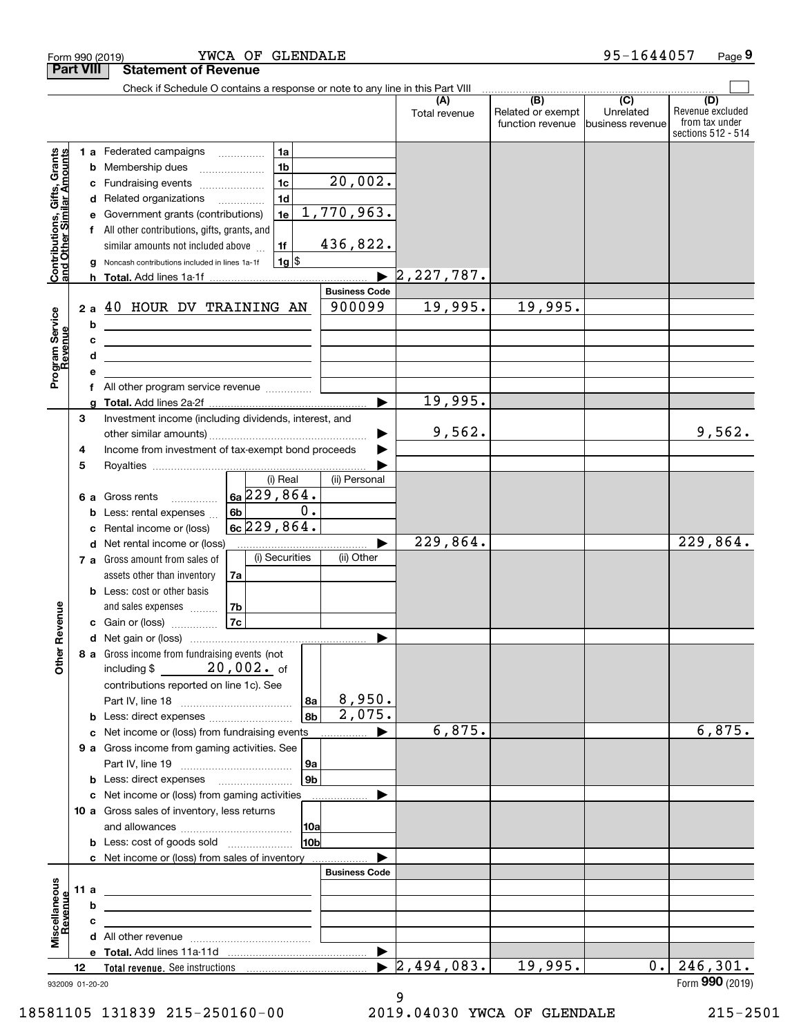Form 990 (2019) YWCA OF GLENDALE 95-1644057

## Part VIII Statement of Revenue

Check if Schedule O contains a response or note to any line in this Part VIII

| | | | | (A) Total revenue | (B) Related or exempt function revenue | (C) Unrelated business revenue | (D) Revenue excluded from tax under sections 512 - 514 |
|---|---|---|---|---|---|---|---|
| **Contributions, Gifts, Grants and Other Similar Amounts** | 1 a Federated campaigns | 1a | | | | | |
| | b Membership dues | 1b | | | | | |
| | c Fundraising events | 1c | 20,002. | | | | |
| | d Related organizations | 1d | | | | | |
| | e Government grants (contributions) | 1e | 1,770,963. | | | | |
| | f All other contributions, gifts, grants, and similar amounts not included above | 1f | 436,822. | | | | |
| | g Noncash contributions included in lines 1a-1f | 1g $ | | | | | |
| | h **Total.** Add lines 1a-1f | | | 2,227,787. | | | |
| **Program Service Revenue** | | | Business Code | | | | |
| | 2 a 40 HOUR DV TRAINING AN | | 900099 | 19,995. | 19,995. | | |
| | b | | | | | | |
| | c | | | | | | |
| | d | | | | | | |
| | e | | | | | | |
| | f All other program service revenue | | | | | | |
| | g **Total.** Add lines 2a-2f | | | 19,995. | | | |
| **Other Revenue** | 3 Investment income (including dividends, interest, and other similar amounts) | | | 9,562. | | | 9,562. |
| | 4 Income from investment of tax-exempt bond proceeds | | | | | | |
| | 5 Royalties | | | | | | |
| | | (i) Real | (ii) Personal | | | | |
| | 6 a Gross rents | 6a 229,864. | | | | | |
| | b Less: rental expenses | 6b 0. | | | | | |
| | c Rental income or (loss) | 6c 229,864. | | | | | |
| | d Net rental income or (loss) | | | 229,864. | | | 229,864. |
| | | (i) Securities | (ii) Other | | | | |
| | 7 a Gross amount from sales of assets other than inventory | 7a | | | | | |
| | b Less: cost or other basis and sales expenses | 7b | | | | | |
| | c Gain or (loss) | 7c | | | | | |
| | d Net gain or (loss) | | | | | | |
| | 8 a Gross income from fundraising events (not including $ 20,002. of contributions reported on line 1c). See Part IV, line 18 | 8a | 8,950. | | | | |
| | b Less: direct expenses | 8b | 2,075. | | | | |
| | c Net income or (loss) from fundraising events | | | 6,875. | | | 6,875. |
| | 9 a Gross income from gaming activities. See Part IV, line 19 | 9a | | | | | |
| | b Less: direct expenses | 9b | | | | | |
| | c Net income or (loss) from gaming activities | | | | | | |
| | 10 a Gross sales of inventory, less returns and allowances | 10a | | | | | |
| | b Less: cost of goods sold | 10b | | | | | |
| | c Net income or (loss) from sales of inventory | | | | | | |
| **Miscellaneous Revenue** | | | Business Code | | | | |
| | 11 a | | | | | | |
| | b | | | | | | |
| | c | | | | | | |
| | d All other revenue | | | | | | |
| | e **Total.** Add lines 11a-11d | | | | | | |
| | 12 **Total revenue.** See instructions | | | 2,494,083. | 19,995. | 0. | 246,301. |

932009 01-20-20 Form **990** (2019)

18581105 131839 215-250160-00 2019.04030 YWCA OF GLENDALE 215-2501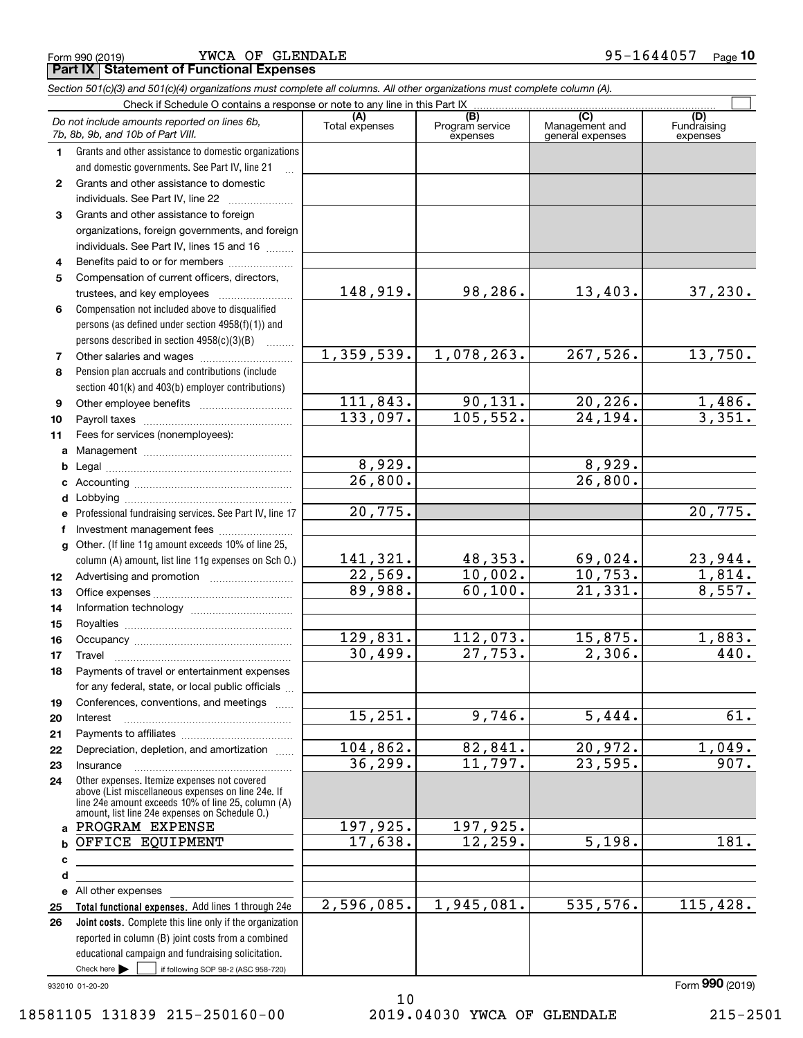Form 990 (2019) YWCA OF GLENDALE 95-1644057

## Part IX Statement of Functional Expenses

*Section 501(c)(3) and 501(c)(4) organizations must complete all columns. All other organizations must complete column (A).*

Check if Schedule O contains a response or note to any line in this Part IX

| *Do not include amounts reported on lines 6b, 7b, 8b, 9b, and 10b of Part VIII.* | (A) Total expenses | (B) Program service expenses | (C) Management and general expenses | (D) Fundraising expenses |
|---|---|---|---|---|
| 1 Grants and other assistance to domestic organizations and domestic governments. See Part IV, line 21 | | | | |
| 2 Grants and other assistance to domestic individuals. See Part IV, line 22 | | | | |
| 3 Grants and other assistance to foreign organizations, foreign governments, and foreign individuals. See Part IV, lines 15 and 16 | | | | |
| 4 Benefits paid to or for members | | | | |
| 5 Compensation of current officers, directors, trustees, and key employees | 148,919. | 98,286. | 13,403. | 37,230. |
| 6 Compensation not included above to disqualified persons (as defined under section 4958(f)(1)) and persons described in section 4958(c)(3)(B) | | | | |
| 7 Other salaries and wages | 1,359,539. | 1,078,263. | 267,526. | 13,750. |
| 8 Pension plan accruals and contributions (include section 401(k) and 403(b) employer contributions) | | | | |
| 9 Other employee benefits | 111,843. | 90,131. | 20,226. | 1,486. |
| 10 Payroll taxes | 133,097. | 105,552. | 24,194. | 3,351. |
| 11 Fees for services (nonemployees): | | | | |
| a Management | | | | |
| b Legal | 8,929. | | 8,929. | |
| c Accounting | 26,800. | | 26,800. | |
| d Lobbying | | | | |
| e Professional fundraising services. See Part IV, line 17 | 20,775. | | | 20,775. |
| f Investment management fees | | | | |
| g Other. (If line 11g amount exceeds 10% of line 25, column (A) amount, list line 11g expenses on Sch O.) | 141,321. | 48,353. | 69,024. | 23,944. |
| 12 Advertising and promotion | 22,569. | 10,002. | 10,753. | 1,814. |
| 13 Office expenses | 89,988. | 60,100. | 21,331. | 8,557. |
| 14 Information technology | | | | |
| 15 Royalties | | | | |
| 16 Occupancy | 129,831. | 112,073. | 15,875. | 1,883. |
| 17 Travel | 30,499. | 27,753. | 2,306. | 440. |
| 18 Payments of travel or entertainment expenses for any federal, state, or local public officials | | | | |
| 19 Conferences, conventions, and meetings | | | | |
| 20 Interest | 15,251. | 9,746. | 5,444. | 61. |
| 21 Payments to affiliates | | | | |
| 22 Depreciation, depletion, and amortization | 104,862. | 82,841. | 20,972. | 1,049. |
| 23 Insurance | 36,299. | 11,797. | 23,595. | 907. |
| 24 Other expenses. Itemize expenses not covered above (List miscellaneous expenses on line 24e. If line 24e amount exceeds 10% of line 25, column (A) amount, list line 24e expenses on Schedule O.) | | | | |
| a PROGRAM EXPENSE | 197,925. | 197,925. | | |
| b OFFICE EQUIPMENT | 17,638. | 12,259. | 5,198. | 181. |
| c | | | | |
| d | | | | |
| e All other expenses | | | | |
| 25 **Total functional expenses.** Add lines 1 through 24e | 2,596,085. | 1,945,081. | 535,576. | 115,428. |
| 26 **Joint costs.** Complete this line only if the organization reported in column (B) joint costs from a combined educational campaign and fundraising solicitation. Check here ☐ if following SOP 98-2 (ASC 958-720) | | | | |

932010 01-20-20

Form **990** (2019)

18581105 131839 215-250160-00 2019.04030 YWCA OF GLENDALE 215-2501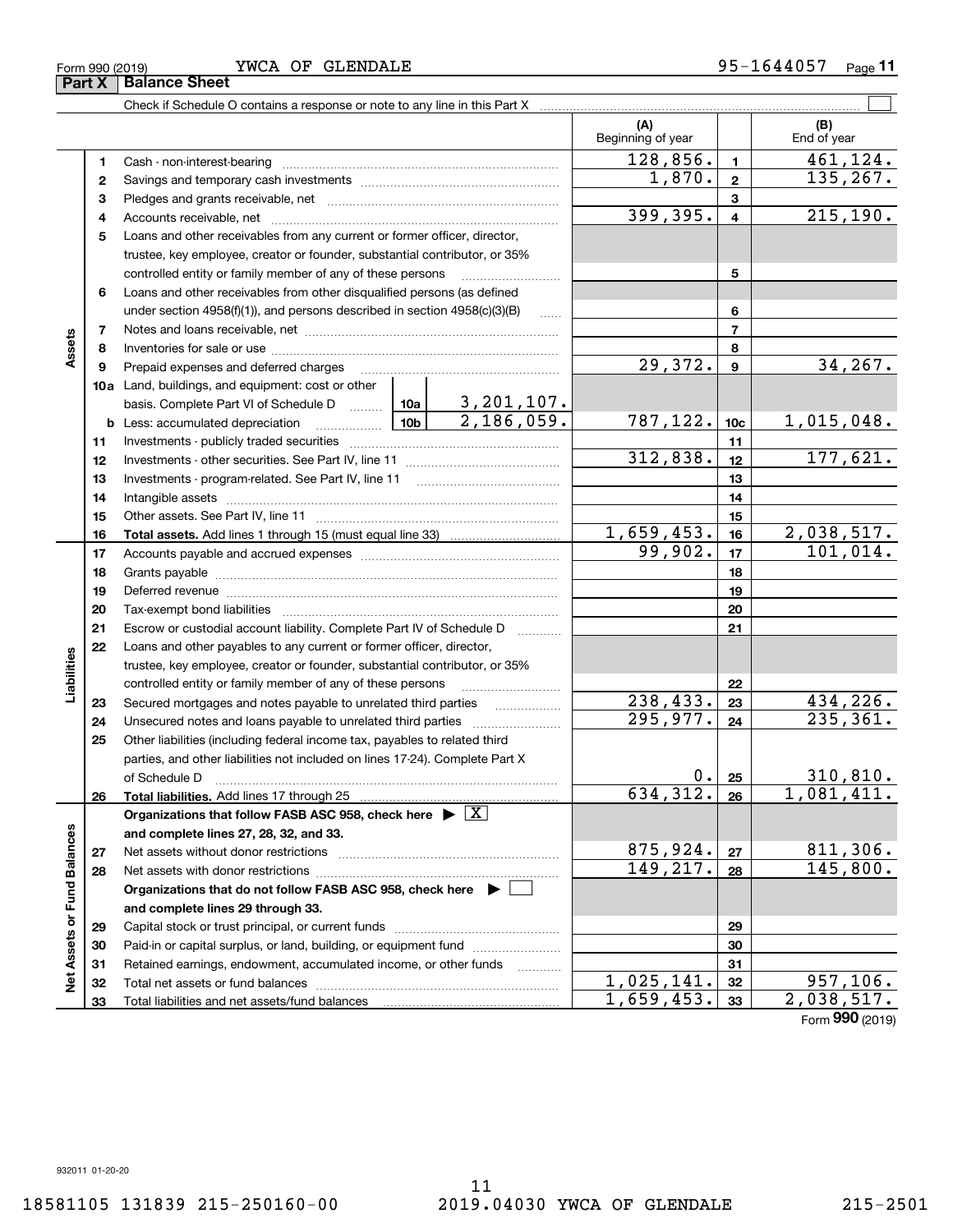Form 990 (2019) YWCA OF GLENDALE 95-1644057

## Part X Balance Sheet

Check if Schedule O contains a response or note to any line in this Part X

| | | | | (A) Beginning of year | | (B) End of year |
|---|---|---|---|---|---|---|
| **Assets** | 1 | Cash - non-interest-bearing | | 128,856. | 1 | 461,124. |
| | 2 | Savings and temporary cash investments | | 1,870. | 2 | 135,267. |
| | 3 | Pledges and grants receivable, net | | | 3 | |
| | 4 | Accounts receivable, net | | 399,395. | 4 | 215,190. |
| | 5 | Loans and other receivables from any current or former officer, director, trustee, key employee, creator or founder, substantial contributor, or 35% controlled entity or family member of any of these persons | | | 5 | |
| | 6 | Loans and other receivables from other disqualified persons (as defined under section 4958(f)(1)), and persons described in section 4958(c)(3)(B) | | | 6 | |
| | 7 | Notes and loans receivable, net | | | 7 | |
| | 8 | Inventories for sale or use | | | 8 | |
| | 9 | Prepaid expenses and deferred charges | | 29,372. | 9 | 34,267. |
| | 10a | Land, buildings, and equipment: cost or other basis. Complete Part VI of Schedule D | 10a 3,201,107. | | | |
| | b | Less: accumulated depreciation | 10b 2,186,059. | 787,122. | 10c | 1,015,048. |
| | 11 | Investments - publicly traded securities | | | 11 | |
| | 12 | Investments - other securities. See Part IV, line 11 | | 312,838. | 12 | 177,621. |
| | 13 | Investments - program-related. See Part IV, line 11 | | | 13 | |
| | 14 | Intangible assets | | | 14 | |
| | 15 | Other assets. See Part IV, line 11 | | | 15 | |
| | 16 | **Total assets.** Add lines 1 through 15 (must equal line 33) | | 1,659,453. | 16 | 2,038,517. |
| **Liabilities** | 17 | Accounts payable and accrued expenses | | 99,902. | 17 | 101,014. |
| | 18 | Grants payable | | | 18 | |
| | 19 | Deferred revenue | | | 19 | |
| | 20 | Tax-exempt bond liabilities | | | 20 | |
| | 21 | Escrow or custodial account liability. Complete Part IV of Schedule D | | | 21 | |
| | 22 | Loans and other payables to any current or former officer, director, trustee, key employee, creator or founder, substantial contributor, or 35% controlled entity or family member of any of these persons | | | 22 | |
| | 23 | Secured mortgages and notes payable to unrelated third parties | | 238,433. | 23 | 434,226. |
| | 24 | Unsecured notes and loans payable to unrelated third parties | | 295,977. | 24 | 235,361. |
| | 25 | Other liabilities (including federal income tax, payables to related third parties, and other liabilities not included on lines 17-24). Complete Part X of Schedule D | | 0. | 25 | 310,810. |
| | 26 | **Total liabilities.** Add lines 17 through 25 | | 634,312. | 26 | 1,081,411. |
| **Net Assets or Fund Balances** | | **Organizations that follow FASB ASC 958, check here ▶ [X] and complete lines 27, 28, 32, and 33.** | | | | |
| | 27 | Net assets without donor restrictions | | 875,924. | 27 | 811,306. |
| | 28 | Net assets with donor restrictions | | 149,217. | 28 | 145,800. |
| | | **Organizations that do not follow FASB ASC 958, check here ▶ [ ] and complete lines 29 through 33.** | | | | |
| | 29 | Capital stock or trust principal, or current funds | | | 29 | |
| | 30 | Paid-in or capital surplus, or land, building, or equipment fund | | | 30 | |
| | 31 | Retained earnings, endowment, accumulated income, or other funds | | | 31 | |
| | 32 | Total net assets or fund balances | | 1,025,141. | 32 | 957,106. |
| | 33 | Total liabilities and net assets/fund balances | | 1,659,453. | 33 | 2,038,517. |

Form **990** (2019)

932011 01-20-20

18581105 131839 215-250160-00 2019.04030 YWCA OF GLENDALE 215-2501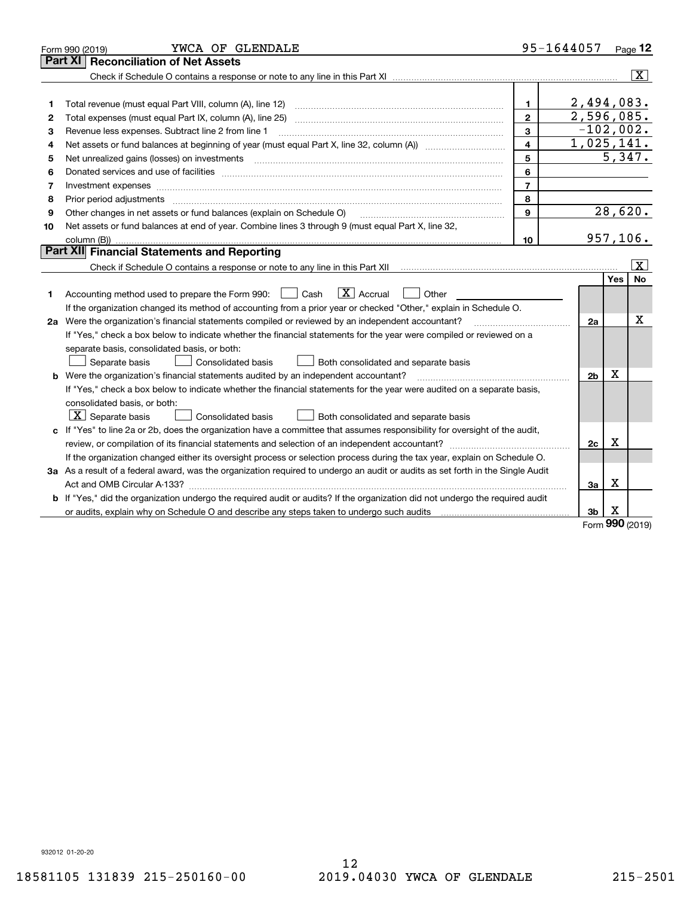Form 990 (2019) YWCA OF GLENDALE 95-1644057 Page 12

## Part XI Reconciliation of Net Assets

Check if Schedule O contains a response or note to any line in this Part XI .......... [X]

| | | | |
|---|---|---|---|
| 1 | Total revenue (must equal Part VIII, column (A), line 12) | 1 | 2,494,083. |
| 2 | Total expenses (must equal Part IX, column (A), line 25) | 2 | 2,596,085. |
| 3 | Revenue less expenses. Subtract line 2 from line 1 | 3 | -102,002. |
| 4 | Net assets or fund balances at beginning of year (must equal Part X, line 32, column (A)) | 4 | 1,025,141. |
| 5 | Net unrealized gains (losses) on investments | 5 | 5,347. |
| 6 | Donated services and use of facilities | 6 | |
| 7 | Investment expenses | 7 | |
| 8 | Prior period adjustments | 8 | |
| 9 | Other changes in net assets or fund balances (explain on Schedule O) | 9 | 28,620. |
| 10 | Net assets or fund balances at end of year. Combine lines 3 through 9 (must equal Part X, line 32, column (B)) | 10 | 957,106. |

## Part XII Financial Statements and Reporting

Check if Schedule O contains a response or note to any line in this Part XII .......... [X]

| | | | Yes | No |
|---|---|---|---|---|
| 1 | Accounting method used to prepare the Form 990: [ ] Cash [X] Accrual [ ] Other<br>If the organization changed its method of accounting from a prior year or checked "Other," explain in Schedule O. | | | |
| 2a | Were the organization's financial statements compiled or reviewed by an independent accountant?<br>If "Yes," check a box below to indicate whether the financial statements for the year were compiled or reviewed on a separate basis, consolidated basis, or both:<br>[ ] Separate basis [ ] Consolidated basis [ ] Both consolidated and separate basis | 2a | | X |
| b | Were the organization's financial statements audited by an independent accountant?<br>If "Yes," check a box below to indicate whether the financial statements for the year were audited on a separate basis, consolidated basis, or both:<br>[X] Separate basis [ ] Consolidated basis [ ] Both consolidated and separate basis | 2b | X | |
| c | If "Yes" to line 2a or 2b, does the organization have a committee that assumes responsibility for oversight of the audit, review, or compilation of its financial statements and selection of an independent accountant?<br>If the organization changed either its oversight process or selection process during the tax year, explain on Schedule O. | 2c | X | |
| 3a | As a result of a federal award, was the organization required to undergo an audit or audits as set forth in the Single Audit Act and OMB Circular A-133? | 3a | X | |
| b | If "Yes," did the organization undergo the required audit or audits? If the organization did not undergo the required audit or audits, explain why on Schedule O and describe any steps taken to undergo such audits | 3b | X | |

Form 990 (2019)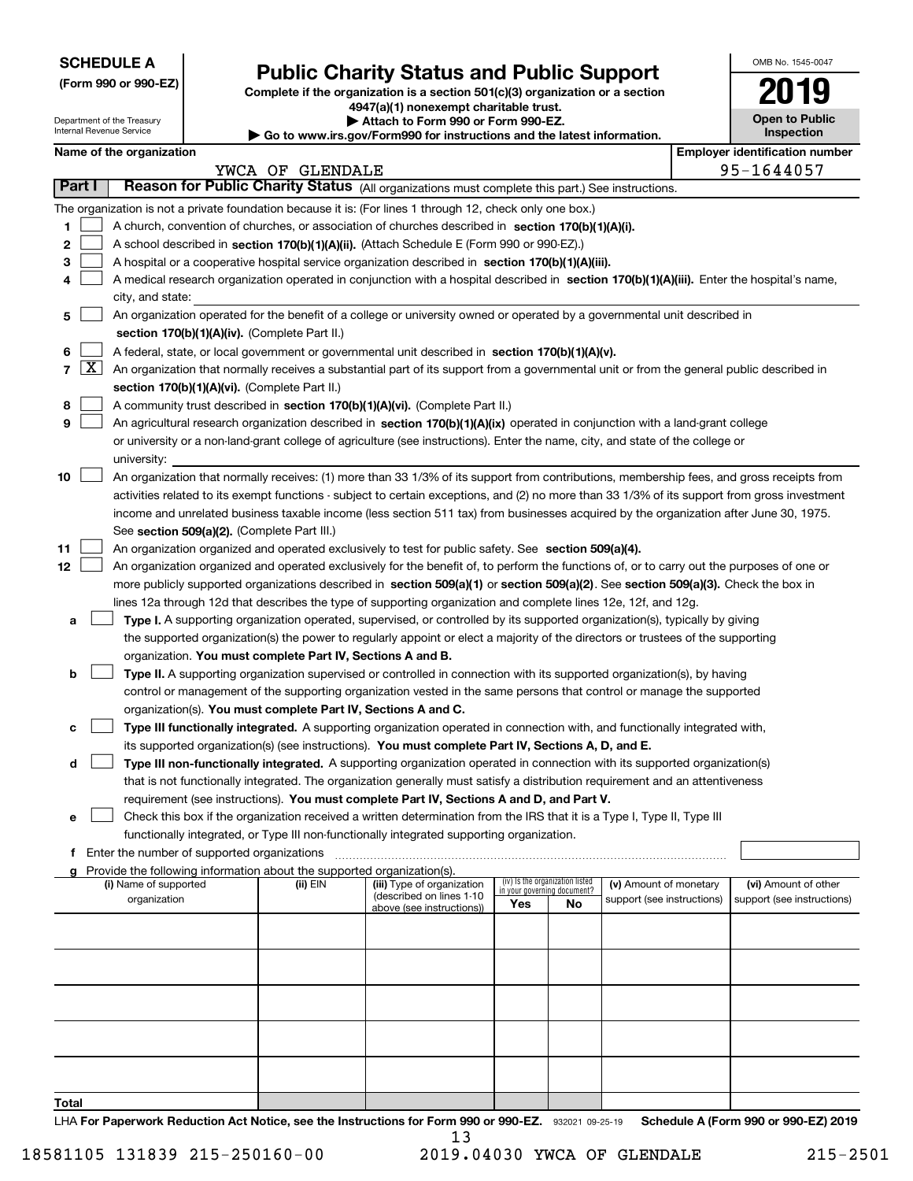**SCHEDULE A**
**(Form 990 or 990-EZ)**

Department of the Treasury
Internal Revenue Service

# Public Charity Status and Public Support

**Complete if the organization is a section 501(c)(3) organization or a section 4947(a)(1) nonexempt charitable trust.**
**▶ Attach to Form 990 or Form 990-EZ.**
**▶ Go to www.irs.gov/Form990 for instructions and the latest information.**

OMB No. 1545-0047
**2019**
**Open to Public Inspection**

**Name of the organization:** YWCA OF GLENDALE
**Employer identification number:** 95-1644057

## Part I — Reason for Public Charity Status (All organizations must complete this part.) See instructions.

The organization is not a private foundation because it is: (For lines 1 through 12, check only one box.)

1. [ ] A church, convention of churches, or association of churches described in **section 170(b)(1)(A)(i).**
2. [ ] A school described in **section 170(b)(1)(A)(ii).** (Attach Schedule E (Form 990 or 990-EZ).)
3. [ ] A hospital or a cooperative hospital service organization described in **section 170(b)(1)(A)(iii).**
4. [ ] A medical research organization operated in conjunction with a hospital described in **section 170(b)(1)(A)(iii).** Enter the hospital's name, city, and state:
5. [ ] An organization operated for the benefit of a college or university owned or operated by a governmental unit described in **section 170(b)(1)(A)(iv).** (Complete Part II.)
6. [ ] A federal, state, or local government or governmental unit described in **section 170(b)(1)(A)(v).**
7. [X] An organization that normally receives a substantial part of its support from a governmental unit or from the general public described in **section 170(b)(1)(A)(vi).** (Complete Part II.)
8. [ ] A community trust described in **section 170(b)(1)(A)(vi).** (Complete Part II.)
9. [ ] An agricultural research organization described in **section 170(b)(1)(A)(ix)** operated in conjunction with a land-grant college or university or a non-land-grant college of agriculture (see instructions). Enter the name, city, and state of the college or university:
10. [ ] An organization that normally receives: (1) more than 33 1/3% of its support from contributions, membership fees, and gross receipts from activities related to its exempt functions - subject to certain exceptions, and (2) no more than 33 1/3% of its support from gross investment income and unrelated business taxable income (less section 511 tax) from businesses acquired by the organization after June 30, 1975. See **section 509(a)(2).** (Complete Part III.)
11. [ ] An organization organized and operated exclusively to test for public safety. See **section 509(a)(4).**
12. [ ] An organization organized and operated exclusively for the benefit of, to perform the functions of, or to carry out the purposes of one or more publicly supported organizations described in **section 509(a)(1)** or **section 509(a)(2)**. See **section 509(a)(3).** Check the box in lines 12a through 12d that describes the type of supporting organization and complete lines 12e, 12f, and 12g.
   - **a** [ ] **Type I.** A supporting organization operated, supervised, or controlled by its supported organization(s), typically by giving the supported organization(s) the power to regularly appoint or elect a majority of the directors or trustees of the supporting organization. **You must complete Part IV, Sections A and B.**
   - **b** [ ] **Type II.** A supporting organization supervised or controlled in connection with its supported organization(s), by having control or management of the supporting organization vested in the same persons that control or manage the supported organization(s). **You must complete Part IV, Sections A and C.**
   - **c** [ ] **Type III functionally integrated.** A supporting organization operated in connection with, and functionally integrated with, its supported organization(s) (see instructions). **You must complete Part IV, Sections A, D, and E.**
   - **d** [ ] **Type III non-functionally integrated.** A supporting organization operated in connection with its supported organization(s) that is not functionally integrated. The organization generally must satisfy a distribution requirement and an attentiveness requirement (see instructions). **You must complete Part IV, Sections A and D, and Part V.**
   - **e** [ ] Check this box if the organization received a written determination from the IRS that it is a Type I, Type II, Type III functionally integrated, or Type III non-functionally integrated supporting organization.
   - **f** Enter the number of supported organizations
   - **g** Provide the following information about the supported organization(s).

| (i) Name of supported organization | (ii) EIN | (iii) Type of organization (described on lines 1-10 above (see instructions)) | (iv) Is the organization listed in your governing document? Yes | No | (v) Amount of monetary support (see instructions) | (vi) Amount of other support (see instructions) |
|---|---|---|---|---|---|---|
| | | | | | | |
| | | | | | | |
| | | | | | | |
| | | | | | | |
| | | | | | | |
| **Total** | | | | | | |

LHA **For Paperwork Reduction Act Notice, see the Instructions for Form 990 or 990-EZ.** 932021 09-25-19 **Schedule A (Form 990 or 990-EZ) 2019**

18581105 131839 215-250160-00 2019.04030 YWCA OF GLENDALE 215-2501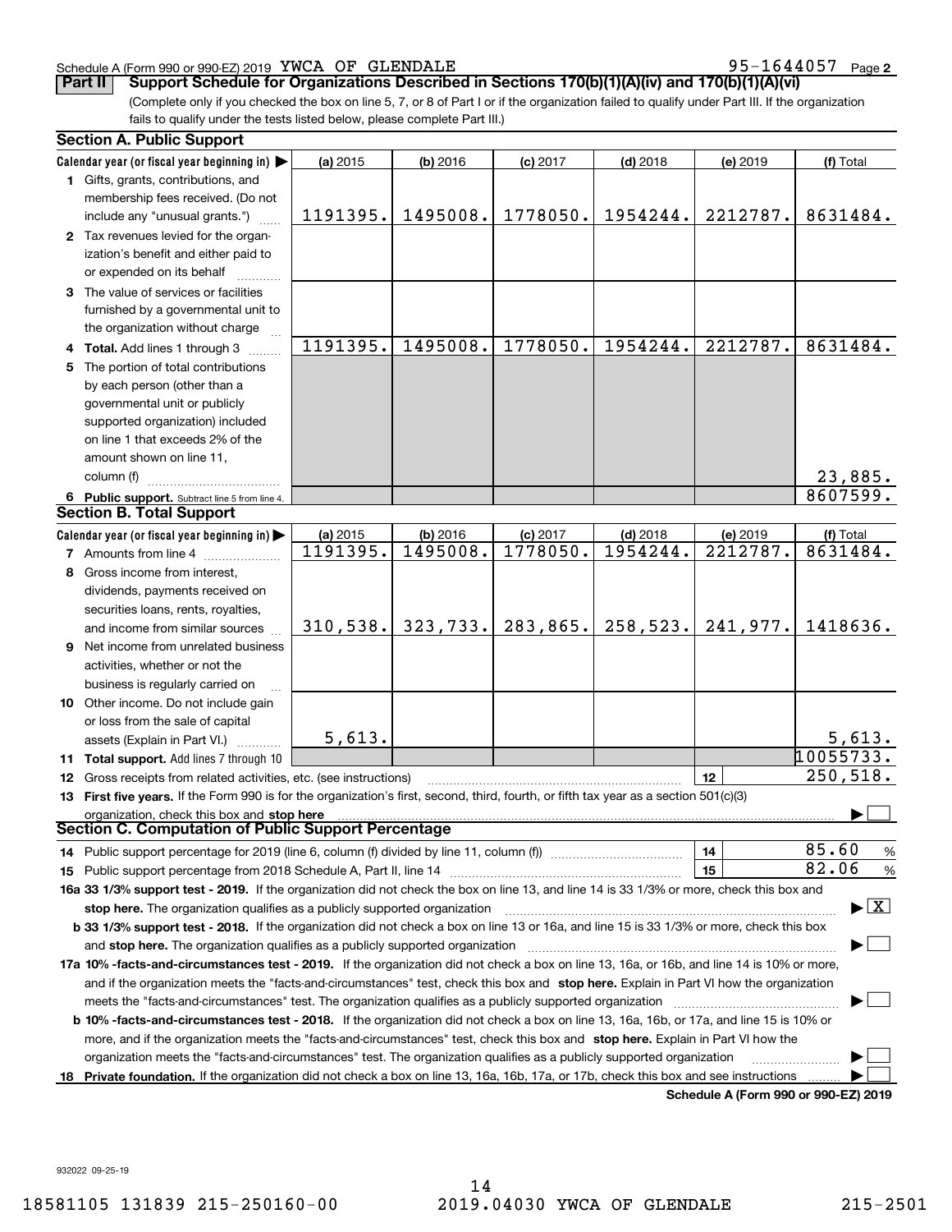Schedule A (Form 990 or 990-EZ) 2019 YWCA OF GLENDALE 95-1644057 Page 2

**Part II** **Support Schedule for Organizations Described in Sections 170(b)(1)(A)(iv) and 170(b)(1)(A)(vi)**

(Complete only if you checked the box on line 5, 7, or 8 of Part I or if the organization failed to qualify under Part III. If the organization fails to qualify under the tests listed below, please complete Part III.)

### Section A. Public Support

| Calendar year (or fiscal year beginning in) | (a) 2015 | (b) 2016 | (c) 2017 | (d) 2018 | (e) 2019 | (f) Total |
|---|---|---|---|---|---|---|
| **1** Gifts, grants, contributions, and membership fees received. (Do not include any "unusual grants.") | 1191395. | 1495008. | 1778050. | 1954244. | 2212787. | 8631484. |
| **2** Tax revenues levied for the organization's benefit and either paid to or expended on its behalf | | | | | | |
| **3** The value of services or facilities furnished by a governmental unit to the organization without charge | | | | | | |
| **4 Total.** Add lines 1 through 3 | 1191395. | 1495008. | 1778050. | 1954244. | 2212787. | 8631484. |
| **5** The portion of total contributions by each person (other than a governmental unit or publicly supported organization) included on line 1 that exceeds 2% of the amount shown on line 11, column (f) | | | | | | 23,885. |
| **6 Public support.** Subtract line 5 from line 4. | | | | | | 8607599. |

### Section B. Total Support

| Calendar year (or fiscal year beginning in) | (a) 2015 | (b) 2016 | (c) 2017 | (d) 2018 | (e) 2019 | (f) Total |
|---|---|---|---|---|---|---|
| **7** Amounts from line 4 | 1191395. | 1495008. | 1778050. | 1954244. | 2212787. | 8631484. |
| **8** Gross income from interest, dividends, payments received on securities loans, rents, royalties, and income from similar sources | 310,538. | 323,733. | 283,865. | 258,523. | 241,977. | 1418636. |
| **9** Net income from unrelated business activities, whether or not the business is regularly carried on | | | | | | |
| **10** Other income. Do not include gain or loss from the sale of capital assets (Explain in Part VI.) | 5,613. | | | | | 5,613. |
| **11 Total support.** Add lines 7 through 10 | | | | | | 10055733. |
| **12** Gross receipts from related activities, etc. (see instructions) | | | | | 12 | 250,518. |

**13 First five years.** If the Form 990 is for the organization's first, second, third, fourth, or fifth tax year as a section 501(c)(3) organization, check this box and **stop here** ☐

### Section C. Computation of Public Support Percentage

**14** Public support percentage for 2019 (line 6, column (f) divided by line 11, column (f)) — 14 — 85.60 %

**15** Public support percentage from 2018 Schedule A, Part II, line 14 — 15 — 82.06 %

**16a 33 1/3% support test - 2019.** If the organization did not check the box on line 13, and line 14 is 33 1/3% or more, check this box and **stop here.** The organization qualifies as a publicly supported organization ☒

**b 33 1/3% support test - 2018.** If the organization did not check a box on line 13 or 16a, and line 15 is 33 1/3% or more, check this box and **stop here.** The organization qualifies as a publicly supported organization ☐

**17a 10% -facts-and-circumstances test - 2019.** If the organization did not check a box on line 13, 16a, or 16b, and line 14 is 10% or more, and if the organization meets the "facts-and-circumstances" test, check this box and **stop here.** Explain in Part VI how the organization meets the "facts-and-circumstances" test. The organization qualifies as a publicly supported organization ☐

**b 10% -facts-and-circumstances test - 2018.** If the organization did not check a box on line 13, 16a, 16b, or 17a, and line 15 is 10% or more, and if the organization meets the "facts-and-circumstances" test, check this box and **stop here.** Explain in Part VI how the organization meets the "facts-and-circumstances" test. The organization qualifies as a publicly supported organization ☐

**18 Private foundation.** If the organization did not check a box on line 13, 16a, 16b, 17a, or 17b, check this box and see instructions ☐

**Schedule A (Form 990 or 990-EZ) 2019**

932022 09-25-19

18581105 131839 215-250160-00 2019.04030 YWCA OF GLENDALE 215-2501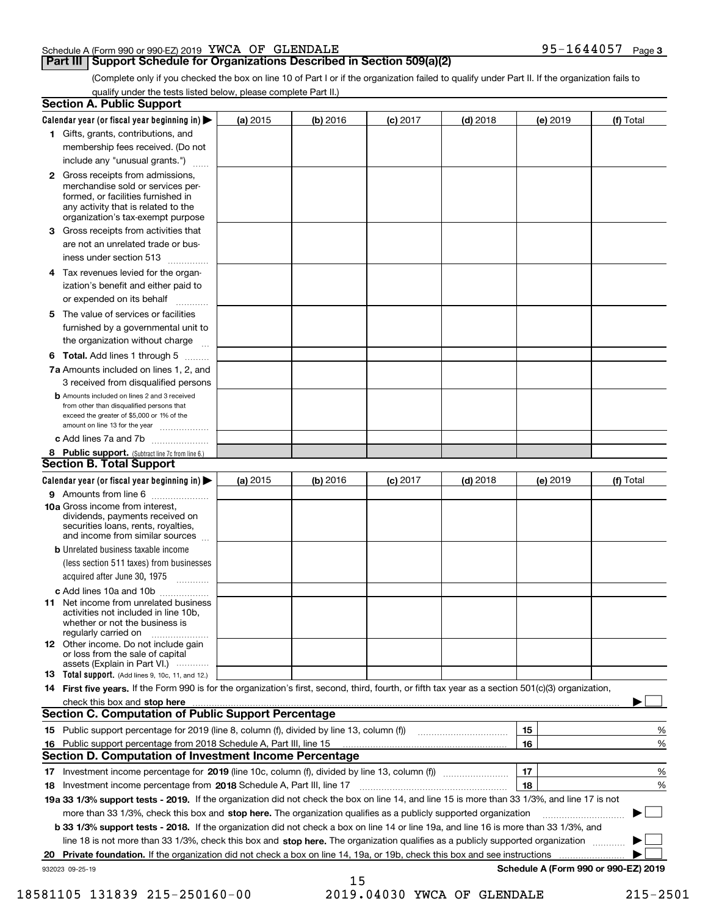Schedule A (Form 990 or 990-EZ) 2019 YWCA OF GLENDALE 95-1644057 Page 3

## Part III Support Schedule for Organizations Described in Section 509(a)(2)

(Complete only if you checked the box on line 10 of Part I or if the organization failed to qualify under Part II. If the organization fails to qualify under the tests listed below, please complete Part II.)

### Section A. Public Support

| Calendar year (or fiscal year beginning in) ▶ | (a) 2015 | (b) 2016 | (c) 2017 | (d) 2018 | (e) 2019 | (f) Total |
|---|---|---|---|---|---|---|
| 1 Gifts, grants, contributions, and membership fees received. (Do not include any "unusual grants.") | | | | | | |
| 2 Gross receipts from admissions, merchandise sold or services performed, or facilities furnished in any activity that is related to the organization's tax-exempt purpose | | | | | | |
| 3 Gross receipts from activities that are not an unrelated trade or business under section 513 | | | | | | |
| 4 Tax revenues levied for the organization's benefit and either paid to or expended on its behalf | | | | | | |
| 5 The value of services or facilities furnished by a governmental unit to the organization without charge | | | | | | |
| 6 Total. Add lines 1 through 5 | | | | | | |
| 7a Amounts included on lines 1, 2, and 3 received from disqualified persons | | | | | | |
| b Amounts included on lines 2 and 3 received from other than disqualified persons that exceed the greater of $5,000 or 1% of the amount on line 13 for the year | | | | | | |
| c Add lines 7a and 7b | | | | | | |
| 8 Public support. (Subtract line 7c from line 6.) | | | | | | |

### Section B. Total Support

| Calendar year (or fiscal year beginning in) ▶ | (a) 2015 | (b) 2016 | (c) 2017 | (d) 2018 | (e) 2019 | (f) Total |
|---|---|---|---|---|---|---|
| 9 Amounts from line 6 | | | | | | |
| 10a Gross income from interest, dividends, payments received on securities loans, rents, royalties, and income from similar sources | | | | | | |
| b Unrelated business taxable income (less section 511 taxes) from businesses acquired after June 30, 1975 | | | | | | |
| c Add lines 10a and 10b | | | | | | |
| 11 Net income from unrelated business activities not included in line 10b, whether or not the business is regularly carried on | | | | | | |
| 12 Other income. Do not include gain or loss from the sale of capital assets (Explain in Part VI.) | | | | | | |
| 13 Total support. (Add lines 9, 10c, 11, and 12.) | | | | | | |

**14 First five years.** If the Form 990 is for the organization's first, second, third, fourth, or fifth tax year as a section 501(c)(3) organization, check this box and **stop here** ▶ ☐

### Section C. Computation of Public Support Percentage

| | | | |
|---|---|---|---|
| 15 | Public support percentage for 2019 (line 8, column (f), divided by line 13, column (f)) | 15 | % |
| 16 | Public support percentage from 2018 Schedule A, Part III, line 15 | 16 | % |

### Section D. Computation of Investment Income Percentage

| | | | |
|---|---|---|---|
| 17 | Investment income percentage for **2019** (line 10c, column (f), divided by line 13, column (f)) | 17 | % |
| 18 | Investment income percentage from **2018** Schedule A, Part III, line 17 | 18 | % |

**19a 33 1/3% support tests - 2019.** If the organization did not check the box on line 14, and line 15 is more than 33 1/3%, and line 17 is not more than 33 1/3%, check this box and **stop here.** The organization qualifies as a publicly supported organization ▶ ☐

**b 33 1/3% support tests - 2018.** If the organization did not check a box on line 14 or line 19a, and line 16 is more than 33 1/3%, and line 18 is not more than 33 1/3%, check this box and **stop here.** The organization qualifies as a publicly supported organization ▶ ☐

**20 Private foundation.** If the organization did not check a box on line 14, 19a, or 19b, check this box and see instructions ▶ ☐

932023 09-25-19 **Schedule A (Form 990 or 990-EZ) 2019**

18581105 131839 215-250160-00 2019.04030 YWCA OF GLENDALE 215-2501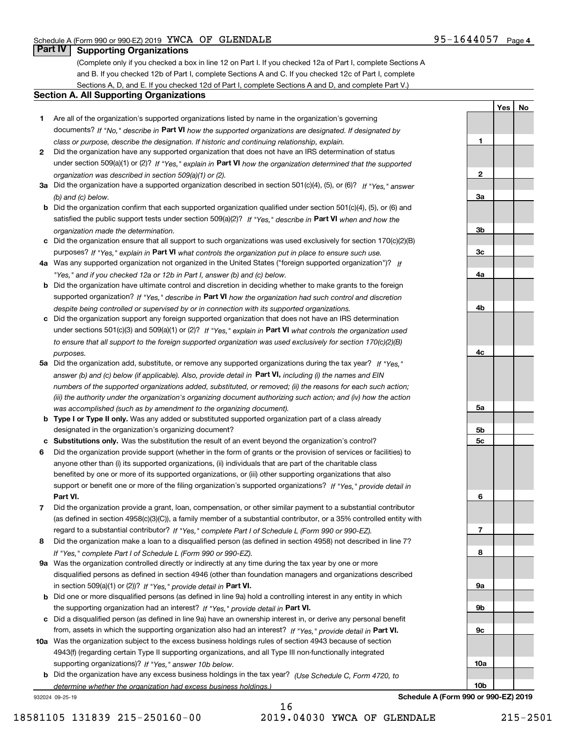Schedule A (Form 990 or 990-EZ) 2019 YWCA OF GLENDALE 95-1644057 Page 4

## Part IV Supporting Organizations

(Complete only if you checked a box in line 12 on Part I. If you checked 12a of Part I, complete Sections A and B. If you checked 12b of Part I, complete Sections A and C. If you checked 12c of Part I, complete Sections A, D, and E. If you checked 12d of Part I, complete Sections A and D, and complete Part V.)

### Section A. All Supporting Organizations

| | | | Yes | No |
|---|---|---|---|---|
| 1 | Are all of the organization's supported organizations listed by name in the organization's governing documents? *If "No," describe in* **Part VI** *how the supported organizations are designated. If designated by class or purpose, describe the designation. If historic and continuing relationship, explain.* | 1 | | |
| 2 | Did the organization have any supported organization that does not have an IRS determination of status under section 509(a)(1) or (2)? *If "Yes," explain in* **Part VI** *how the organization determined that the supported organization was described in section 509(a)(1) or (2).* | 2 | | |
| 3a | Did the organization have a supported organization described in section 501(c)(4), (5), or (6)? *If "Yes," answer (b) and (c) below.* | 3a | | |
| b | Did the organization confirm that each supported organization qualified under section 501(c)(4), (5), or (6) and satisfied the public support tests under section 509(a)(2)? *If "Yes," describe in* **Part VI** *when and how the organization made the determination.* | 3b | | |
| c | Did the organization ensure that all support to such organizations was used exclusively for section 170(c)(2)(B) purposes? *If "Yes," explain in* **Part VI** *what controls the organization put in place to ensure such use.* | 3c | | |
| 4a | Was any supported organization not organized in the United States ("foreign supported organization")? *If "Yes," and if you checked 12a or 12b in Part I, answer (b) and (c) below.* | 4a | | |
| b | Did the organization have ultimate control and discretion in deciding whether to make grants to the foreign supported organization? *If "Yes," describe in* **Part VI** *how the organization had such control and discretion despite being controlled or supervised by or in connection with its supported organizations.* | 4b | | |
| c | Did the organization support any foreign supported organization that does not have an IRS determination under sections 501(c)(3) and 509(a)(1) or (2)? *If "Yes," explain in* **Part VI** *what controls the organization used to ensure that all support to the foreign supported organization was used exclusively for section 170(c)(2)(B) purposes.* | 4c | | |
| 5a | Did the organization add, substitute, or remove any supported organizations during the tax year? *If "Yes," answer (b) and (c) below (if applicable). Also, provide detail in* **Part VI,** *including (i) the names and EIN numbers of the supported organizations added, substituted, or removed; (ii) the reasons for each such action; (iii) the authority under the organization's organizing document authorizing such action; and (iv) how the action was accomplished (such as by amendment to the organizing document).* | 5a | | |
| b | **Type I or Type II only.** Was any added or substituted supported organization part of a class already designated in the organization's organizing document? | 5b | | |
| c | **Substitutions only.** Was the substitution the result of an event beyond the organization's control? | 5c | | |
| 6 | Did the organization provide support (whether in the form of grants or the provision of services or facilities) to anyone other than (i) its supported organizations, (ii) individuals that are part of the charitable class benefited by one or more of its supported organizations, or (iii) other supporting organizations that also support or benefit one or more of the filing organization's supported organizations? *If "Yes," provide detail in* **Part VI.** | 6 | | |
| 7 | Did the organization provide a grant, loan, compensation, or other similar payment to a substantial contributor (as defined in section 4958(c)(3)(C)), a family member of a substantial contributor, or a 35% controlled entity with regard to a substantial contributor? *If "Yes," complete Part I of Schedule L (Form 990 or 990-EZ).* | 7 | | |
| 8 | Did the organization make a loan to a disqualified person (as defined in section 4958) not described in line 7? *If "Yes," complete Part I of Schedule L (Form 990 or 990-EZ).* | 8 | | |
| 9a | Was the organization controlled directly or indirectly at any time during the tax year by one or more disqualified persons as defined in section 4946 (other than foundation managers and organizations described in section 509(a)(1) or (2))? *If "Yes," provide detail in* **Part VI.** | 9a | | |
| b | Did one or more disqualified persons (as defined in line 9a) hold a controlling interest in any entity in which the supporting organization had an interest? *If "Yes," provide detail in* **Part VI.** | 9b | | |
| c | Did a disqualified person (as defined in line 9a) have an ownership interest in, or derive any personal benefit from, assets in which the supporting organization also had an interest? *If "Yes," provide detail in* **Part VI.** | 9c | | |
| 10a | Was the organization subject to the excess business holdings rules of section 4943 because of section 4943(f) (regarding certain Type II supporting organizations, and all Type III non-functionally integrated supporting organizations)? *If "Yes," answer 10b below.* | 10a | | |
| b | Did the organization have any excess business holdings in the tax year? *(Use Schedule C, Form 4720, to determine whether the organization had excess business holdings.)* | 10b | | |

932024 09-25-19

**Schedule A (Form 990 or 990-EZ) 2019**

18581105 131839 215-250160-00 2019.04030 YWCA OF GLENDALE 215-2501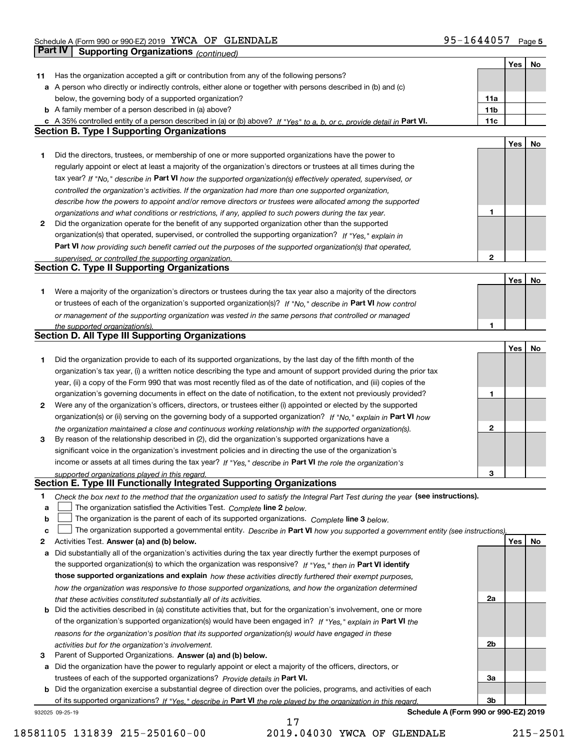Schedule A (Form 990 or 990-EZ) 2019 YWCA OF GLENDALE 95-1644057 Page 5

## Part IV Supporting Organizations *(continued)*

| | | | Yes | No |
|---|---|---|---|---|
| **11** | Has the organization accepted a gift or contribution from any of the following persons? | | | |
| **a** | A person who directly or indirectly controls, either alone or together with persons described in (b) and (c) below, the governing body of a supported organization? | **11a** | | |
| **b** | A family member of a person described in (a) above? | **11b** | | |
| **c** | A 35% controlled entity of a person described in (a) or (b) above? *If "Yes" to a, b, or c, provide detail in* **Part VI.** | **11c** | | |

### Section B. Type I Supporting Organizations

| | | | Yes | No |
|---|---|---|---|---|
| **1** | Did the directors, trustees, or membership of one or more supported organizations have the power to regularly appoint or elect at least a majority of the organization's directors or trustees at all times during the tax year? *If "No," describe in* **Part VI** *how the supported organization(s) effectively operated, supervised, or controlled the organization's activities. If the organization had more than one supported organization, describe how the powers to appoint and/or remove directors or trustees were allocated among the supported organizations and what conditions or restrictions, if any, applied to such powers during the tax year.* | **1** | | |
| **2** | Did the organization operate for the benefit of any supported organization other than the supported organization(s) that operated, supervised, or controlled the supporting organization? *If "Yes," explain in* **Part VI** *how providing such benefit carried out the purposes of the supported organization(s) that operated, supervised, or controlled the supporting organization.* | **2** | | |

### Section C. Type II Supporting Organizations

| | | | Yes | No |
|---|---|---|---|---|
| **1** | Were a majority of the organization's directors or trustees during the tax year also a majority of the directors or trustees of each of the organization's supported organization(s)? *If "No," describe in* **Part VI** *how control or management of the supporting organization was vested in the same persons that controlled or managed the supported organization(s).* | **1** | | |

### Section D. All Type III Supporting Organizations

| | | | Yes | No |
|---|---|---|---|---|
| **1** | Did the organization provide to each of its supported organizations, by the last day of the fifth month of the organization's tax year, (i) a written notice describing the type and amount of support provided during the prior tax year, (ii) a copy of the Form 990 that was most recently filed as of the date of notification, and (iii) copies of the organization's governing documents in effect on the date of notification, to the extent not previously provided? | **1** | | |
| **2** | Were any of the organization's officers, directors, or trustees either (i) appointed or elected by the supported organization(s) or (ii) serving on the governing body of a supported organization? *If "No," explain in* **Part VI** *how the organization maintained a close and continuous working relationship with the supported organization(s).* | **2** | | |
| **3** | By reason of the relationship described in (2), did the organization's supported organizations have a significant voice in the organization's investment policies and in directing the use of the organization's income or assets at all times during the tax year? *If "Yes," describe in* **Part VI** *the role the organization's supported organizations played in this regard.* | **3** | | |

### Section E. Type III Functionally Integrated Supporting Organizations

**1** *Check the box next to the method that the organization used to satisfy the Integral Part Test during the year* **(see instructions).**

- **a** ☐ The organization satisfied the Activities Test. *Complete* **line 2** *below.*
- **b** ☐ The organization is the parent of each of its supported organizations. *Complete* **line 3** *below.*
- **c** ☐ The organization supported a governmental entity. *Describe in* **Part VI** *how you supported a government entity (see instructions).*

| | | | Yes | No |
|---|---|---|---|---|
| **2** | Activities Test. **Answer (a) and (b) below.** | | | |
| **a** | Did substantially all of the organization's activities during the tax year directly further the exempt purposes of the supported organization(s) to which the organization was responsive? *If "Yes," then in* **Part VI identify those supported organizations and explain** *how these activities directly furthered their exempt purposes, how the organization was responsive to those supported organizations, and how the organization determined that these activities constituted substantially all of its activities.* | **2a** | | |
| **b** | Did the activities described in (a) constitute activities that, but for the organization's involvement, one or more of the organization's supported organization(s) would have been engaged in? *If "Yes," explain in* **Part VI** *the reasons for the organization's position that its supported organization(s) would have engaged in these activities but for the organization's involvement.* | **2b** | | |
| **3** | Parent of Supported Organizations. **Answer (a) and (b) below.** | | | |
| **a** | Did the organization have the power to regularly appoint or elect a majority of the officers, directors, or trustees of each of the supported organizations? *Provide details in* **Part VI.** | **3a** | | |
| **b** | Did the organization exercise a substantial degree of direction over the policies, programs, and activities of each of its supported organizations? *If "Yes," describe in* **Part VI** *the role played by the organization in this regard.* | **3b** | | |

932025 09-25-19 **Schedule A (Form 990 or 990-EZ) 2019**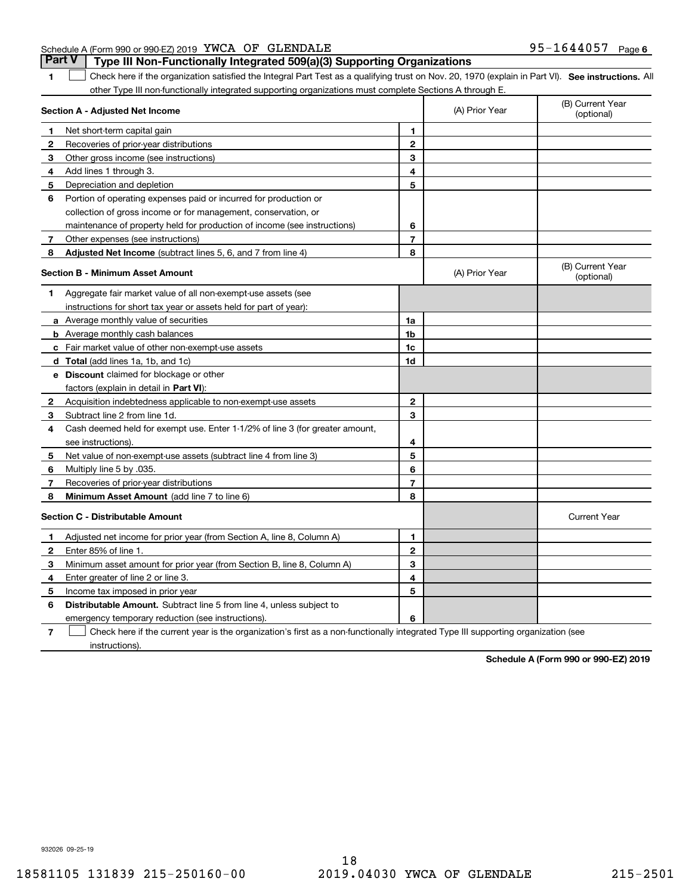Schedule A (Form 990 or 990-EZ) 2019 YWCA OF GLENDALE 95-1644057 Page 6

## Part V Type III Non-Functionally Integrated 509(a)(3) Supporting Organizations

**1** ☐ Check here if the organization satisfied the Integral Part Test as a qualifying trust on Nov. 20, 1970 (explain in Part VI). **See instructions.** All other Type III non-functionally integrated supporting organizations must complete Sections A through E.

| **Section A - Adjusted Net Income** | | (A) Prior Year | (B) Current Year (optional) |
|---|---|---|---|
| **1** Net short-term capital gain | 1 | | |
| **2** Recoveries of prior-year distributions | 2 | | |
| **3** Other gross income (see instructions) | 3 | | |
| **4** Add lines 1 through 3. | 4 | | |
| **5** Depreciation and depletion | 5 | | |
| **6** Portion of operating expenses paid or incurred for production or collection of gross income or for management, conservation, or maintenance of property held for production of income (see instructions) | 6 | | |
| **7** Other expenses (see instructions) | 7 | | |
| **8** **Adjusted Net Income** (subtract lines 5, 6, and 7 from line 4) | 8 | | |

| **Section B - Minimum Asset Amount** | | (A) Prior Year | (B) Current Year (optional) |
|---|---|---|---|
| **1** Aggregate fair market value of all non-exempt-use assets (see instructions for short tax year or assets held for part of year): | | | |
| **a** Average monthly value of securities | 1a | | |
| **b** Average monthly cash balances | 1b | | |
| **c** Fair market value of other non-exempt-use assets | 1c | | |
| **d** **Total** (add lines 1a, 1b, and 1c) | 1d | | |
| **e** **Discount** claimed for blockage or other factors (explain in detail in **Part VI**): | | | |
| **2** Acquisition indebtedness applicable to non-exempt-use assets | 2 | | |
| **3** Subtract line 2 from line 1d. | 3 | | |
| **4** Cash deemed held for exempt use. Enter 1-1/2% of line 3 (for greater amount, see instructions). | 4 | | |
| **5** Net value of non-exempt-use assets (subtract line 4 from line 3) | 5 | | |
| **6** Multiply line 5 by .035. | 6 | | |
| **7** Recoveries of prior-year distributions | 7 | | |
| **8** **Minimum Asset Amount** (add line 7 to line 6) | 8 | | |

| **Section C - Distributable Amount** | | | Current Year |
|---|---|---|---|
| **1** Adjusted net income for prior year (from Section A, line 8, Column A) | 1 | | |
| **2** Enter 85% of line 1. | 2 | | |
| **3** Minimum asset amount for prior year (from Section B, line 8, Column A) | 3 | | |
| **4** Enter greater of line 2 or line 3. | 4 | | |
| **5** Income tax imposed in prior year | 5 | | |
| **6** **Distributable Amount.** Subtract line 5 from line 4, unless subject to emergency temporary reduction (see instructions). | 6 | | |

**7** ☐ Check here if the current year is the organization's first as a non-functionally integrated Type III supporting organization (see instructions).

**Schedule A (Form 990 or 990-EZ) 2019**

932026 09-25-19

18581105 131839 215-250160-00 2019.04030 YWCA OF GLENDALE 215-2501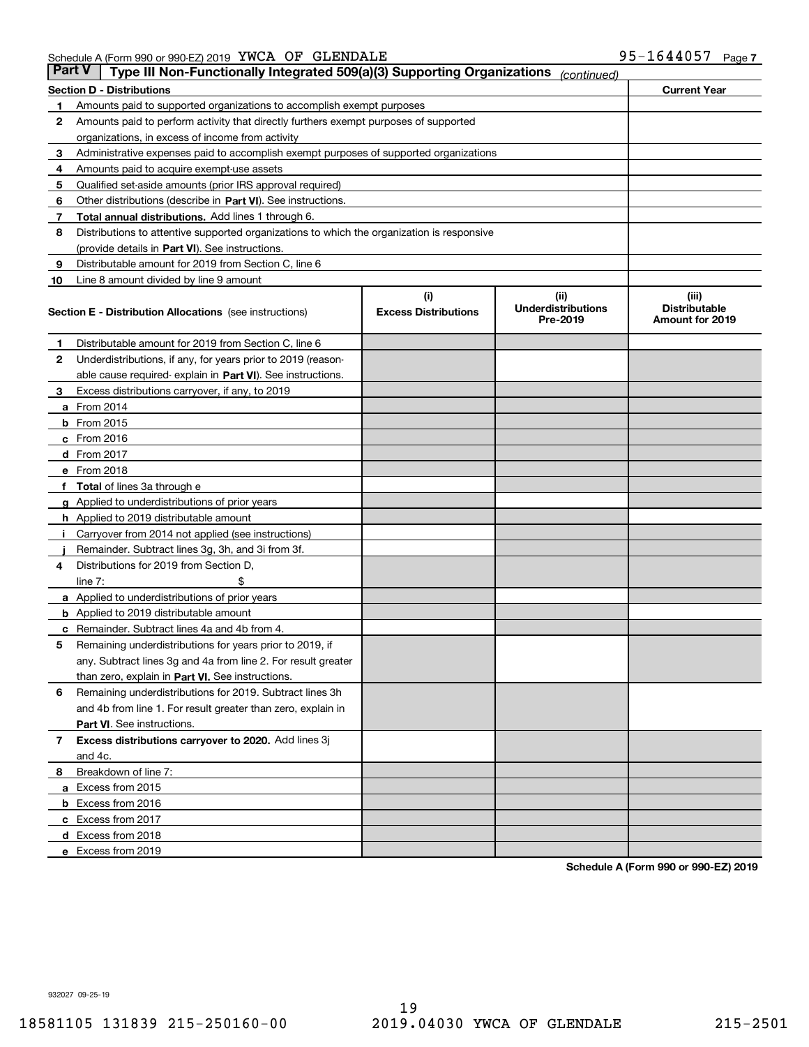Schedule A (Form 990 or 990-EZ) 2019 YWCA OF GLENDALE 95-1644057 Page 7

## Part V Type III Non-Functionally Integrated 509(a)(3) Supporting Organizations *(continued)*

| Section D - Distributions | | Current Year |
|---|---|---|
| 1 | Amounts paid to supported organizations to accomplish exempt purposes | |
| 2 | Amounts paid to perform activity that directly furthers exempt purposes of supported organizations, in excess of income from activity | |
| 3 | Administrative expenses paid to accomplish exempt purposes of supported organizations | |
| 4 | Amounts paid to acquire exempt-use assets | |
| 5 | Qualified set-aside amounts (prior IRS approval required) | |
| 6 | Other distributions (describe in **Part VI**). See instructions. | |
| 7 | **Total annual distributions.** Add lines 1 through 6. | |
| 8 | Distributions to attentive supported organizations to which the organization is responsive (provide details in **Part VI**). See instructions. | |
| 9 | Distributable amount for 2019 from Section C, line 6 | |
| 10 | Line 8 amount divided by line 9 amount | |

| Section E - Distribution Allocations (see instructions) | (i) Excess Distributions | (ii) Underdistributions Pre-2019 | (iii) Distributable Amount for 2019 |
|---|---|---|---|
| **1** Distributable amount for 2019 from Section C, line 6 | | | |
| **2** Underdistributions, if any, for years prior to 2019 (reasonable cause required- explain in **Part VI**). See instructions. | | | |
| **3** Excess distributions carryover, if any, to 2019 | | | |
| **a** From 2014 | | | |
| **b** From 2015 | | | |
| **c** From 2016 | | | |
| **d** From 2017 | | | |
| **e** From 2018 | | | |
| **f Total** of lines 3a through e | | | |
| **g** Applied to underdistributions of prior years | | | |
| **h** Applied to 2019 distributable amount | | | |
| **i** Carryover from 2014 not applied (see instructions) | | | |
| **j** Remainder. Subtract lines 3g, 3h, and 3i from 3f. | | | |
| **4** Distributions for 2019 from Section D, line 7: $ | | | |
| **a** Applied to underdistributions of prior years | | | |
| **b** Applied to 2019 distributable amount | | | |
| **c** Remainder. Subtract lines 4a and 4b from 4. | | | |
| **5** Remaining underdistributions for years prior to 2019, if any. Subtract lines 3g and 4a from line 2. For result greater than zero, explain in **Part VI.** See instructions. | | | |
| **6** Remaining underdistributions for 2019. Subtract lines 3h and 4b from line 1. For result greater than zero, explain in **Part VI**. See instructions. | | | |
| **7 Excess distributions carryover to 2020.** Add lines 3j and 4c. | | | |
| **8** Breakdown of line 7: | | | |
| **a** Excess from 2015 | | | |
| **b** Excess from 2016 | | | |
| **c** Excess from 2017 | | | |
| **d** Excess from 2018 | | | |
| **e** Excess from 2019 | | | |

**Schedule A (Form 990 or 990-EZ) 2019**

932027 09-25-19

18581105 131839 215-250160-00 2019.04030 YWCA OF GLENDALE 215-2501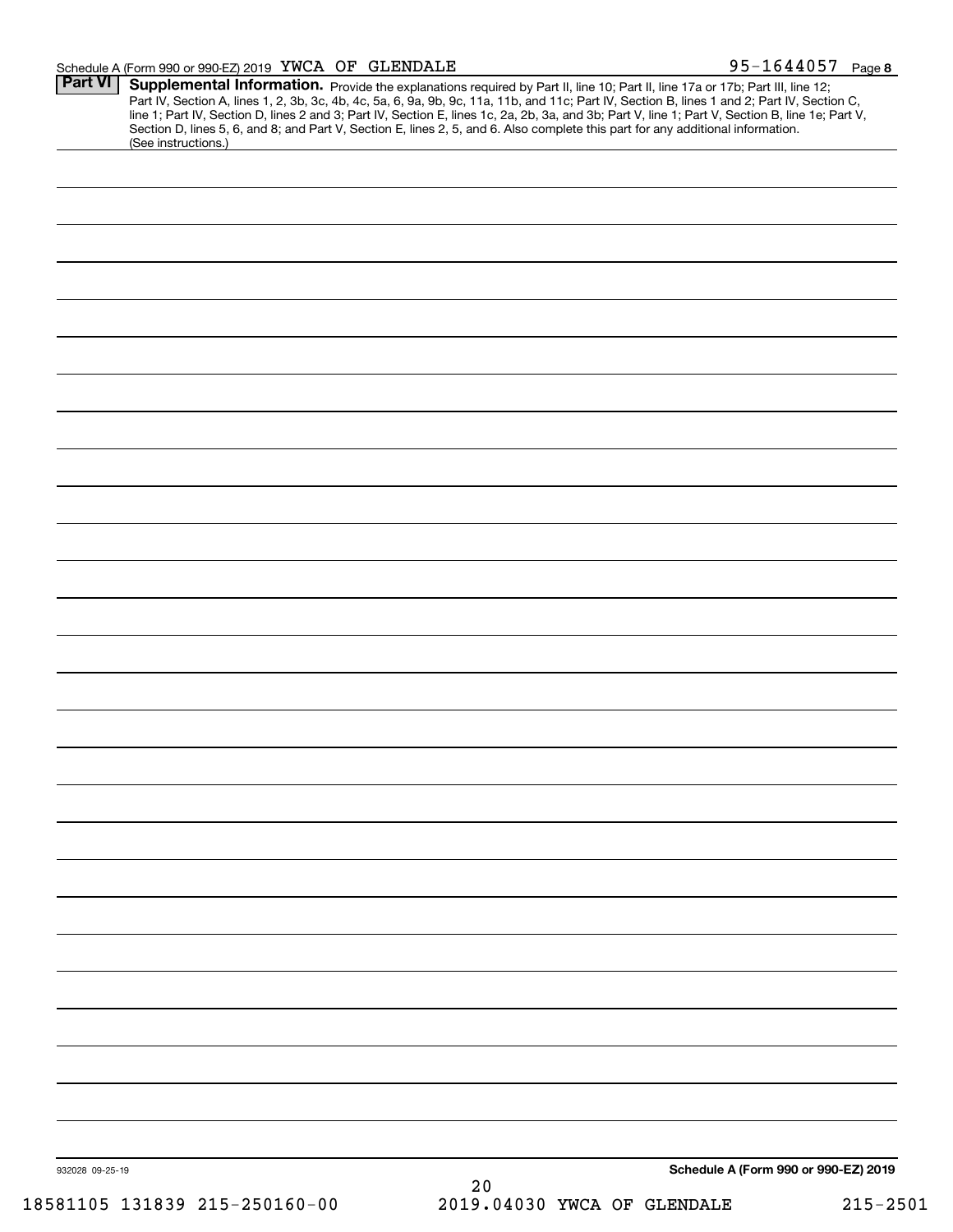## Part VI Supplemental Information.

Provide the explanations required by Part II, line 10; Part II, line 17a or 17b; Part III, line 12; Part IV, Section A, lines 1, 2, 3b, 3c, 4b, 4c, 5a, 6, 9a, 9b, 9c, 11a, 11b, and 11c; Part IV, Section B, lines 1 and 2; Part IV, Section C, line 1; Part IV, Section D, lines 2 and 3; Part IV, Section E, lines 1c, 2a, 2b, 3a, and 3b; Part V, line 1; Part V, Section B, line 1e; Part V, Section D, lines 5, 6, and 8; and Part V, Section E, lines 2, 5, and 6. Also complete this part for any additional information. (See instructions.)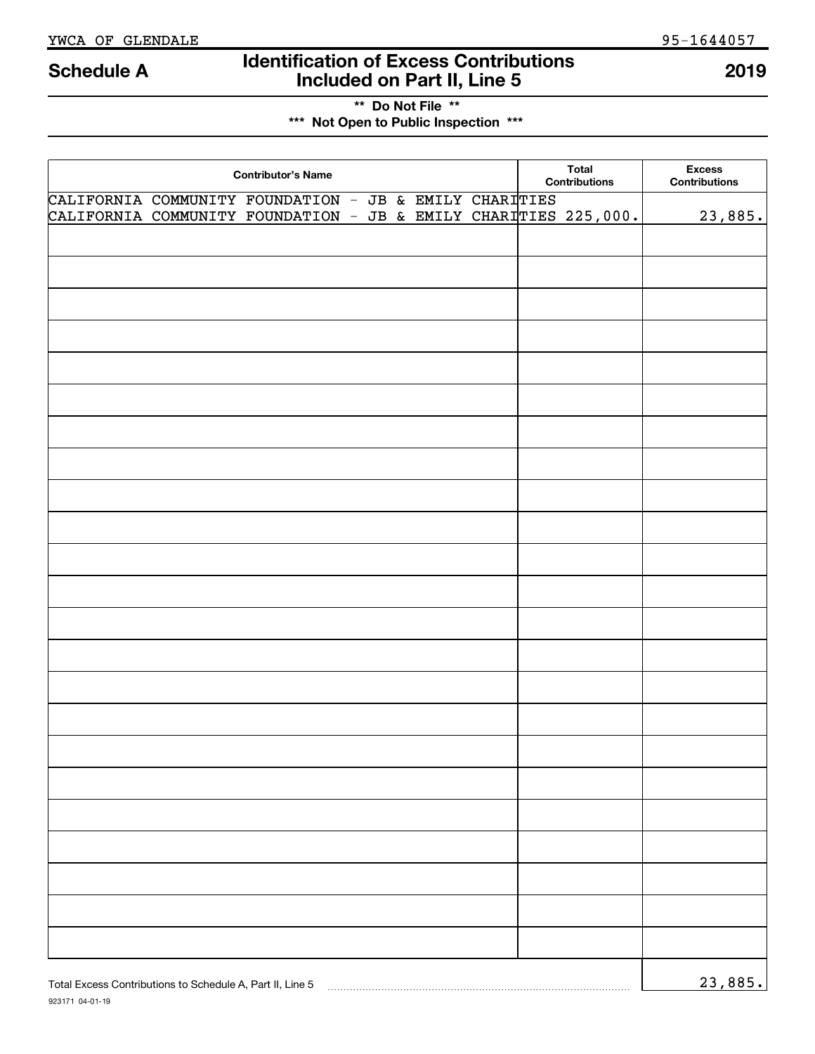YWCA OF GLENDALE 95-1644057

# Schedule A — Identification of Excess Contributions Included on Part II, Line 5 — 2019

**\*\* Do Not File \*\***

**\*\*\* Not Open to Public Inspection \*\*\***

| Contributor's Name | Total Contributions | Excess Contributions |
|---|---|---|
| CALIFORNIA COMMUNITY FOUNDATION - JB & EMILY CHARITIES<br>CALIFORNIA COMMUNITY FOUNDATION - JB & EMILY CHARITIES | 225,000. | 23,885. |
| | | |
| | | |
| | | |
| | | |
| | | |
| | | |
| | | |
| | | |
| | | |
| | | |
| | | |
| | | |
| | | |
| | | |
| | | |
| | | |
| | | |
| | | |
| | | |
| | | |
| | | |
| | | |
| | | |

Total Excess Contributions to Schedule A, Part II, Line 5 .......... 23,885.

923171 04-01-19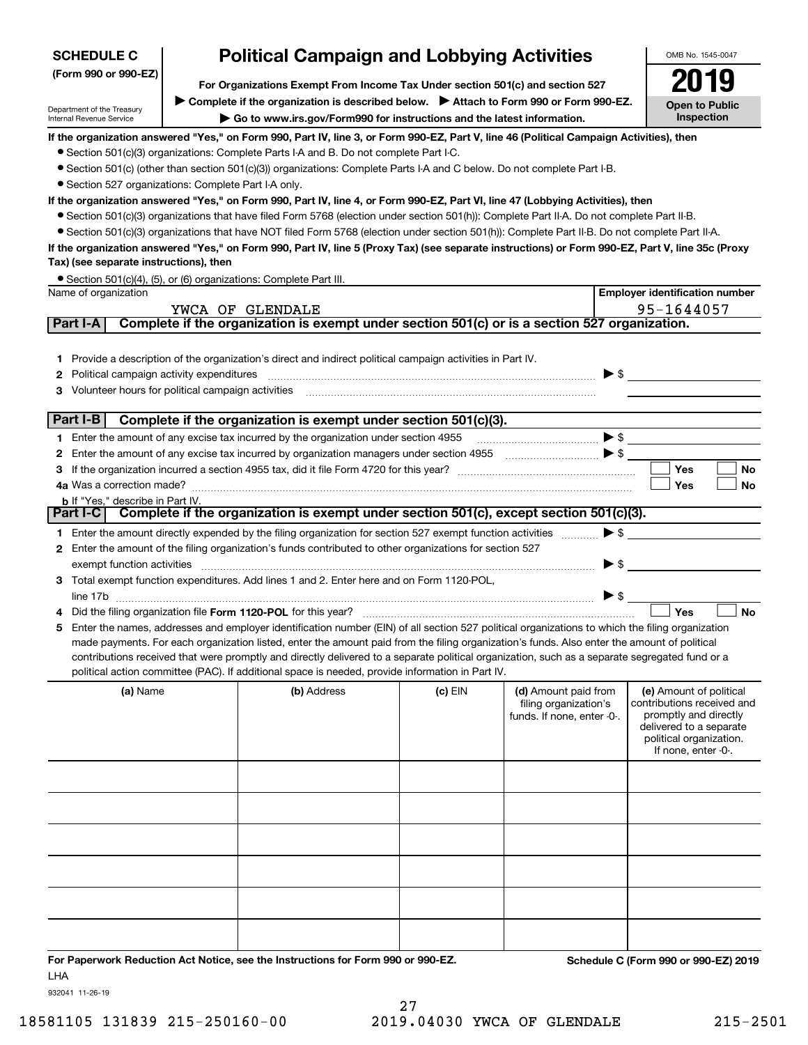**SCHEDULE C**
**(Form 990 or 990-EZ)**

Department of the Treasury
Internal Revenue Service

# Political Campaign and Lobbying Activities

**For Organizations Exempt From Income Tax Under section 501(c) and section 527**

▶ **Complete if the organization is described below.** ▶ **Attach to Form 990 or Form 990-EZ.**

▶ **Go to www.irs.gov/Form990 for instructions and the latest information.**

OMB No. 1545-0047

**2019**

**Open to Public Inspection**

**If the organization answered "Yes," on Form 990, Part IV, line 3, or Form 990-EZ, Part V, line 46 (Political Campaign Activities), then**

- Section 501(c)(3) organizations: Complete Parts I-A and B. Do not complete Part I-C.
- Section 501(c) (other than section 501(c)(3)) organizations: Complete Parts I-A and C below. Do not complete Part I-B.
- Section 527 organizations: Complete Part I-A only.

**If the organization answered "Yes," on Form 990, Part IV, line 4, or Form 990-EZ, Part VI, line 47 (Lobbying Activities), then**

- Section 501(c)(3) organizations that have filed Form 5768 (election under section 501(h)): Complete Part II-A. Do not complete Part II-B.
- Section 501(c)(3) organizations that have NOT filed Form 5768 (election under section 501(h)): Complete Part II-B. Do not complete Part II-A.

**If the organization answered "Yes," on Form 990, Part IV, line 5 (Proxy Tax) (see separate instructions) or Form 990-EZ, Part V, line 35c (Proxy Tax) (see separate instructions), then**

- Section 501(c)(4), (5), or (6) organizations: Complete Part III.

| Name of organization | Employer identification number |
|---|---|
| YWCA OF GLENDALE | 95-1644057 |

## Part I-A Complete if the organization is exempt under section 501(c) or is a section 527 organization.

1. Provide a description of the organization's direct and indirect political campaign activities in Part IV.
2. Political campaign activity expenditures ▶ $
3. Volunteer hours for political campaign activities

## Part I-B Complete if the organization is exempt under section 501(c)(3).

1. Enter the amount of any excise tax incurred by the organization under section 4955 ▶ $
2. Enter the amount of any excise tax incurred by organization managers under section 4955 ▶ $
3. If the organization incurred a section 4955 tax, did it file Form 4720 for this year? ☐ Yes ☐ No
4. a Was a correction made? ☐ Yes ☐ No
   b If "Yes," describe in Part IV.

## Part I-C Complete if the organization is exempt under section 501(c), except section 501(c)(3).

1. Enter the amount directly expended by the filing organization for section 527 exempt function activities ▶ $
2. Enter the amount of the filing organization's funds contributed to other organizations for section 527 exempt function activities ▶ $
3. Total exempt function expenditures. Add lines 1 and 2. Enter here and on Form 1120-POL, line 17b ▶ $
4. Did the filing organization file **Form 1120-POL** for this year? ☐ Yes ☐ No
5. Enter the names, addresses and employer identification number (EIN) of all section 527 political organizations to which the filing organization made payments. For each organization listed, enter the amount paid from the filing organization's funds. Also enter the amount of political contributions received that were promptly and directly delivered to a separate political organization, such as a separate segregated fund or a political action committee (PAC). If additional space is needed, provide information in Part IV.

| (a) Name | (b) Address | (c) EIN | (d) Amount paid from filing organization's funds. If none, enter -0-. | (e) Amount of political contributions received and promptly and directly delivered to a separate political organization. If none, enter -0-. |
|---|---|---|---|---|
| | | | | |
| | | | | |
| | | | | |
| | | | | |
| | | | | |
| | | | | |

**For Paperwork Reduction Act Notice, see the Instructions for Form 990 or 990-EZ.** **Schedule C (Form 990 or 990-EZ) 2019**

LHA

932041 11-26-19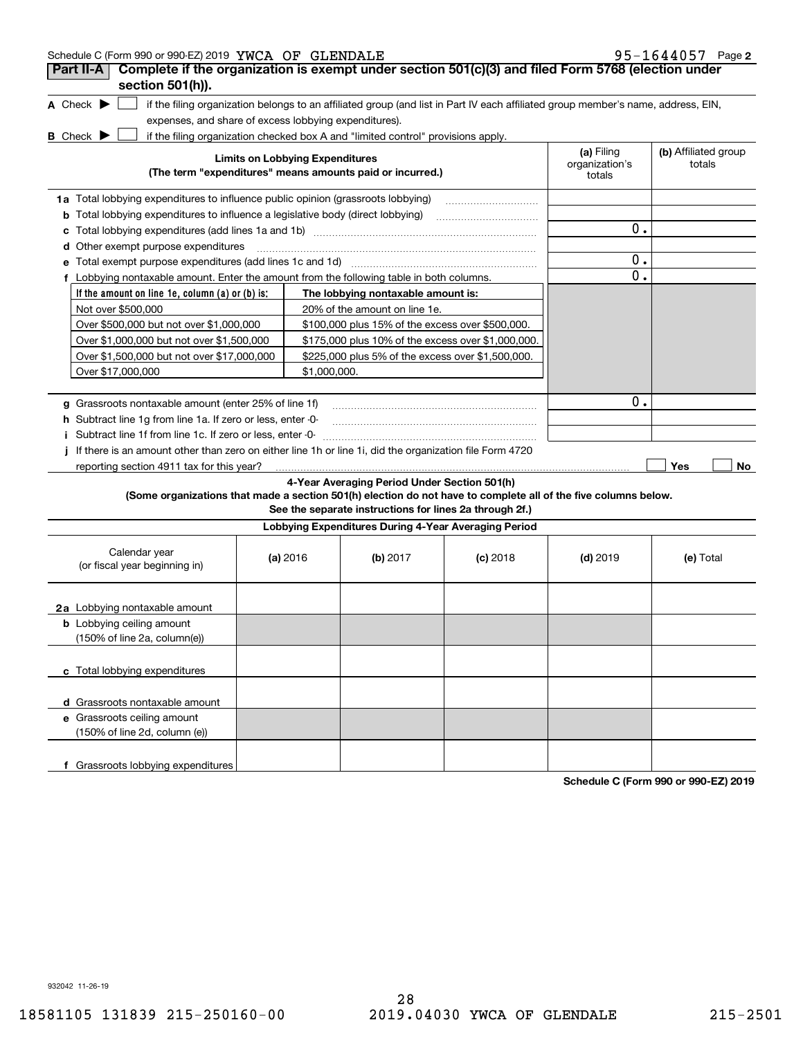Schedule C (Form 990 or 990-EZ) 2019 YWCA OF GLENDALE 95-1644057 Page 2

## Part II-A Complete if the organization is exempt under section 501(c)(3) and filed Form 5768 (election under section 501(h)).

**A** Check ▶ ☐ if the filing organization belongs to an affiliated group (and list in Part IV each affiliated group member's name, address, EIN, expenses, and share of excess lobbying expenditures).

**B** Check ▶ ☐ if the filing organization checked box A and "limited control" provisions apply.

| Limits on Lobbying Expenditures (The term "expenditures" means amounts paid or incurred.) | (a) Filing organization's totals | (b) Affiliated group totals |
|---|---|---|
| **1a** Total lobbying expenditures to influence public opinion (grassroots lobbying) | | |
| **b** Total lobbying expenditures to influence a legislative body (direct lobbying) | | |
| **c** Total lobbying expenditures (add lines 1a and 1b) | 0. | |
| **d** Other exempt purpose expenditures | | |
| **e** Total exempt purpose expenditures (add lines 1c and 1d) | 0. | |
| **f** Lobbying nontaxable amount. Enter the amount from the following table in both columns. | 0. | |

| If the amount on line 1e, column (a) or (b) is: | The lobbying nontaxable amount is: |
|---|---|
| Not over $500,000 | 20% of the amount on line 1e. |
| Over $500,000 but not over $1,000,000 | $100,000 plus 15% of the excess over $500,000. |
| Over $1,000,000 but not over $1,500,000 | $175,000 plus 10% of the excess over $1,000,000. |
| Over $1,500,000 but not over $17,000,000 | $225,000 plus 5% of the excess over $1,500,000. |
| Over $17,000,000 | $1,000,000. |

| | (a) Filing organization's totals | (b) Affiliated group totals |
|---|---|---|
| **g** Grassroots nontaxable amount (enter 25% of line 1f) | 0. | |
| **h** Subtract line 1g from line 1a. If zero or less, enter -0- | | |
| **i** Subtract line 1f from line 1c. If zero or less, enter -0- | | |

**j** If there is an amount other than zero on either line 1h or line 1i, did the organization file Form 4720 reporting section 4911 tax for this year? ☐ Yes ☐ No

### 4-Year Averaging Period Under Section 501(h)

**(Some organizations that made a section 501(h) election do not have to complete all of the five columns below. See the separate instructions for lines 2a through 2f.)**

| Lobbying Expenditures During 4-Year Averaging Period | | | | | |
|---|---|---|---|---|---|
| Calendar year (or fiscal year beginning in) | (a) 2016 | (b) 2017 | (c) 2018 | (d) 2019 | (e) Total |
| **2a** Lobbying nontaxable amount | | | | | |
| **b** Lobbying ceiling amount (150% of line 2a, column(e)) | | | | | |
| **c** Total lobbying expenditures | | | | | |
| **d** Grassroots nontaxable amount | | | | | |
| **e** Grassroots ceiling amount (150% of line 2d, column (e)) | | | | | |
| **f** Grassroots lobbying expenditures | | | | | |

**Schedule C (Form 990 or 990-EZ) 2019**

932042 11-26-19

18581105 131839 215-250160-00 2019.04030 YWCA OF GLENDALE 215-2501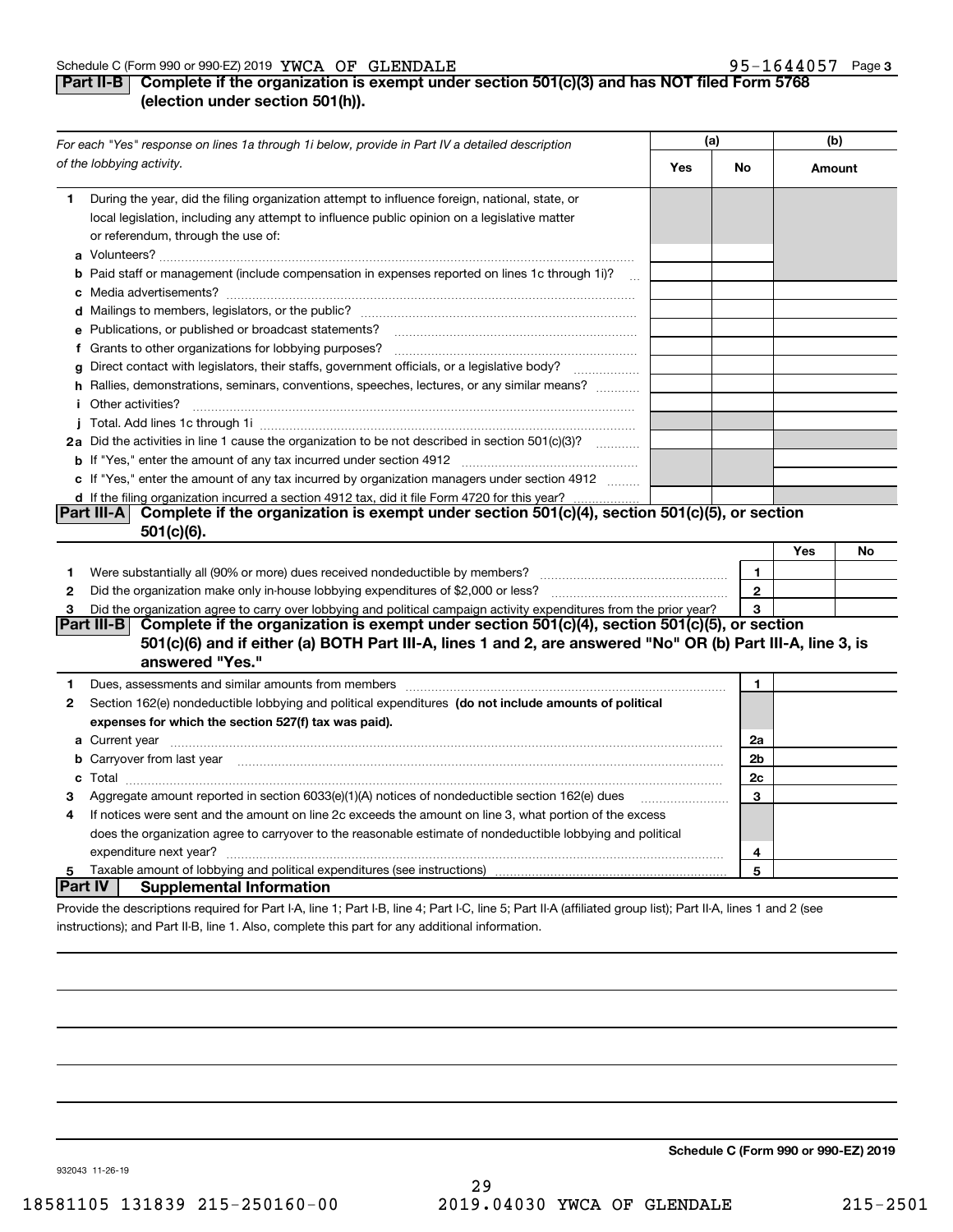Schedule C (Form 990 or 990-EZ) 2019 YWCA OF GLENDALE 95-1644057 Page 3

## Part II-B Complete if the organization is exempt under section 501(c)(3) and has NOT filed Form 5768 (election under section 501(h)).

| *For each "Yes" response on lines 1a through 1i below, provide in Part IV a detailed description of the lobbying activity.* | (a) Yes | (a) No | (b) Amount |
|---|---|---|---|
| **1** During the year, did the filing organization attempt to influence foreign, national, state, or local legislation, including any attempt to influence public opinion on a legislative matter or referendum, through the use of: | | | |
| **a** Volunteers? | | | |
| **b** Paid staff or management (include compensation in expenses reported on lines 1c through 1i)? | | | |
| **c** Media advertisements? | | | |
| **d** Mailings to members, legislators, or the public? | | | |
| **e** Publications, or published or broadcast statements? | | | |
| **f** Grants to other organizations for lobbying purposes? | | | |
| **g** Direct contact with legislators, their staffs, government officials, or a legislative body? | | | |
| **h** Rallies, demonstrations, seminars, conventions, speeches, lectures, or any similar means? | | | |
| **i** Other activities? | | | |
| **j** Total. Add lines 1c through 1i | | | |
| **2a** Did the activities in line 1 cause the organization to be not described in section 501(c)(3)? | | | |
| **b** If "Yes," enter the amount of any tax incurred under section 4912 | | | |
| **c** If "Yes," enter the amount of any tax incurred by organization managers under section 4912 | | | |
| **d** If the filing organization incurred a section 4912 tax, did it file Form 4720 for this year? | | | |

## Part III-A Complete if the organization is exempt under section 501(c)(4), section 501(c)(5), or section 501(c)(6).

| | | | Yes | No |
|---|---|---|---|---|
| **1** | Were substantially all (90% or more) dues received nondeductible by members? | 1 | | |
| **2** | Did the organization make only in-house lobbying expenditures of $2,000 or less? | 2 | | |
| **3** | Did the organization agree to carry over lobbying and political campaign activity expenditures from the prior year? | 3 | | |

## Part III-B Complete if the organization is exempt under section 501(c)(4), section 501(c)(5), or section 501(c)(6) and if either (a) BOTH Part III-A, lines 1 and 2, are answered "No" OR (b) Part III-A, line 3, is answered "Yes."

| | | | |
|---|---|---|---|
| **1** | Dues, assessments and similar amounts from members | 1 | |
| **2** | Section 162(e) nondeductible lobbying and political expenditures **(do not include amounts of political expenses for which the section 527(f) tax was paid).** | | |
| **a** | Current year | 2a | |
| **b** | Carryover from last year | 2b | |
| **c** | Total | 2c | |
| **3** | Aggregate amount reported in section 6033(e)(1)(A) notices of nondeductible section 162(e) dues | 3 | |
| **4** | If notices were sent and the amount on line 2c exceeds the amount on line 3, what portion of the excess does the organization agree to carryover to the reasonable estimate of nondeductible lobbying and political expenditure next year? | 4 | |
| **5** | Taxable amount of lobbying and political expenditures (see instructions) | 5 | |

## Part IV Supplemental Information

Provide the descriptions required for Part I-A, line 1; Part I-B, line 4; Part I-C, line 5; Part II-A (affiliated group list); Part II-A, lines 1 and 2 (see instructions); and Part II-B, line 1. Also, complete this part for any additional information.

**Schedule C (Form 990 or 990-EZ) 2019**

932043 11-26-19

18581105 131839 215-250160-00 2019.04030 YWCA OF GLENDALE 215-2501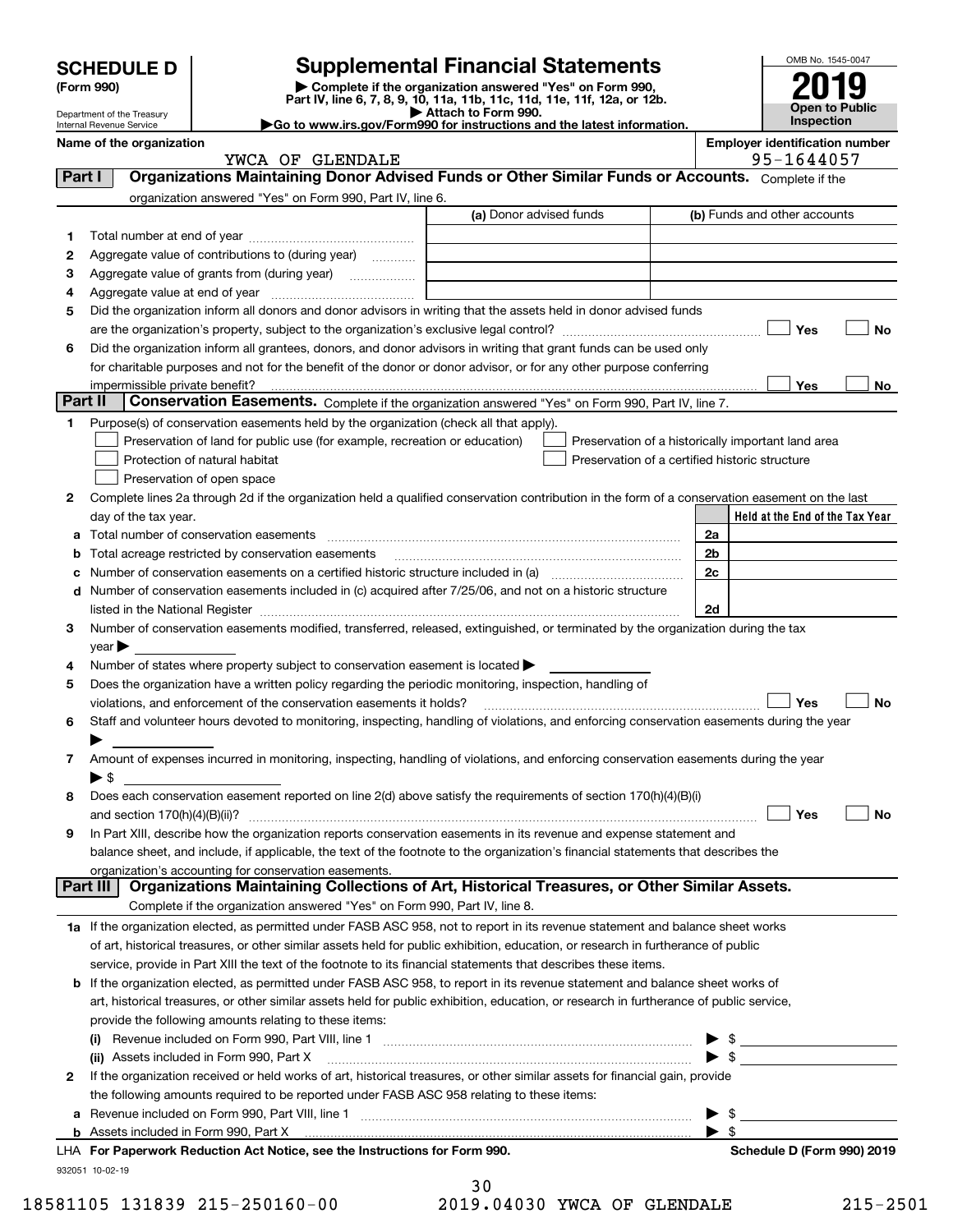# SCHEDULE D (Form 990)

Department of the Treasury
Internal Revenue Service

## Supplemental Financial Statements

▶ Complete if the organization answered "Yes" on Form 990, Part IV, line 6, 7, 8, 9, 10, 11a, 11b, 11c, 11d, 11e, 11f, 12a, or 12b.
▶ Attach to Form 990.
▶Go to www.irs.gov/Form990 for instructions and the latest information.

OMB No. 1545-0047

**2019**

**Open to Public Inspection**

**Name of the organization:** YWCA OF GLENDALE

**Employer identification number:** 95-1644057

## Part I — Organizations Maintaining Donor Advised Funds or Other Similar Funds or Accounts.

Complete if the organization answered "Yes" on Form 990, Part IV, line 6.

| | | (a) Donor advised funds | (b) Funds and other accounts |
|---|---|---|---|
| 1 | Total number at end of year | | |
| 2 | Aggregate value of contributions to (during year) | | |
| 3 | Aggregate value of grants from (during year) | | |
| 4 | Aggregate value at end of year | | |

5. Did the organization inform all donors and donor advisors in writing that the assets held in donor advised funds are the organization's property, subject to the organization's exclusive legal control? ☐ Yes ☐ No
6. Did the organization inform all grantees, donors, and donor advisors in writing that grant funds can be used only for charitable purposes and not for the benefit of the donor or donor advisor, or for any other purpose conferring impermissible private benefit? ☐ Yes ☐ No

## Part II — Conservation Easements.

Complete if the organization answered "Yes" on Form 990, Part IV, line 7.

1. Purpose(s) of conservation easements held by the organization (check all that apply).
   - ☐ Preservation of land for public use (for example, recreation or education)
   - ☐ Preservation of a historically important land area
   - ☐ Protection of natural habitat
   - ☐ Preservation of a certified historic structure
   - ☐ Preservation of open space
2. Complete lines 2a through 2d if the organization held a qualified conservation contribution in the form of a conservation easement on the last day of the tax year.

| | | | Held at the End of the Tax Year |
|---|---|---|---|
| a | Total number of conservation easements | 2a | |
| b | Total acreage restricted by conservation easements | 2b | |
| c | Number of conservation easements on a certified historic structure included in (a) | 2c | |
| d | Number of conservation easements included in (c) acquired after 7/25/06, and not on a historic structure listed in the National Register | 2d | |

3. Number of conservation easements modified, transferred, released, extinguished, or terminated by the organization during the tax year ▶
4. Number of states where property subject to conservation easement is located ▶
5. Does the organization have a written policy regarding the periodic monitoring, inspection, handling of violations, and enforcement of the conservation easements it holds? ☐ Yes ☐ No
6. Staff and volunteer hours devoted to monitoring, inspecting, handling of violations, and enforcing conservation easements during the year ▶
7. Amount of expenses incurred in monitoring, inspecting, handling of violations, and enforcing conservation easements during the year ▶ $
8. Does each conservation easement reported on line 2(d) above satisfy the requirements of section 170(h)(4)(B)(i) and section 170(h)(4)(B)(ii)? ☐ Yes ☐ No
9. In Part XIII, describe how the organization reports conservation easements in its revenue and expense statement and balance sheet, and include, if applicable, the text of the footnote to the organization's financial statements that describes the organization's accounting for conservation easements.

## Part III — Organizations Maintaining Collections of Art, Historical Treasures, or Other Similar Assets.

Complete if the organization answered "Yes" on Form 990, Part IV, line 8.

**1a** If the organization elected, as permitted under FASB ASC 958, not to report in its revenue statement and balance sheet works of art, historical treasures, or other similar assets held for public exhibition, education, or research in furtherance of public service, provide in Part XIII the text of the footnote to its financial statements that describes these items.

**b** If the organization elected, as permitted under FASB ASC 958, to report in its revenue statement and balance sheet works of art, historical treasures, or other similar assets held for public exhibition, education, or research in furtherance of public service, provide the following amounts relating to these items:

(i) Revenue included on Form 990, Part VIII, line 1 ▶ $

(ii) Assets included in Form 990, Part X ▶ $

**2** If the organization received or held works of art, historical treasures, or other similar assets for financial gain, provide the following amounts required to be reported under FASB ASC 958 relating to these items:

a. Revenue included on Form 990, Part VIII, line 1 ▶ $

b. Assets included in Form 990, Part X ▶ $

LHA For Paperwork Reduction Act Notice, see the Instructions for Form 990.

Schedule D (Form 990) 2019

932051 10-02-19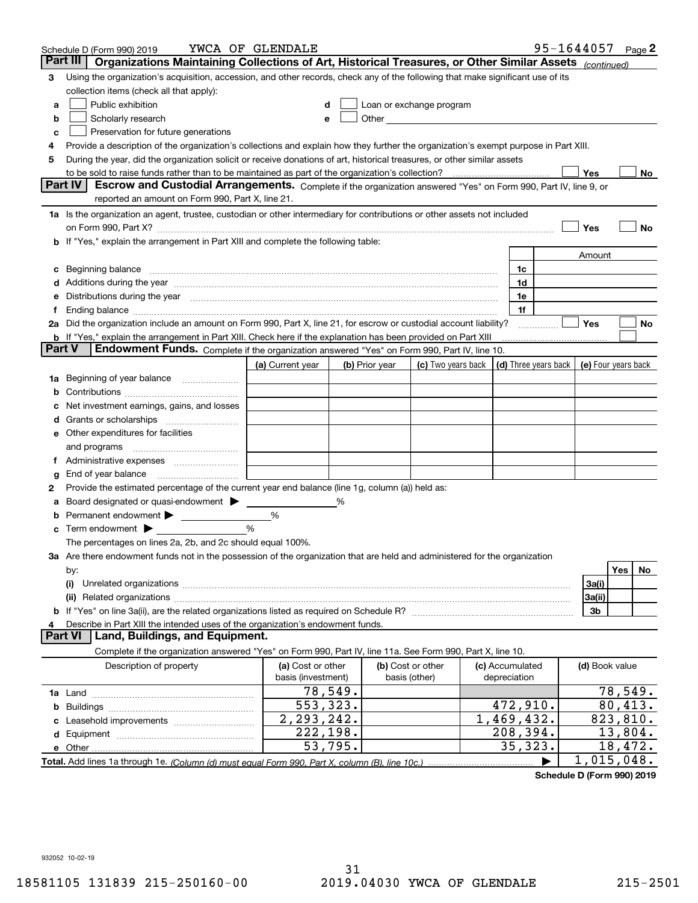Schedule D (Form 990) 2019 YWCA OF GLENDALE 95-1644057 Page 2

## Part III Organizations Maintaining Collections of Art, Historical Treasures, or Other Similar Assets *(continued)*

**3** Using the organization's acquisition, accession, and other records, check any of the following that make significant use of its collection items (check all that apply):

- **a** ☐ Public exhibition
- **b** ☐ Scholarly research
- **c** ☐ Preservation for future generations
- **d** ☐ Loan or exchange program
- **e** ☐ Other

**4** Provide a description of the organization's collections and explain how they further the organization's exempt purpose in Part XIII.

**5** During the year, did the organization solicit or receive donations of art, historical treasures, or other similar assets to be sold to raise funds rather than to be maintained as part of the organization's collection? ☐ Yes ☐ No

## Part IV Escrow and Custodial Arrangements.

Complete if the organization answered "Yes" on Form 990, Part IV, line 9, or reported an amount on Form 990, Part X, line 21.

**1a** Is the organization an agent, trustee, custodian or other intermediary for contributions or other assets not included on Form 990, Part X? ☐ Yes ☐ No

**b** If "Yes," explain the arrangement in Part XIII and complete the following table:

| | | | Amount |
|---|---|---|---|
| **c** | Beginning balance | 1c | |
| **d** | Additions during the year | 1d | |
| **e** | Distributions during the year | 1e | |
| **f** | Ending balance | 1f | |

**2a** Did the organization include an amount on Form 990, Part X, line 21, for escrow or custodial account liability? ☐ Yes ☐ No

**b** If "Yes," explain the arrangement in Part XIII. Check here if the explanation has been provided on Part XIII ☐

## Part V Endowment Funds.

Complete if the organization answered "Yes" on Form 990, Part IV, line 10.

| | (a) Current year | (b) Prior year | (c) Two years back | (d) Three years back | (e) Four years back |
|---|---|---|---|---|---|
| **1a** Beginning of year balance | | | | | |
| **b** Contributions | | | | | |
| **c** Net investment earnings, gains, and losses | | | | | |
| **d** Grants or scholarships | | | | | |
| **e** Other expenditures for facilities and programs | | | | | |
| **f** Administrative expenses | | | | | |
| **g** End of year balance | | | | | |

**2** Provide the estimated percentage of the current year end balance (line 1g, column (a)) held as:

- **a** Board designated or quasi-endowment ▶ ______ %
- **b** Permanent endowment ▶ ______ %
- **c** Term endowment ▶ ______ %

The percentages on lines 2a, 2b, and 2c should equal 100%.

**3a** Are there endowment funds not in the possession of the organization that are held and administered for the organization by:

| | | Yes | No |
|---|---|---|---|
| **(i)** Unrelated organizations | 3a(i) | | |
| **(ii)** Related organizations | 3a(ii) | | |
| **b** If "Yes" on line 3a(ii), are the related organizations listed as required on Schedule R? | 3b | | |

**4** Describe in Part XIII the intended uses of the organization's endowment funds.

## Part VI Land, Buildings, and Equipment.

Complete if the organization answered "Yes" on Form 990, Part IV, line 11a. See Form 990, Part X, line 10.

| Description of property | (a) Cost or other basis (investment) | (b) Cost or other basis (other) | (c) Accumulated depreciation | (d) Book value |
|---|---|---|---|---|
| **1a** Land | 78,549. | | | 78,549. |
| **b** Buildings | 553,323. | | 472,910. | 80,413. |
| **c** Leasehold improvements | 2,293,242. | | 1,469,432. | 823,810. |
| **d** Equipment | 222,198. | | 208,394. | 13,804. |
| **e** Other | 53,795. | | 35,323. | 18,472. |
| **Total.** Add lines 1a through 1e. *(Column (d) must equal Form 990, Part X, column (B), line 10c.)* | | | ▶ | 1,015,048. |

**Schedule D (Form 990) 2019**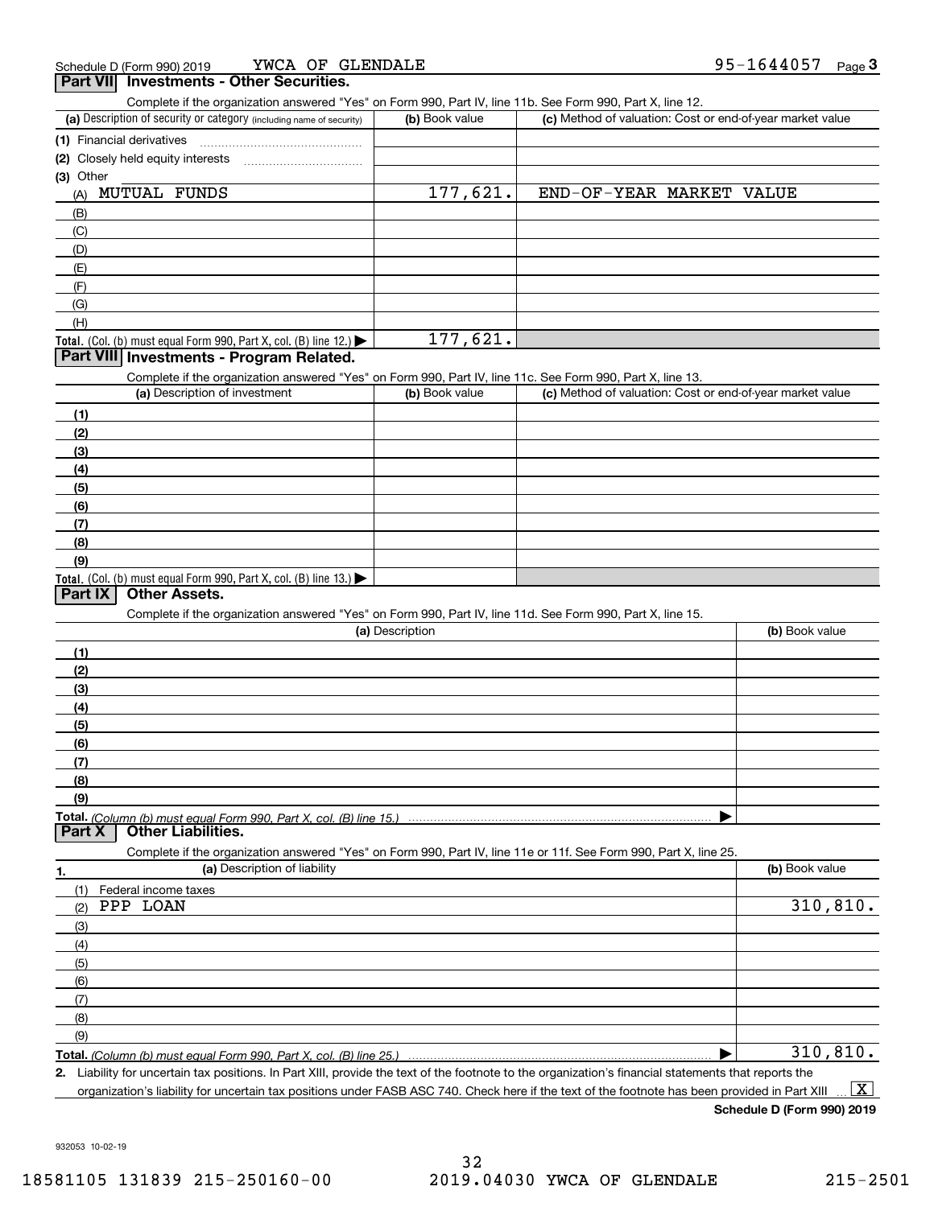Schedule D (Form 990) 2019 YWCA OF GLENDALE 95-1644057 Page 3

## Part VII Investments - Other Securities.

Complete if the organization answered "Yes" on Form 990, Part IV, line 11b. See Form 990, Part X, line 12.

| (a) Description of security or category (including name of security) | (b) Book value | (c) Method of valuation: Cost or end-of-year market value |
|---|---|---|
| (1) Financial derivatives | | |
| (2) Closely held equity interests | | |
| (3) Other | | |
| (A) MUTUAL FUNDS | 177,621. | END-OF-YEAR MARKET VALUE |
| (B) | | |
| (C) | | |
| (D) | | |
| (E) | | |
| (F) | | |
| (G) | | |
| (H) | | |
| **Total.** (Col. (b) must equal Form 990, Part X, col. (B) line 12.) | 177,621. | |

## Part VIII Investments - Program Related.

Complete if the organization answered "Yes" on Form 990, Part IV, line 11c. See Form 990, Part X, line 13.

| (a) Description of investment | (b) Book value | (c) Method of valuation: Cost or end-of-year market value |
|---|---|---|
| (1) | | |
| (2) | | |
| (3) | | |
| (4) | | |
| (5) | | |
| (6) | | |
| (7) | | |
| (8) | | |
| (9) | | |
| **Total.** (Col. (b) must equal Form 990, Part X, col. (B) line 13.) | | |

## Part IX Other Assets.

Complete if the organization answered "Yes" on Form 990, Part IV, line 11d. See Form 990, Part X, line 15.

| (a) Description | (b) Book value |
|---|---|
| (1) | |
| (2) | |
| (3) | |
| (4) | |
| (5) | |
| (6) | |
| (7) | |
| (8) | |
| (9) | |
| **Total.** *(Column (b) must equal Form 990, Part X, col. (B) line 15.)* | |

## Part X Other Liabilities.

Complete if the organization answered "Yes" on Form 990, Part IV, line 11e or 11f. See Form 990, Part X, line 25.

| 1. (a) Description of liability | (b) Book value |
|---|---|
| (1) Federal income taxes | |
| (2) PPP LOAN | 310,810. |
| (3) | |
| (4) | |
| (5) | |
| (6) | |
| (7) | |
| (8) | |
| (9) | |
| **Total.** *(Column (b) must equal Form 990, Part X, col. (B) line 25.)* | 310,810. |

2. Liability for uncertain tax positions. In Part XIII, provide the text of the footnote to the organization's financial statements that reports the organization's liability for uncertain tax positions under FASB ASC 740. Check here if the text of the footnote has been provided in Part XIII [X]

**Schedule D (Form 990) 2019**

932053 10-02-19

18581105 131839 215-250160-00 2019.04030 YWCA OF GLENDALE 215-2501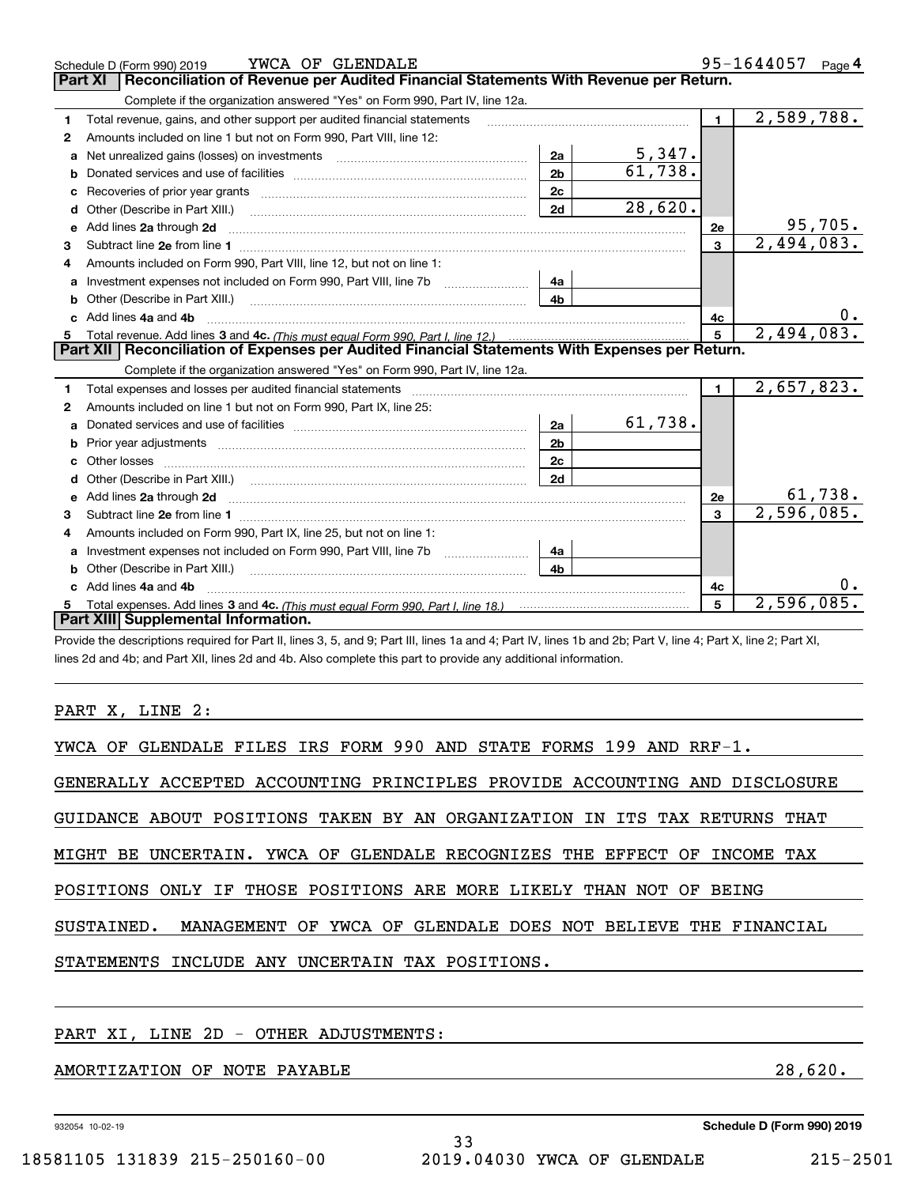Schedule D (Form 990) 2019    YWCA OF GLENDALE    95-1644057    Page 4

## Part XI | Reconciliation of Revenue per Audited Financial Statements With Revenue per Return.

Complete if the organization answered "Yes" on Form 990, Part IV, line 12a.

| | | | | | |
|---|---|---|---|---|---|
| 1 | Total revenue, gains, and other support per audited financial statements | | | 1 | 2,589,788. |
| 2 | Amounts included on line 1 but not on Form 990, Part VIII, line 12: | | | | |
| a | Net unrealized gains (losses) on investments | 2a | 5,347. | | |
| b | Donated services and use of facilities | 2b | 61,738. | | |
| c | Recoveries of prior year grants | 2c | | | |
| d | Other (Describe in Part XIII.) | 2d | 28,620. | | |
| e | Add lines 2a through 2d | | | 2e | 95,705. |
| 3 | Subtract line 2e from line 1 | | | 3 | 2,494,083. |
| 4 | Amounts included on Form 990, Part VIII, line 12, but not on line 1: | | | | |
| a | Investment expenses not included on Form 990, Part VIII, line 7b | 4a | | | |
| b | Other (Describe in Part XIII.) | 4b | | | |
| c | Add lines 4a and 4b | | | 4c | 0. |
| 5 | Total revenue. Add lines 3 and 4c. *(This must equal Form 990, Part I, line 12.)* | | | 5 | 2,494,083. |

## Part XII | Reconciliation of Expenses per Audited Financial Statements With Expenses per Return.

Complete if the organization answered "Yes" on Form 990, Part IV, line 12a.

| | | | | | |
|---|---|---|---|---|---|
| 1 | Total expenses and losses per audited financial statements | | | 1 | 2,657,823. |
| 2 | Amounts included on line 1 but not on Form 990, Part IX, line 25: | | | | |
| a | Donated services and use of facilities | 2a | 61,738. | | |
| b | Prior year adjustments | 2b | | | |
| c | Other losses | 2c | | | |
| d | Other (Describe in Part XIII.) | 2d | | | |
| e | Add lines 2a through 2d | | | 2e | 61,738. |
| 3 | Subtract line 2e from line 1 | | | 3 | 2,596,085. |
| 4 | Amounts included on Form 990, Part IX, line 25, but not on line 1: | | | | |
| a | Investment expenses not included on Form 990, Part VIII, line 7b | 4a | | | |
| b | Other (Describe in Part XIII.) | 4b | | | |
| c | Add lines 4a and 4b | | | 4c | 0. |
| 5 | Total expenses. Add lines 3 and 4c. *(This must equal Form 990, Part I, line 18.)* | | | 5 | 2,596,085. |

## Part XIII | Supplemental Information.

Provide the descriptions required for Part II, lines 3, 5, and 9; Part III, lines 1a and 4; Part IV, lines 1b and 2b; Part V, line 4; Part X, line 2; Part XI, lines 2d and 4b; and Part XII, lines 2d and 4b. Also complete this part to provide any additional information.

PART X, LINE 2:

YWCA OF GLENDALE FILES IRS FORM 990 AND STATE FORMS 199 AND RRF-1. GENERALLY ACCEPTED ACCOUNTING PRINCIPLES PROVIDE ACCOUNTING AND DISCLOSURE GUIDANCE ABOUT POSITIONS TAKEN BY AN ORGANIZATION IN ITS TAX RETURNS THAT MIGHT BE UNCERTAIN. YWCA OF GLENDALE RECOGNIZES THE EFFECT OF INCOME TAX POSITIONS ONLY IF THOSE POSITIONS ARE MORE LIKELY THAN NOT OF BEING SUSTAINED. MANAGEMENT OF YWCA OF GLENDALE DOES NOT BELIEVE THE FINANCIAL STATEMENTS INCLUDE ANY UNCERTAIN TAX POSITIONS.

PART XI, LINE 2D - OTHER ADJUSTMENTS:

AMORTIZATION OF NOTE PAYABLE    28,620.

932054 10-02-19    Schedule D (Form 990) 2019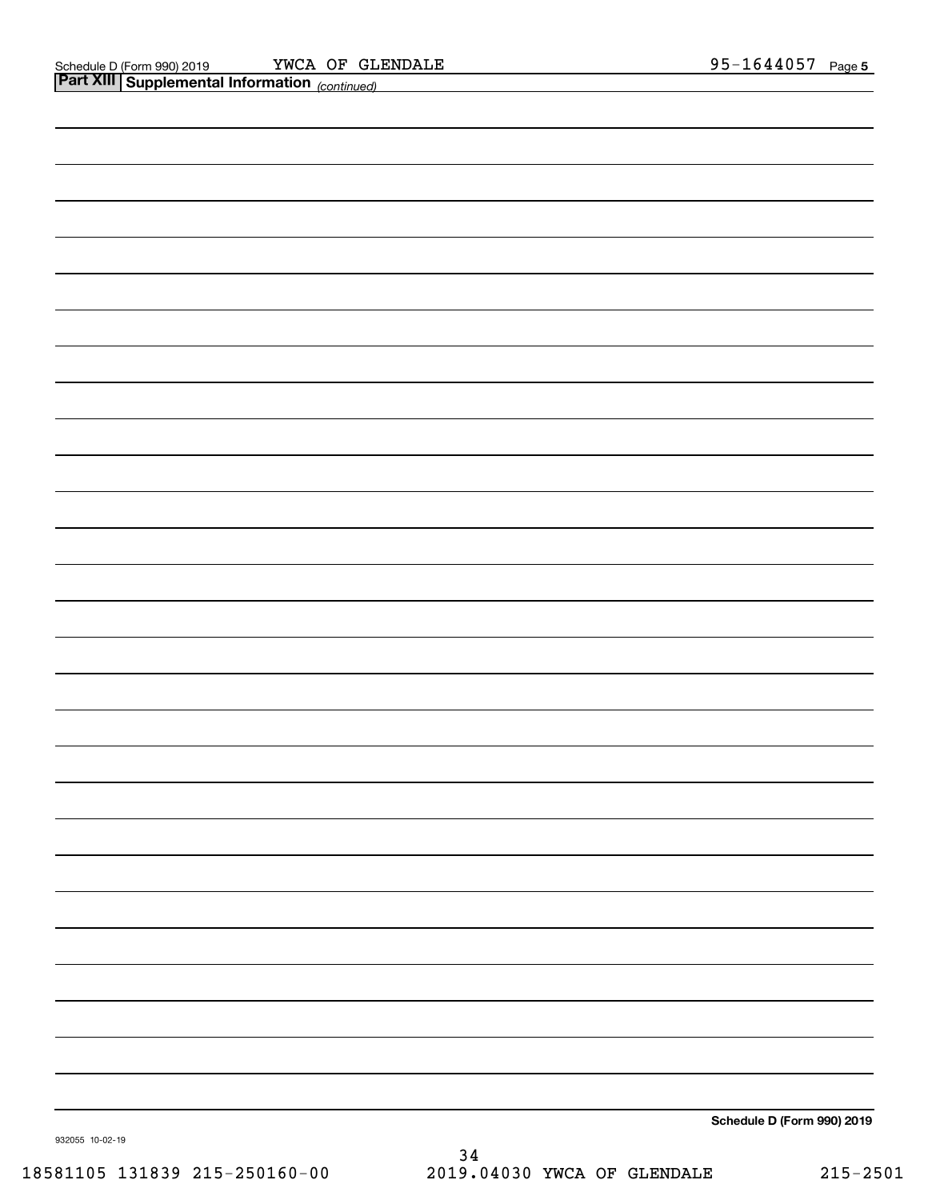Schedule D (Form 990) 2019 YWCA OF GLENDALE 95-1644057 Page 5

**Part XIII Supplemental Information** *(continued)*

Schedule D (Form 990) 2019

932055 10-02-19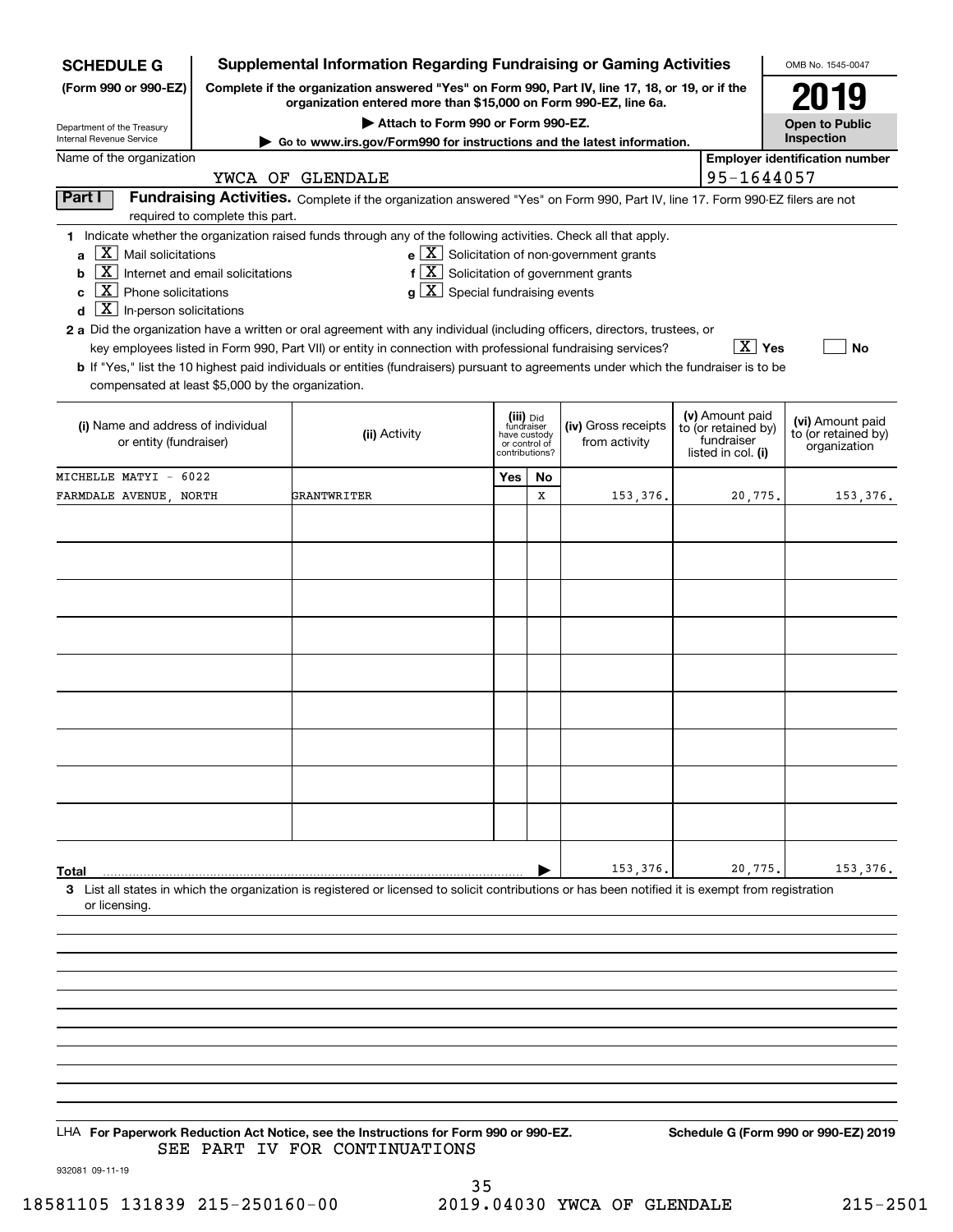**SCHEDULE G**
**(Form 990 or 990-EZ)**

Department of the Treasury
Internal Revenue Service

# Supplemental Information Regarding Fundraising or Gaming Activities

**Complete if the organization answered "Yes" on Form 990, Part IV, line 17, 18, or 19, or if the organization entered more than $15,000 on Form 990-EZ, line 6a.**

▶ **Attach to Form 990 or Form 990-EZ.**

▶ **Go to www.irs.gov/Form990 for instructions and the latest information.**

OMB No. 1545-0047

**2019**

**Open to Public Inspection**

Name of the organization: YWCA OF GLENDALE

Employer identification number: 95-1644057

**Part I** **Fundraising Activities.** Complete if the organization answered "Yes" on Form 990, Part IV, line 17. Form 990-EZ filers are not required to complete this part.

**1** Indicate whether the organization raised funds through any of the following activities. Check all that apply.

- **a** [X] Mail solicitations
- **b** [X] Internet and email solicitations
- **c** [X] Phone solicitations
- **d** [X] In-person solicitations
- **e** [X] Solicitation of non-government grants
- **f** [X] Solicitation of government grants
- **g** [X] Special fundraising events

**2 a** Did the organization have a written or oral agreement with any individual (including officers, directors, trustees, or key employees listed in Form 990, Part VII) or entity in connection with professional fundraising services? [X] **Yes** [ ] **No**

**b** If "Yes," list the 10 highest paid individuals or entities (fundraisers) pursuant to agreements under which the fundraiser is to be compensated at least $5,000 by the organization.

| (i) Name and address of individual or entity (fundraiser) | (ii) Activity | (iii) Did fundraiser have custody or control of contributions? Yes | No | (iv) Gross receipts from activity | (v) Amount paid to (or retained by) fundraiser listed in col. (i) | (vi) Amount paid to (or retained by) organization |
|---|---|---|---|---|---|---|
| MICHELLE MATYI - 6022 FARMDALE AVENUE, NORTH | GRANTWRITER | | X | 153,376. | 20,775. | 153,376. |
| | | | | | | |
| | | | | | | |
| | | | | | | |
| | | | | | | |
| | | | | | | |
| | | | | | | |
| | | | | | | |
| | | | | | | |
| | | | | | | |
| **Total** | | | ▶ | 153,376. | 20,775. | 153,376. |

**3** List all states in which the organization is registered or licensed to solicit contributions or has been notified it is exempt from registration or licensing.

LHA **For Paperwork Reduction Act Notice, see the Instructions for Form 990 or 990-EZ.** **Schedule G (Form 990 or 990-EZ) 2019**

SEE PART IV FOR CONTINUATIONS

932081 09-11-19

18581105 131839 215-250160-00 2019.04030 YWCA OF GLENDALE 215-2501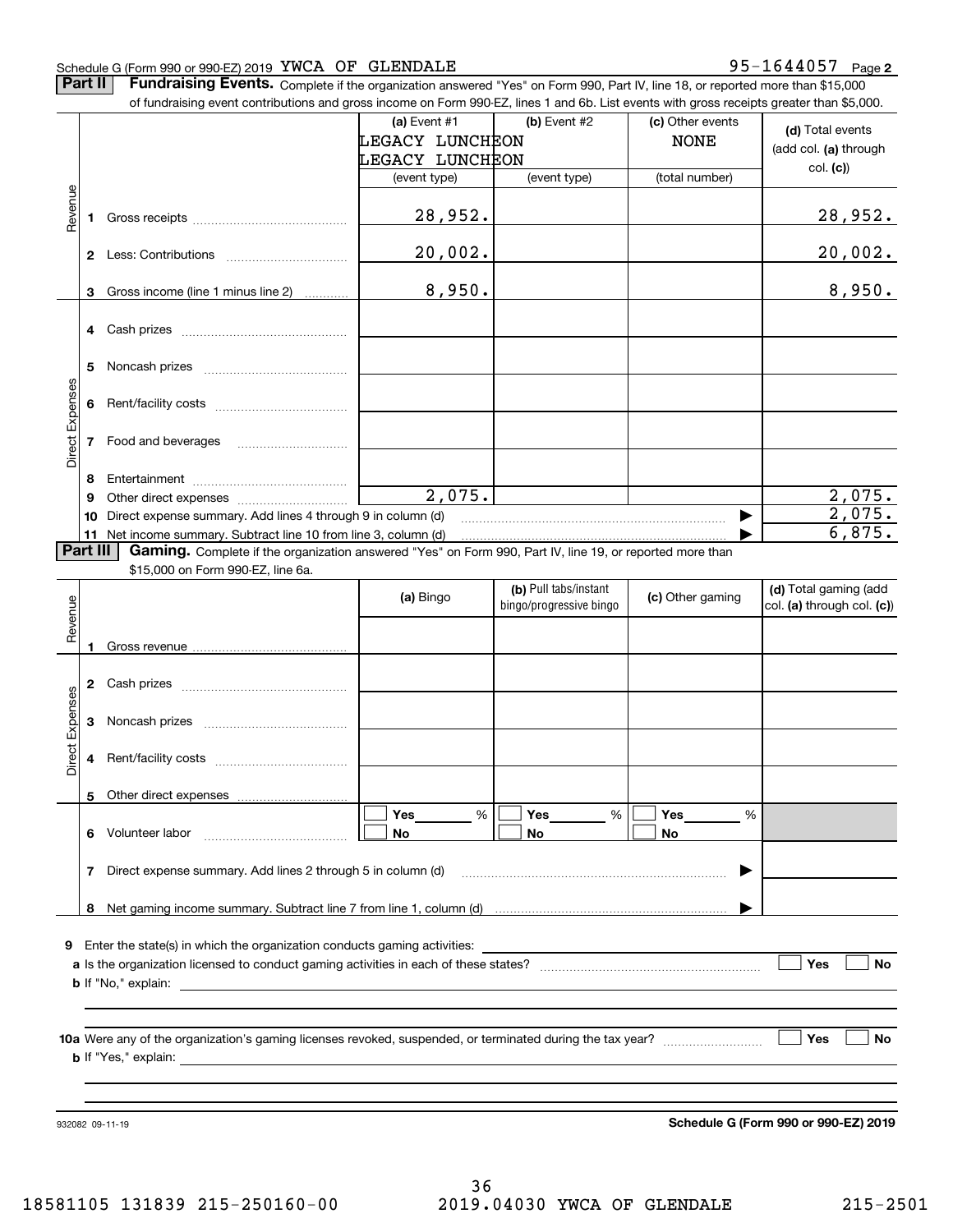Schedule G (Form 990 or 990-EZ) 2019 YWCA OF GLENDALE 95-1644057 Page 2

**Part II** **Fundraising Events.** Complete if the organization answered "Yes" on Form 990, Part IV, line 18, or reported more than $15,000 of fundraising event contributions and gross income on Form 990-EZ, lines 1 and 6b. List events with gross receipts greater than $5,000.

| | | (a) Event #1 LEGACY LUNCHEON LEGACY LUNCHEON (event type) | (b) Event #2 (event type) | (c) Other events NONE (total number) | (d) Total events (add col. (a) through col. (c)) |
|---|---|---|---|---|---|
| Revenue | 1 Gross receipts | 28,952. | | | 28,952. |
| | 2 Less: Contributions | 20,002. | | | 20,002. |
| | 3 Gross income (line 1 minus line 2) | 8,950. | | | 8,950. |
| Direct Expenses | 4 Cash prizes | | | | |
| | 5 Noncash prizes | | | | |
| | 6 Rent/facility costs | | | | |
| | 7 Food and beverages | | | | |
| | 8 Entertainment | | | | |
| | 9 Other direct expenses | 2,075. | | | 2,075. |
| | 10 Direct expense summary. Add lines 4 through 9 in column (d) | | | ▶ | 2,075. |
| | 11 Net income summary. Subtract line 10 from line 3, column (d) | | | ▶ | 6,875. |

**Part III** **Gaming.** Complete if the organization answered "Yes" on Form 990, Part IV, line 19, or reported more than $15,000 on Form 990-EZ, line 6a.

| | | (a) Bingo | (b) Pull tabs/instant bingo/progressive bingo | (c) Other gaming | (d) Total gaming (add col. (a) through col. (c)) |
|---|---|---|---|---|---|
| Revenue | 1 Gross revenue | | | | |
| Direct Expenses | 2 Cash prizes | | | | |
| | 3 Noncash prizes | | | | |
| | 4 Rent/facility costs | | | | |
| | 5 Other direct expenses | | | | |
| | 6 Volunteer labor | ☐ Yes ____ % ☐ No | ☐ Yes ____ % ☐ No | ☐ Yes ____ % ☐ No | |
| | 7 Direct expense summary. Add lines 2 through 5 in column (d) | | | ▶ | |
| | 8 Net gaming income summary. Subtract line 7 from line 1, column (d) | | | ▶ | |

**9** Enter the state(s) in which the organization conducts gaming activities: ____________________

**a** Is the organization licensed to conduct gaming activities in each of these states? ☐ Yes ☐ No

**b** If "No," explain: ____________________

**10a** Were any of the organization's gaming licenses revoked, suspended, or terminated during the tax year? ☐ Yes ☐ No

**b** If "Yes," explain: ____________________

932082 09-11-19

**Schedule G (Form 990 or 990-EZ) 2019**

18581105 131839 215-250160-00 2019.04030 YWCA OF GLENDALE 215-2501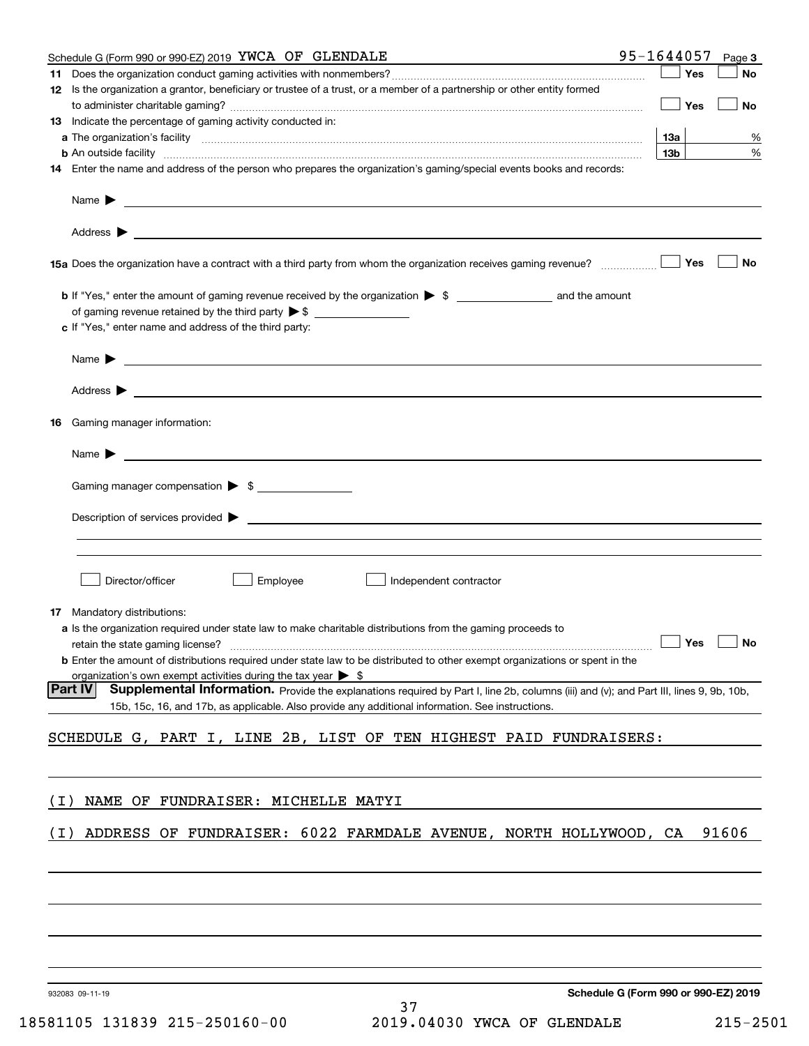Schedule G (Form 990 or 990-EZ) 2019 YWCA OF GLENDALE 95-1644057 Page **3**

**11** Does the organization conduct gaming activities with nonmembers? ☐ Yes ☐ No

**12** Is the organization a grantor, beneficiary or trustee of a trust, or a member of a partnership or other entity formed to administer charitable gaming? ☐ Yes ☐ No

**13** Indicate the percentage of gaming activity conducted in:

**a** The organization's facility **13a** %

**b** An outside facility **13b** %

**14** Enter the name and address of the person who prepares the organization's gaming/special events books and records:

Name ▶

Address ▶

**15a** Does the organization have a contract with a third party from whom the organization receives gaming revenue? ☐ Yes ☐ No

**b** If "Yes," enter the amount of gaming revenue received by the organization ▶ $ ______ and the amount of gaming revenue retained by the third party ▶ $ ______

**c** If "Yes," enter name and address of the third party:

Name ▶

Address ▶

**16** Gaming manager information:

Name ▶

Gaming manager compensation ▶ $

Description of services provided ▶

☐ Director/officer ☐ Employee ☐ Independent contractor

**17** Mandatory distributions:

**a** Is the organization required under state law to make charitable distributions from the gaming proceeds to retain the state gaming license? ☐ Yes ☐ No

**b** Enter the amount of distributions required under state law to be distributed to other exempt organizations or spent in the organization's own exempt activities during the tax year ▶ $

**Part IV** **Supplemental Information.** Provide the explanations required by Part I, line 2b, columns (iii) and (v); and Part III, lines 9, 9b, 10b, 15b, 15c, 16, and 17b, as applicable. Also provide any additional information. See instructions.

SCHEDULE G, PART I, LINE 2B, LIST OF TEN HIGHEST PAID FUNDRAISERS:

(I) NAME OF FUNDRAISER: MICHELLE MATYI

(I) ADDRESS OF FUNDRAISER: 6022 FARMDALE AVENUE, NORTH HOLLYWOOD, CA 91606

932083 09-11-19 **Schedule G (Form 990 or 990-EZ) 2019**

18581105 131839 215-250160-00 2019.04030 YWCA OF GLENDALE 215-2501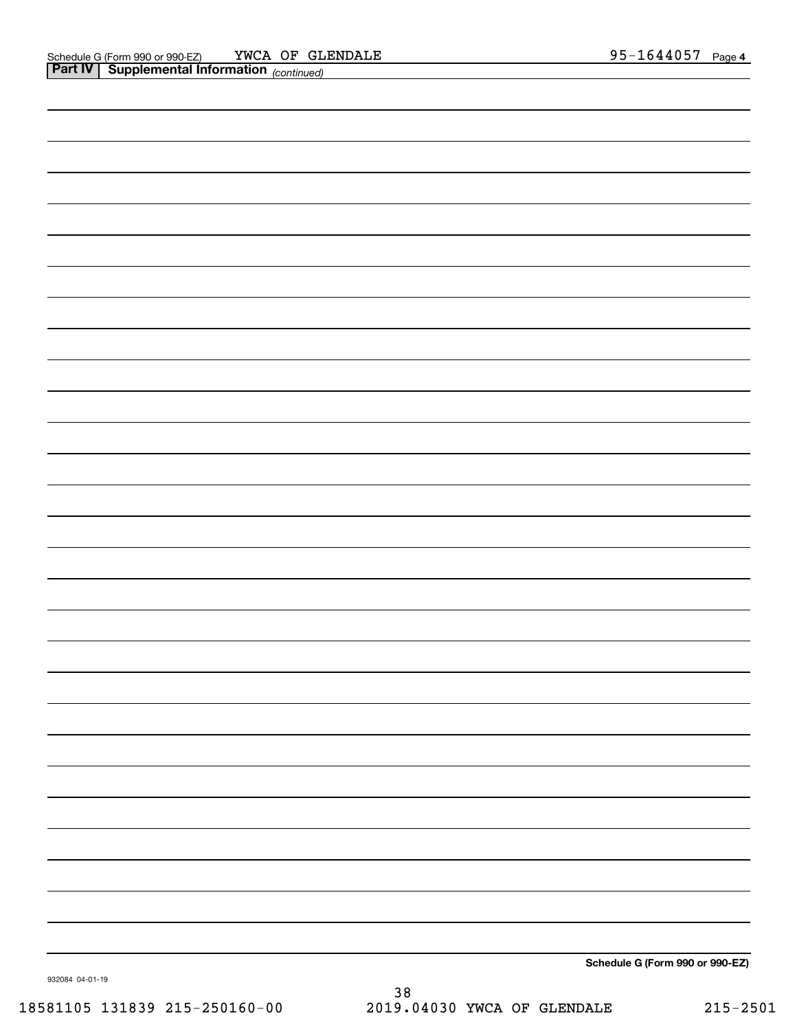Schedule G (Form 990 or 990-EZ) YWCA OF GLENDALE 95-1644057 Page 4

**Part IV | Supplemental Information** *(continued)*

**Schedule G (Form 990 or 990-EZ)**

932084 04-01-19

18581105 131839 215-250160-00 2019.04030 YWCA OF GLENDALE 215-2501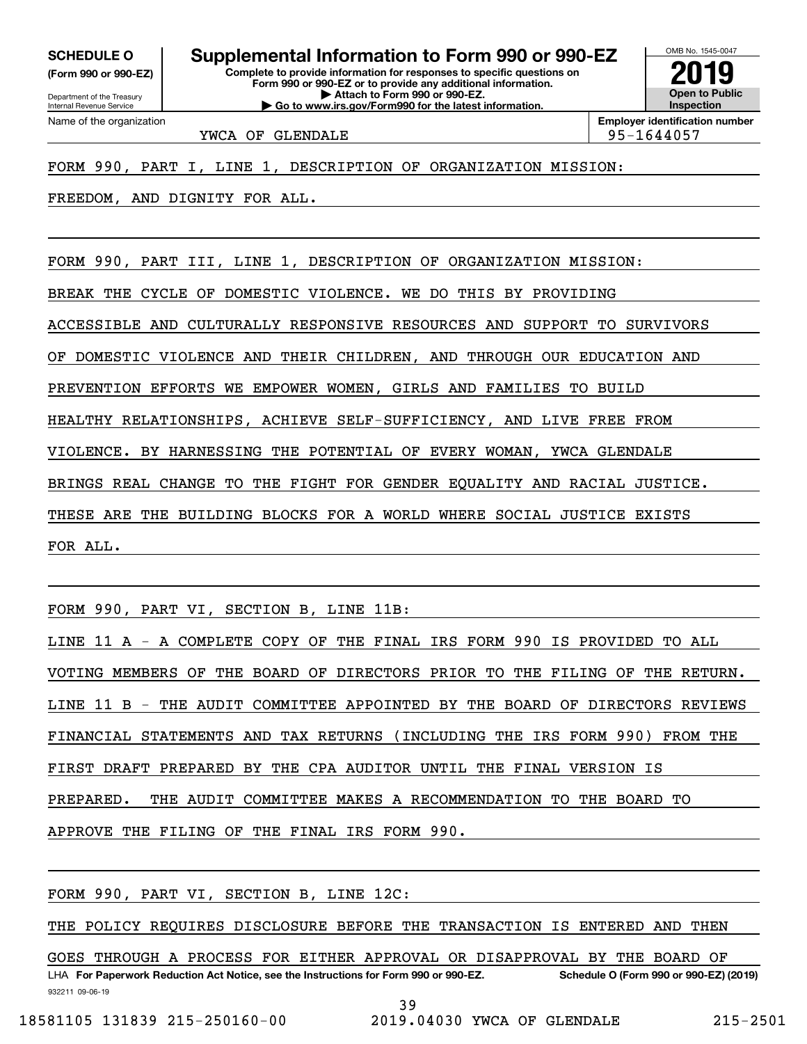**SCHEDULE O**
**(Form 990 or 990-EZ)**

Department of the Treasury
Internal Revenue Service

# Supplemental Information to Form 990 or 990-EZ

**Complete to provide information for responses to specific questions on Form 990 or 990-EZ or to provide any additional information.**
**▶ Attach to Form 990 or 990-EZ.**
**▶ Go to www.irs.gov/Form990 for the latest information.**

OMB No. 1545-0047

**2019**

**Open to Public Inspection**

| Name of the organization | Employer identification number |
|---|---|
| YWCA OF GLENDALE | 95-1644057 |

FORM 990, PART I, LINE 1, DESCRIPTION OF ORGANIZATION MISSION:

FREEDOM, AND DIGNITY FOR ALL.

FORM 990, PART III, LINE 1, DESCRIPTION OF ORGANIZATION MISSION:

BREAK THE CYCLE OF DOMESTIC VIOLENCE. WE DO THIS BY PROVIDING ACCESSIBLE AND CULTURALLY RESPONSIVE RESOURCES AND SUPPORT TO SURVIVORS OF DOMESTIC VIOLENCE AND THEIR CHILDREN, AND THROUGH OUR EDUCATION AND PREVENTION EFFORTS WE EMPOWER WOMEN, GIRLS AND FAMILIES TO BUILD HEALTHY RELATIONSHIPS, ACHIEVE SELF-SUFFICIENCY, AND LIVE FREE FROM VIOLENCE. BY HARNESSING THE POTENTIAL OF EVERY WOMAN, YWCA GLENDALE BRINGS REAL CHANGE TO THE FIGHT FOR GENDER EQUALITY AND RACIAL JUSTICE. THESE ARE THE BUILDING BLOCKS FOR A WORLD WHERE SOCIAL JUSTICE EXISTS FOR ALL.

FORM 990, PART VI, SECTION B, LINE 11B:

LINE 11 A - A COMPLETE COPY OF THE FINAL IRS FORM 990 IS PROVIDED TO ALL VOTING MEMBERS OF THE BOARD OF DIRECTORS PRIOR TO THE FILING OF THE RETURN.

LINE 11 B - THE AUDIT COMMITTEE APPOINTED BY THE BOARD OF DIRECTORS REVIEWS FINANCIAL STATEMENTS AND TAX RETURNS (INCLUDING THE IRS FORM 990) FROM THE FIRST DRAFT PREPARED BY THE CPA AUDITOR UNTIL THE FINAL VERSION IS PREPARED. THE AUDIT COMMITTEE MAKES A RECOMMENDATION TO THE BOARD TO APPROVE THE FILING OF THE FINAL IRS FORM 990.

FORM 990, PART VI, SECTION B, LINE 12C:

THE POLICY REQUIRES DISCLOSURE BEFORE THE TRANSACTION IS ENTERED AND THEN GOES THROUGH A PROCESS FOR EITHER APPROVAL OR DISAPPROVAL BY THE BOARD OF

LHA **For Paperwork Reduction Act Notice, see the Instructions for Form 990 or 990-EZ.** **Schedule O (Form 990 or 990-EZ) (2019)**

932211 09-06-19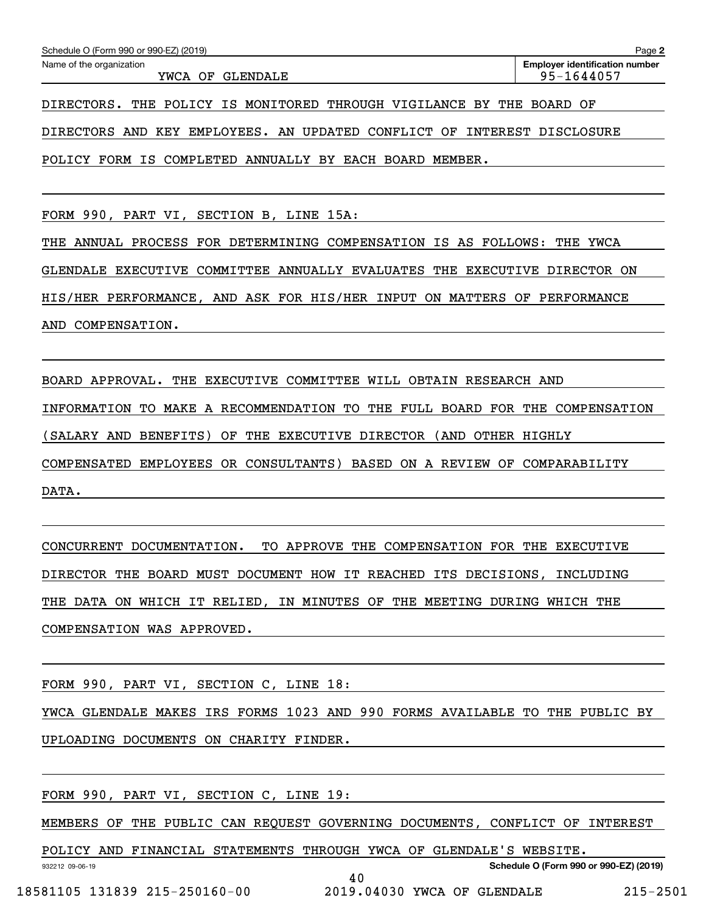Schedule O (Form 990 or 990-EZ) (2019) Page **2**

Name of the organization: YWCA OF GLENDALE

**Employer identification number:** 95-1644057

DIRECTORS. THE POLICY IS MONITORED THROUGH VIGILANCE BY THE BOARD OF DIRECTORS AND KEY EMPLOYEES. AN UPDATED CONFLICT OF INTEREST DISCLOSURE POLICY FORM IS COMPLETED ANNUALLY BY EACH BOARD MEMBER.

FORM 990, PART VI, SECTION B, LINE 15A:

THE ANNUAL PROCESS FOR DETERMINING COMPENSATION IS AS FOLLOWS: THE YWCA GLENDALE EXECUTIVE COMMITTEE ANNUALLY EVALUATES THE EXECUTIVE DIRECTOR ON HIS/HER PERFORMANCE, AND ASK FOR HIS/HER INPUT ON MATTERS OF PERFORMANCE AND COMPENSATION.

BOARD APPROVAL. THE EXECUTIVE COMMITTEE WILL OBTAIN RESEARCH AND INFORMATION TO MAKE A RECOMMENDATION TO THE FULL BOARD FOR THE COMPENSATION (SALARY AND BENEFITS) OF THE EXECUTIVE DIRECTOR (AND OTHER HIGHLY COMPENSATED EMPLOYEES OR CONSULTANTS) BASED ON A REVIEW OF COMPARABILITY DATA.

CONCURRENT DOCUMENTATION. TO APPROVE THE COMPENSATION FOR THE EXECUTIVE DIRECTOR THE BOARD MUST DOCUMENT HOW IT REACHED ITS DECISIONS, INCLUDING THE DATA ON WHICH IT RELIED, IN MINUTES OF THE MEETING DURING WHICH THE COMPENSATION WAS APPROVED.

FORM 990, PART VI, SECTION C, LINE 18:

YWCA GLENDALE MAKES IRS FORMS 1023 AND 990 FORMS AVAILABLE TO THE PUBLIC BY UPLOADING DOCUMENTS ON CHARITY FINDER.

FORM 990, PART VI, SECTION C, LINE 19:

MEMBERS OF THE PUBLIC CAN REQUEST GOVERNING DOCUMENTS, CONFLICT OF INTEREST POLICY AND FINANCIAL STATEMENTS THROUGH YWCA OF GLENDALE'S WEBSITE.

932212 09-06-19 **Schedule O (Form 990 or 990-EZ) (2019)**

18581105 131839 215-250160-00 2019.04030 YWCA OF GLENDALE 215-2501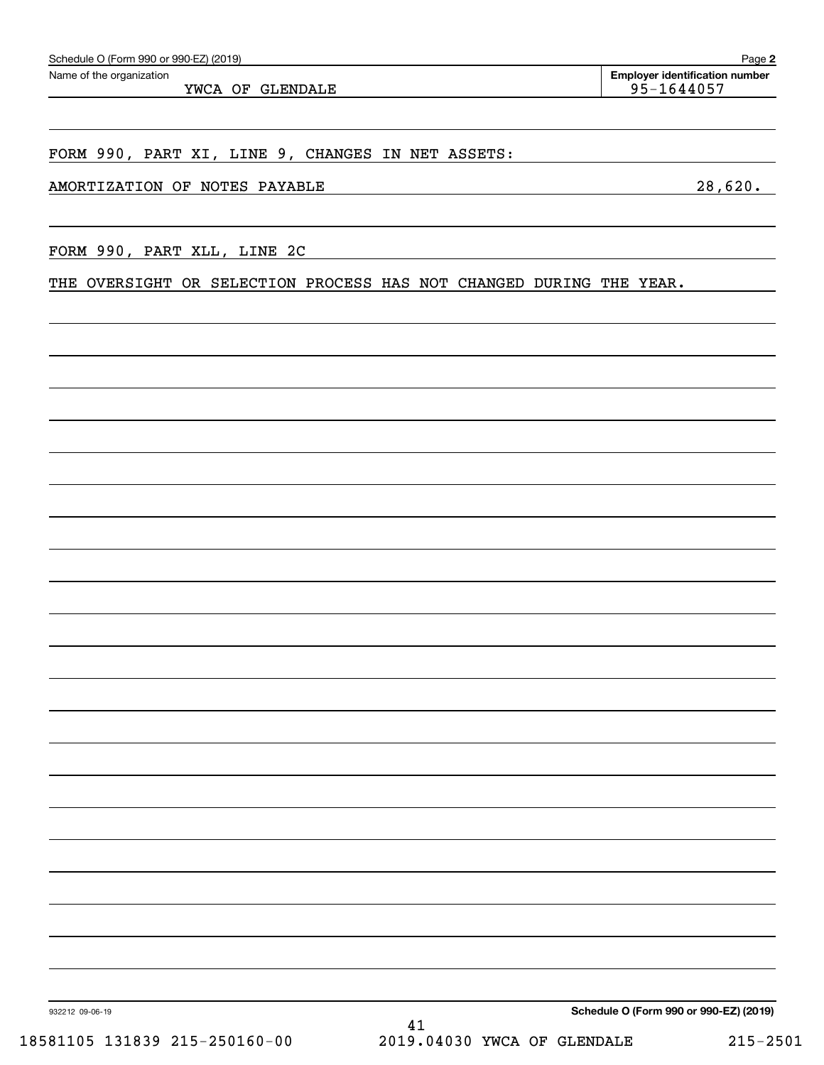Schedule O (Form 990 or 990-EZ) (2019)

Name of the organization: YWCA OF GLENDALE

Employer identification number: 95-1644057

FORM 990, PART XI, LINE 9, CHANGES IN NET ASSETS:

| | |
|---|---|
| AMORTIZATION OF NOTES PAYABLE | 28,620. |

FORM 990, PART XLL, LINE 2C

THE OVERSIGHT OR SELECTION PROCESS HAS NOT CHANGED DURING THE YEAR.

932212 09-06-19

Schedule O (Form 990 or 990-EZ) (2019)

18581105 131839 215-250160-00 2019.04030 YWCA OF GLENDALE 215-2501